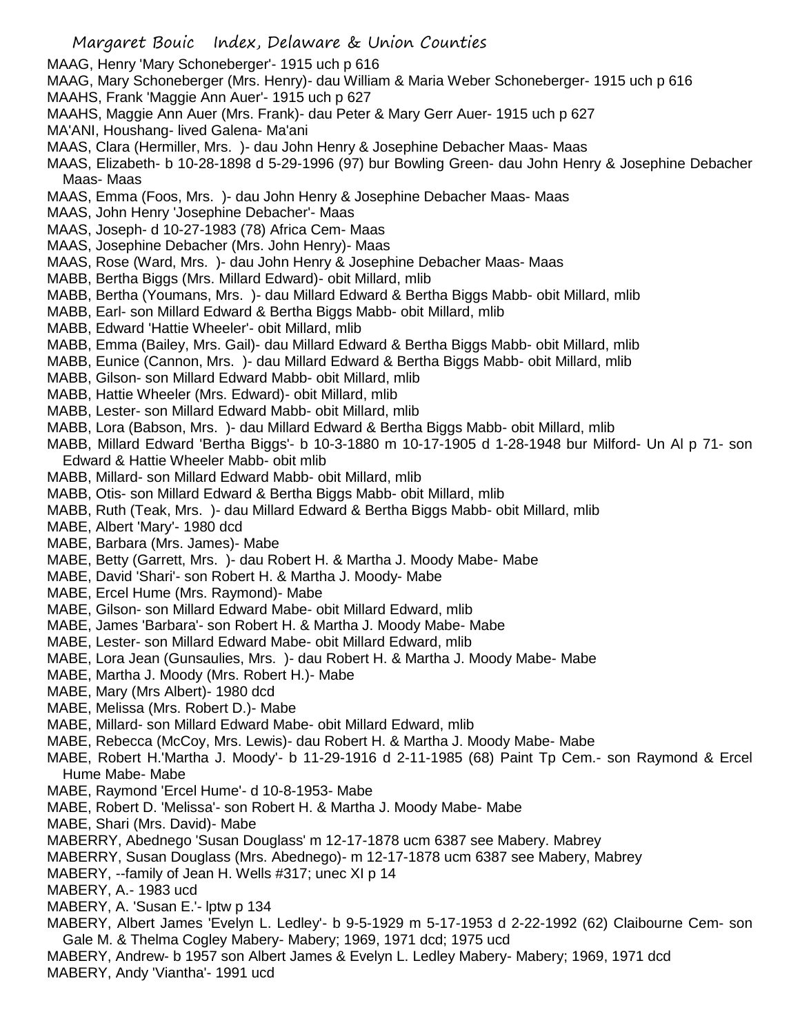MAAG, Henry 'Mary Schoneberger'- 1915 uch p 616
MAAG, Mary Schoneberger (Mrs. Henry)- dau William & Maria Weber Schoneberger- 1915 uch p 616
MAAHS, Frank 'Maggie Ann Auer'- 1915 uch p 627
MAAHS, Maggie Ann Auer (Mrs. Frank)- dau Peter & Mary Gerr Auer- 1915 uch p 627
MA'ANI, Houshang- lived Galena- Ma'ani
MAAS, Clara (Hermiller, Mrs. )- dau John Henry & Josephine Debacher Maas- Maas
MAAS, Elizabeth- b 10-28-1898 d 5-29-1996 (97) bur Bowling Green- dau John Henry & Josephine Debacher Maas- Maas
MAAS, Emma (Foos, Mrs. )- dau John Henry & Josephine Debacher Maas- Maas
MAAS, John Henry 'Josephine Debacher'- Maas
MAAS, Joseph- d 10-27-1983 (78) Africa Cem- Maas
MAAS, Josephine Debacher (Mrs. John Henry)- Maas
MAAS, Rose (Ward, Mrs. )- dau John Henry & Josephine Debacher Maas- Maas
MABB, Bertha Biggs (Mrs. Millard Edward)- obit Millard, mlib
MABB, Bertha (Youmans, Mrs. )- dau Millard Edward & Bertha Biggs Mabb- obit Millard, mlib
MABB, Earl- son Millard Edward & Bertha Biggs Mabb- obit Millard, mlib
MABB, Edward 'Hattie Wheeler'- obit Millard, mlib
MABB, Emma (Bailey, Mrs. Gail)- dau Millard Edward & Bertha Biggs Mabb- obit Millard, mlib
MABB, Eunice (Cannon, Mrs. )- dau Millard Edward & Bertha Biggs Mabb- obit Millard, mlib
MABB, Gilson- son Millard Edward Mabb- obit Millard, mlib
MABB, Hattie Wheeler (Mrs. Edward)- obit Millard, mlib
MABB, Lester- son Millard Edward Mabb- obit Millard, mlib
MABB, Lora (Babson, Mrs. )- dau Millard Edward & Bertha Biggs Mabb- obit Millard, mlib
MABB, Millard Edward 'Bertha Biggs'- b 10-3-1880 m 10-17-1905 d 1-28-1948 bur Milford- Un Al p 71- son Edward & Hattie Wheeler Mabb- obit mlib
MABB, Millard- son Millard Edward Mabb- obit Millard, mlib
MABB, Otis- son Millard Edward & Bertha Biggs Mabb- obit Millard, mlib
MABB, Ruth (Teak, Mrs. )- dau Millard Edward & Bertha Biggs Mabb- obit Millard, mlib
MABE, Albert 'Mary'- 1980 dcd
MABE, Barbara (Mrs. James)- Mabe
MABE, Betty (Garrett, Mrs. )- dau Robert H. & Martha J. Moody Mabe- Mabe
MABE, David 'Shari'- son Robert H. & Martha J. Moody- Mabe
MABE, Ercel Hume (Mrs. Raymond)- Mabe
MABE, Gilson- son Millard Edward Mabe- obit Millard Edward, mlib
MABE, James 'Barbara'- son Robert H. & Martha J. Moody Mabe- Mabe
MABE, Lester- son Millard Edward Mabe- obit Millard Edward, mlib
MABE, Lora Jean (Gunsaulies, Mrs. )- dau Robert H. & Martha J. Moody Mabe- Mabe
MABE, Martha J. Moody (Mrs. Robert H.)- Mabe
MABE, Mary (Mrs Albert)- 1980 dcd
MABE, Melissa (Mrs. Robert D.)- Mabe
MABE, Millard- son Millard Edward Mabe- obit Millard Edward, mlib
MABE, Rebecca (McCoy, Mrs. Lewis)- dau Robert H. & Martha J. Moody Mabe- Mabe
MABE, Robert H.'Martha J. Moody'- b 11-29-1916 d 2-11-1985 (68) Paint Tp Cem.- son Raymond & Ercel Hume Mabe- Mabe
MABE, Raymond 'Ercel Hume'- d 10-8-1953- Mabe
MABE, Robert D. 'Melissa'- son Robert H. & Martha J. Moody Mabe- Mabe
MABE, Shari (Mrs. David)- Mabe
MABERRY, Abednego 'Susan Douglass' m 12-17-1878 ucm 6387 see Mabery. Mabrey
MABERRY, Susan Douglass (Mrs. Abednego)- m 12-17-1878 ucm 6387 see Mabery, Mabrey
MABERY, --family of Jean H. Wells #317; unec XI p 14
MABERY, A.- 1983 ucd
MABERY, A. 'Susan E.'- lptw p 134
MABERY, Albert James 'Evelyn L. Ledley'- b 9-5-1929 m 5-17-1953 d 2-22-1992 (62) Claibourne Cem- son Gale M. & Thelma Cogley Mabery- Mabery; 1969, 1971 dcd; 1975 ucd
MABERY, Andrew- b 1957 son Albert James & Evelyn L. Ledley Mabery- Mabery; 1969, 1971 dcd
MABERY, Andy 'Viantha'- 1991 ucd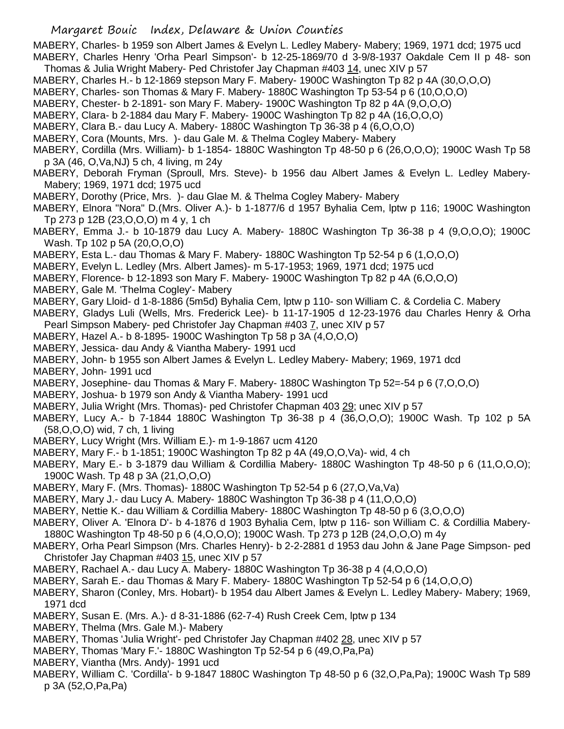MABERY, Charles- b 1959 son Albert James & Evelyn L. Ledley Mabery- Mabery; 1969, 1971 dcd; 1975 ucd

MABERY, Charles Henry 'Orha Pearl Simpson'- b 12-25-1869/70 d 3-9/8-1937 Oakdale Cem II p 48- son Thomas & Julia Wright Mabery- Ped Christofer Jay Chapman #403 14, unec XIV p 57

MABERY, Charles H.- b 12-1869 stepson Mary F. Mabery- 1900C Washington Tp 82 p 4A (30,O,O,O)

MABERY, Charles- son Thomas & Mary F. Mabery- 1880C Washington Tp 53-54 p 6 (10,O,O,O)

MABERY, Chester- b 2-1891- son Mary F. Mabery- 1900C Washington Tp 82 p 4A (9,O,O,O)

MABERY, Clara- b 2-1884 dau Mary F. Mabery- 1900C Washington Tp 82 p 4A (16,O,O,O)

MABERY, Clara B.- dau Lucy A. Mabery- 1880C Washington Tp 36-38 p 4 (6,O,O,O)

MABERY, Cora (Mounts, Mrs. )- dau Gale M. & Thelma Cogley Mabery- Mabery

MABERY, Cordilla (Mrs. William)- b 1-1854- 1880C Washington Tp 48-50 p 6 (26,O,O,O); 1900C Wash Tp 58 p 3A (46, O,Va,NJ) 5 ch, 4 living, m 24y

MABERY, Deborah Fryman (Sproull, Mrs. Steve)- b 1956 dau Albert James & Evelyn L. Ledley Mabery- Mabery; 1969, 1971 dcd; 1975 ucd

MABERY, Dorothy (Price, Mrs. )- dau Glae M. & Thelma Cogley Mabery- Mabery

MABERY, Elnora "Nora" D.(Mrs. Oliver A.)- b 1-1877/6 d 1957 Byhalia Cem, lptw p 116; 1900C Washington Tp 273 p 12B (23,O,O,O) m 4 y, 1 ch

MABERY, Emma J.- b 10-1879 dau Lucy A. Mabery- 1880C Washington Tp 36-38 p 4 (9,O,O,O); 1900C Wash. Tp 102 p 5A (20,O,O,O)

MABERY, Esta L.- dau Thomas & Mary F. Mabery- 1880C Washington Tp 52-54 p 6 (1,O,O,O)

MABERY, Evelyn L. Ledley (Mrs. Albert James)- m 5-17-1953; 1969, 1971 dcd; 1975 ucd

MABERY, Florence- b 12-1893 son Mary F. Mabery- 1900C Washington Tp 82 p 4A (6,O,O,O)

MABERY, Gale M. 'Thelma Cogley'- Mabery

MABERY, Gary Lloid- d 1-8-1886 (5m5d) Byhalia Cem, lptw p 110- son William C. & Cordelia C. Mabery

MABERY, Gladys Luli (Wells, Mrs. Frederick Lee)- b 11-17-1905 d 12-23-1976 dau Charles Henry & Orha Pearl Simpson Mabery- ped Christofer Jay Chapman #403 7, unec XIV p 57

MABERY, Hazel A.- b 8-1895- 1900C Washington Tp 58 p 3A (4,O,O,O)

MABERY, Jessica- dau Andy & Viantha Mabery- 1991 ucd

MABERY, John- b 1955 son Albert James & Evelyn L. Ledley Mabery- Mabery; 1969, 1971 dcd

MABERY, John- 1991 ucd

MABERY, Josephine- dau Thomas & Mary F. Mabery- 1880C Washington Tp 52=-54 p 6 (7,O,O,O)

MABERY, Joshua- b 1979 son Andy & Viantha Mabery- 1991 ucd

MABERY, Julia Wright (Mrs. Thomas)- ped Christofer Chapman 403 29; unec XIV p 57

MABERY, Lucy A.- b 7-1844 1880C Washington Tp 36-38 p 4 (36,O,O,O); 1900C Wash. Tp 102 p 5A (58,O,O,O) wid, 7 ch, 1 living

MABERY, Lucy Wright (Mrs. William E.)- m 1-9-1867 ucm 4120

MABERY, Mary F.- b 1-1851; 1900C Washington Tp 82 p 4A (49,O,O,Va)- wid, 4 ch

MABERY, Mary E.- b 3-1879 dau William & Cordillia Mabery- 1880C Washington Tp 48-50 p 6 (11,O,O,O); 1900C Wash. Tp 48 p 3A (21,O,O,O)

MABERY, Mary F. (Mrs. Thomas)- 1880C Washington Tp 52-54 p 6 (27,O,Va,Va)

MABERY, Mary J.- dau Lucy A. Mabery- 1880C Washington Tp 36-38 p 4 (11,O,O,O)

MABERY, Nettie K.- dau William & Cordillia Mabery- 1880C Washington Tp 48-50 p 6 (3,O,O,O)

MABERY, Oliver A. 'Elnora D'- b 4-1876 d 1903 Byhalia Cem, lptw p 116- son William C. & Cordillia Mabery- 1880C Washington Tp 48-50 p 6 (4,O,O,O); 1900C Wash. Tp 273 p 12B (24,O,O,O) m 4y

MABERY, Orha Pearl Simpson (Mrs. Charles Henry)- b 2-2-2881 d 1953 dau John & Jane Page Simpson- ped Christofer Jay Chapman #403 15, unec XIV p 57

MABERY, Rachael A.- dau Lucy A. Mabery- 1880C Washington Tp 36-38 p 4 (4,O,O,O)

MABERY, Sarah E.- dau Thomas & Mary F. Mabery- 1880C Washington Tp 52-54 p 6 (14,O,O,O)

MABERY, Sharon (Conley, Mrs. Hobart)- b 1954 dau Albert James & Evelyn L. Ledley Mabery- Mabery; 1969, 1971 dcd

MABERY, Susan E. (Mrs. A.)- d 8-31-1886 (62-7-4) Rush Creek Cem, lptw p 134

MABERY, Thelma (Mrs. Gale M.)- Mabery

MABERY, Thomas 'Julia Wright'- ped Christofer Jay Chapman #402 28, unec XIV p 57

MABERY, Thomas 'Mary F.'- 1880C Washington Tp 52-54 p 6 (49,O,Pa,Pa)

MABERY, Viantha (Mrs. Andy)- 1991 ucd

MABERY, William C. 'Cordilla'- b 9-1847 1880C Washington Tp 48-50 p 6 (32,O,Pa,Pa); 1900C Wash Tp 589 p 3A (52,O,Pa,Pa)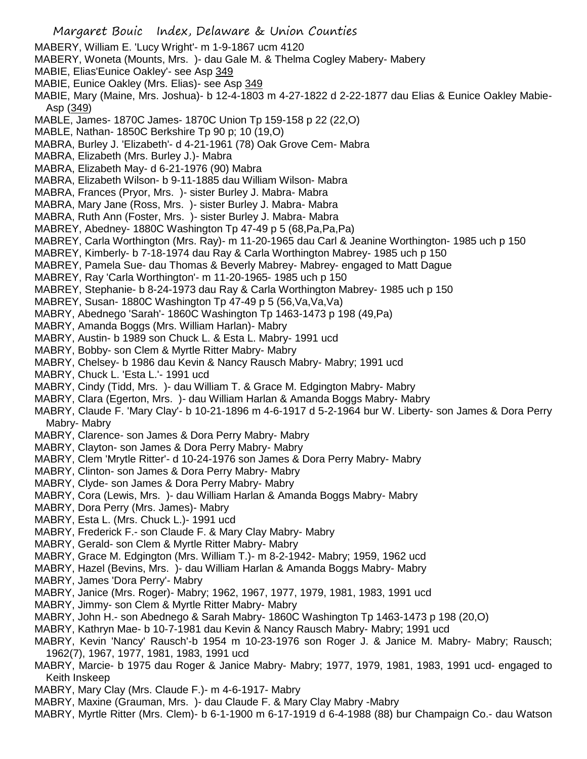MABERY, William E. 'Lucy Wright'- m 1-9-1867 ucm 4120

MABERY, Woneta (Mounts, Mrs. )- dau Gale M. & Thelma Cogley Mabery- Mabery

MABIE, Elias'Eunice Oakley'- see Asp 349

MABIE, Eunice Oakley (Mrs. Elias)- see Asp 349

MABIE, Mary (Maine, Mrs. Joshua)- b 12-4-1803 m 4-27-1822 d 2-22-1877 dau Elias & Eunice Oakley Mabie- Asp (349)

MABLE, James- 1870C James- 1870C Union Tp 159-158 p 22 (22,O)

MABLE, Nathan- 1850C Berkshire Tp 90 p; 10 (19,O)

MABRA, Burley J. 'Elizabeth'- d 4-21-1961 (78) Oak Grove Cem- Mabra

MABRA, Elizabeth (Mrs. Burley J.)- Mabra

MABRA, Elizabeth May- d 6-21-1976 (90) Mabra

MABRA, Elizabeth Wilson- b 9-11-1885 dau William Wilson- Mabra

MABRA, Frances (Pryor, Mrs. )- sister Burley J. Mabra- Mabra

MABRA, Mary Jane (Ross, Mrs. )- sister Burley J. Mabra- Mabra

MABRA, Ruth Ann (Foster, Mrs. )- sister Burley J. Mabra- Mabra

MABREY, Abedney- 1880C Washington Tp 47-49 p 5 (68,Pa,Pa,Pa)

MABREY, Carla Worthington (Mrs. Ray)- m 11-20-1965 dau Carl & Jeanine Worthington- 1985 uch p 150

MABREY, Kimberly- b 7-18-1974 dau Ray & Carla Worthington Mabrey- 1985 uch p 150

MABREY, Pamela Sue- dau Thomas & Beverly Mabrey- Mabrey- engaged to Matt Dague

MABREY, Ray 'Carla Worthington'- m 11-20-1965- 1985 uch p 150

MABREY, Stephanie- b 8-24-1973 dau Ray & Carla Worthington Mabrey- 1985 uch p 150

MABREY, Susan- 1880C Washington Tp 47-49 p 5 (56,Va,Va,Va)

MABRY, Abednego 'Sarah'- 1860C Washington Tp 1463-1473 p 198 (49,Pa)

MABRY, Amanda Boggs (Mrs. William Harlan)- Mabry

MABRY, Austin- b 1989 son Chuck L. & Esta L. Mabry- 1991 ucd

MABRY, Bobby- son Clem & Myrtle Ritter Mabry- Mabry

MABRY, Chelsey- b 1986 dau Kevin & Nancy Rausch Mabry- Mabry; 1991 ucd

MABRY, Chuck L. 'Esta L.'- 1991 ucd

MABRY, Cindy (Tidd, Mrs. )- dau William T. & Grace M. Edgington Mabry- Mabry

MABRY, Clara (Egerton, Mrs. )- dau William Harlan & Amanda Boggs Mabry- Mabry

MABRY, Claude F. 'Mary Clay'- b 10-21-1896 m 4-6-1917 d 5-2-1964 bur W. Liberty- son James & Dora Perry Mabry- Mabry

MABRY, Clarence- son James & Dora Perry Mabry- Mabry

MABREY, Clayton- son James & Dora Perry Mabry- Mabry

MABRY, Clem 'Mrytle Ritter'- d 10-24-1976 son James & Dora Perry Mabry- Mabry

MABRY, Clinton- son James & Dora Perry Mabry- Mabry

MABRY, Clyde- son James & Dora Perry Mabry- Mabry

MABRY, Cora (Lewis, Mrs. )- dau William Harlan & Amanda Boggs Mabry- Mabry

MABRY, Dora Perry (Mrs. James)- Mabry

MABRY, Esta L. (Mrs. Chuck L.)- 1991 ucd

MABRY, Frederick F.- son Claude F. & Mary Clay Mabry- Mabry

MABRY, Gerald- son Clem & Myrtle Ritter Mabry- Mabry

MABRY, Grace M. Edgington (Mrs. William T.)- m 8-2-1942- Mabry; 1959, 1962 ucd

MABRY, Hazel (Bevins, Mrs. )- dau William Harlan & Amanda Boggs Mabry- Mabry

MABRY, James 'Dora Perry'- Mabry

MABRY, Janice (Mrs. Roger)- Mabry; 1962, 1967, 1977, 1979, 1981, 1983, 1991 ucd

MABRY, Jimmy- son Clem & Myrtle Ritter Mabry- Mabry

MABRY, John H.- son Abednego & Sarah Mabry- 1860C Washington Tp 1463-1473 p 198 (20,O)

MABRY, Kathryn Mae- b 10-7-1981 dau Kevin & Nancy Rausch Mabry- Mabry; 1991 ucd

MABRY, Kevin 'Nancy' Rausch'-b 1954 m 10-23-1976 son Roger J. & Janice M. Mabry- Mabry; Rausch; 1962(7), 1967, 1977, 1981, 1983, 1991 ucd

MABRY, Marcie- b 1975 dau Roger & Janice Mabry- Mabry; 1977, 1979, 1981, 1983, 1991 ucd- engaged to Keith Inskeep

MABRY, Mary Clay (Mrs. Claude F.)- m 4-6-1917- Mabry

MABRY, Maxine (Grauman, Mrs. )- dau Claude F. & Mary Clay Mabry -Mabry

MABRY, Myrtle Ritter (Mrs. Clem)- b 6-1-1900 m 6-17-1919 d 6-4-1988 (88) bur Champaign Co.- dau Watson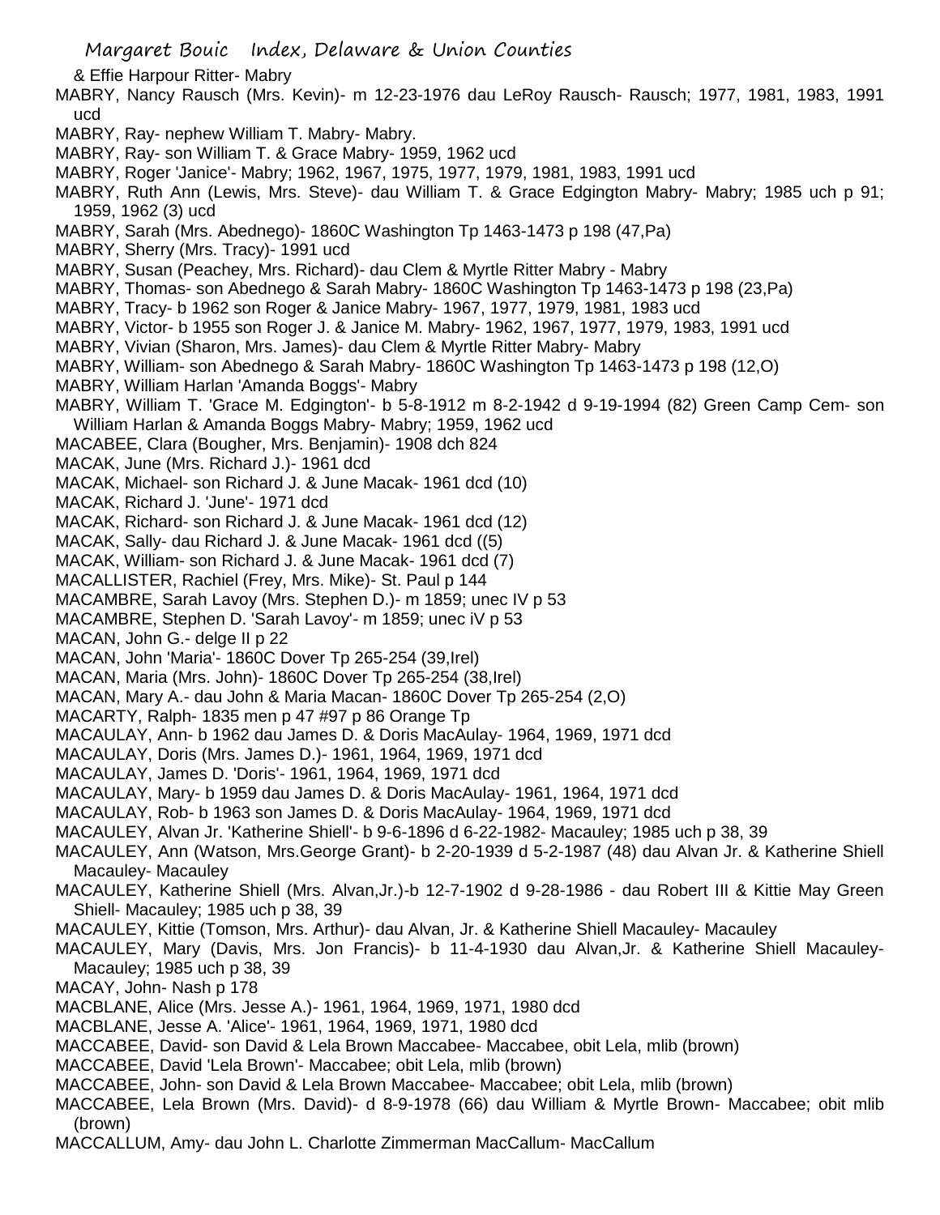& Effie Harpour Ritter- Mabry

MABRY, Nancy Rausch (Mrs. Kevin)- m 12-23-1976 dau LeRoy Rausch- Rausch; 1977, 1981, 1983, 1991 ucd

MABRY, Ray- nephew William T. Mabry- Mabry.

MABRY, Ray- son William T. & Grace Mabry- 1959, 1962 ucd

MABRY, Roger 'Janice'- Mabry; 1962, 1967, 1975, 1977, 1979, 1981, 1983, 1991 ucd

MABRY, Ruth Ann (Lewis, Mrs. Steve)- dau William T. & Grace Edgington Mabry- Mabry; 1985 uch p 91; 1959, 1962 (3) ucd

MABRY, Sarah (Mrs. Abednego)- 1860C Washington Tp 1463-1473 p 198 (47,Pa)

MABRY, Sherry (Mrs. Tracy)- 1991 ucd

MABRY, Susan (Peachey, Mrs. Richard)- dau Clem & Myrtle Ritter Mabry - Mabry

MABRY, Thomas- son Abednego & Sarah Mabry- 1860C Washington Tp 1463-1473 p 198 (23,Pa)

MABRY, Tracy- b 1962 son Roger & Janice Mabry- 1967, 1977, 1979, 1981, 1983 ucd

MABRY, Victor- b 1955 son Roger J. & Janice M. Mabry- 1962, 1967, 1977, 1979, 1983, 1991 ucd

MABRY, Vivian (Sharon, Mrs. James)- dau Clem & Myrtle Ritter Mabry- Mabry

MABRY, William- son Abednego & Sarah Mabry- 1860C Washington Tp 1463-1473 p 198 (12,O)

MABRY, William Harlan 'Amanda Boggs'- Mabry

MABRY, William T. 'Grace M. Edgington'- b 5-8-1912 m 8-2-1942 d 9-19-1994 (82) Green Camp Cem- son William Harlan & Amanda Boggs Mabry- Mabry; 1959, 1962 ucd

MACABEE, Clara (Bougher, Mrs. Benjamin)- 1908 dch 824

MACAK, June (Mrs. Richard J.)- 1961 dcd

MACAK, Michael- son Richard J. & June Macak- 1961 dcd (10)

MACAK, Richard J. 'June'- 1971 dcd

MACAK, Richard- son Richard J. & June Macak- 1961 dcd (12)

MACAK, Sally- dau Richard J. & June Macak- 1961 dcd ((5)

MACAK, William- son Richard J. & June Macak- 1961 dcd (7)

MACALLISTER, Rachiel (Frey, Mrs. Mike)- St. Paul p 144

MACAMBRE, Sarah Lavoy (Mrs. Stephen D.)- m 1859; unec IV p 53

MACAMBRE, Stephen D. 'Sarah Lavoy'- m 1859; unec iV p 53

MACAN, John G.- delge II p 22

MACAN, John 'Maria'- 1860C Dover Tp 265-254 (39,Irel)

MACAN, Maria (Mrs. John)- 1860C Dover Tp 265-254 (38,Irel)

MACAN, Mary A.- dau John & Maria Macan- 1860C Dover Tp 265-254 (2,O)

MACARTY, Ralph- 1835 men p 47 #97 p 86 Orange Tp

MACAULAY, Ann- b 1962 dau James D. & Doris MacAulay- 1964, 1969, 1971 dcd

MACAULAY, Doris (Mrs. James D.)- 1961, 1964, 1969, 1971 dcd

MACAULAY, James D. 'Doris'- 1961, 1964, 1969, 1971 dcd

MACAULAY, Mary- b 1959 dau James D. & Doris MacAulay- 1961, 1964, 1971 dcd

MACAULAY, Rob- b 1963 son James D. & Doris MacAulay- 1964, 1969, 1971 dcd

MACAULEY, Alvan Jr. 'Katherine Shiell'- b 9-6-1896 d 6-22-1982- Macauley; 1985 uch p 38, 39

MACAULEY, Ann (Watson, Mrs.George Grant)- b 2-20-1939 d 5-2-1987 (48) dau Alvan Jr. & Katherine Shiell Macauley- Macauley

MACAULEY, Katherine Shiell (Mrs. Alvan,Jr.)-b 12-7-1902 d 9-28-1986 - dau Robert III & Kittie May Green Shiell- Macauley; 1985 uch p 38, 39

MACAULEY, Kittie (Tomson, Mrs. Arthur)- dau Alvan, Jr. & Katherine Shiell Macauley- Macauley

MACAULEY, Mary (Davis, Mrs. Jon Francis)- b 11-4-1930 dau Alvan,Jr. & Katherine Shiell Macauley- Macauley; 1985 uch p 38, 39

MACAY, John- Nash p 178

MACBLANE, Alice (Mrs. Jesse A.)- 1961, 1964, 1969, 1971, 1980 dcd

MACBLANE, Jesse A. 'Alice'- 1961, 1964, 1969, 1971, 1980 dcd

MACCABEE, David- son David & Lela Brown Maccabee- Maccabee, obit Lela, mlib (brown)

MACCABEE, David 'Lela Brown'- Maccabee; obit Lela, mlib (brown)

MACCABEE, John- son David & Lela Brown Maccabee- Maccabee; obit Lela, mlib (brown)

MACCABEE, Lela Brown (Mrs. David)- d 8-9-1978 (66) dau William & Myrtle Brown- Maccabee; obit mlib (brown)

MACCALLUM, Amy- dau John L. Charlotte Zimmerman MacCallum- MacCallum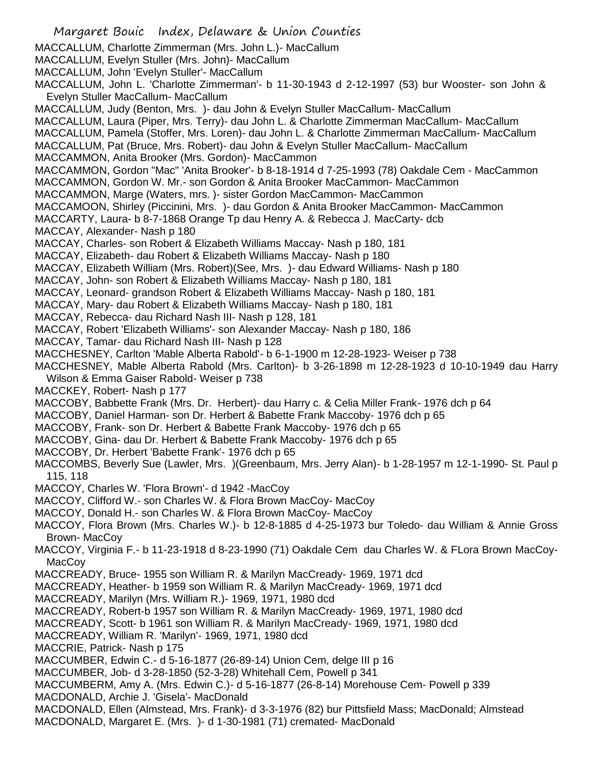MACCALLUM, Charlotte Zimmerman (Mrs. John L.)- MacCallum
MACCALLUM, Evelyn Stuller (Mrs. John)- MacCallum
MACCALLUM, John 'Evelyn Stuller'- MacCallum
MACCALLUM, John L. 'Charlotte Zimmerman'- b 11-30-1943 d 2-12-1997 (53) bur Wooster- son John & Evelyn Stuller MacCallum- MacCallum
MACCALLUM, Judy (Benton, Mrs. )- dau John & Evelyn Stuller MacCallum- MacCallum
MACCALLUM, Laura (Piper, Mrs. Terry)- dau John L. & Charlotte Zimmerman MacCallum- MacCallum
MACCALLUM, Pamela (Stoffer, Mrs. Loren)- dau John L. & Charlotte Zimmerman MacCallum- MacCallum
MACCALLUM, Pat (Bruce, Mrs. Robert)- dau John & Evelyn Stuller MacCallum- MacCallum
MACCAMMON, Anita Brooker (Mrs. Gordon)- MacCammon
MACCAMMON, Gordon "Mac" 'Anita Brooker'- b 8-18-1914 d 7-25-1993 (78) Oakdale Cem - MacCammon
MACCAMMON, Gordon W. Mr.- son Gordon & Anita Brooker MacCammon- MacCammon
MACCAMMON, Marge (Waters, mrs. )- sister Gordon MacCammon- MacCammon
MACCAMOON, Shirley (Piccinini, Mrs. )- dau Gordon & Anita Brooker MacCammon- MacCammon
MACCARTY, Laura- b 8-7-1868 Orange Tp dau Henry A. & Rebecca J. MacCarty- dcb
MACCAY, Alexander- Nash p 180
MACCAY, Charles- son Robert & Elizabeth Williams Maccay- Nash p 180, 181
MACCAY, Elizabeth- dau Robert & Elizabeth Williams Maccay- Nash p 180
MACCAY, Elizabeth William (Mrs. Robert)(See, Mrs. )- dau Edward Williams- Nash p 180
MACCAY, John- son Robert & Elizabeth Williams Maccay- Nash p 180, 181
MACCAY, Leonard- grandson Robert & Elizabeth Williams Maccay- Nash p 180, 181
MACCAY, Mary- dau Robert & Elizabeth Williams Maccay- Nash p 180, 181
MACCAY, Rebecca- dau Richard Nash III- Nash p 128, 181
MACCAY, Robert 'Elizabeth Williams'- son Alexander Maccay- Nash p 180, 186
MACCAY, Tamar- dau Richard Nash III- Nash p 128
MACCHESNEY, Carlton 'Mable Alberta Rabold'- b 6-1-1900 m 12-28-1923- Weiser p 738
MACCHESNEY, Mable Alberta Rabold (Mrs. Carlton)- b 3-26-1898 m 12-28-1923 d 10-10-1949 dau Harry Wilson & Emma Gaiser Rabold- Weiser p 738
MACCKEY, Robert- Nash p 177
MACCOBY, Babbette Frank (Mrs. Dr. Herbert)- dau Harry c. & Celia Miller Frank- 1976 dch p 64
MACCOBY, Daniel Harman- son Dr. Herbert & Babette Frank Maccoby- 1976 dch p 65
MACCOBY, Frank- son Dr. Herbert & Babette Frank Maccoby- 1976 dch p 65
MACCOBY, Gina- dau Dr. Herbert & Babette Frank Maccoby- 1976 dch p 65
MACCOBY, Dr. Herbert 'Babette Frank'- 1976 dch p 65
MACCOMBS, Beverly Sue (Lawler, Mrs. )(Greenbaum, Mrs. Jerry Alan)- b 1-28-1957 m 12-1-1990- St. Paul p 115, 118
MACCOY, Charles W. 'Flora Brown'- d 1942 -MacCoy
MACCOY, Clifford W.- son Charles W. & Flora Brown MacCoy- MacCoy
MACCOY, Donald H.- son Charles W. & Flora Brown MacCoy- MacCoy
MACCOY, Flora Brown (Mrs. Charles W.)- b 12-8-1885 d 4-25-1973 bur Toledo- dau William & Annie Gross Brown- MacCoy
MACCOY, Virginia F.- b 11-23-1918 d 8-23-1990 (71) Oakdale Cem dau Charles W. & FLora Brown MacCoy- MacCoy
MACCREADY, Bruce- 1955 son William R. & Marilyn MacCready- 1969, 1971 dcd
MACCREADY, Heather- b 1959 son William R. & Marilyn MacCready- 1969, 1971 dcd
MACCREADY, Marilyn (Mrs. William R.)- 1969, 1971, 1980 dcd
MACCREADY, Robert-b 1957 son William R. & Marilyn MacCready- 1969, 1971, 1980 dcd
MACCREADY, Scott- b 1961 son William R. & Marilyn MacCready- 1969, 1971, 1980 dcd
MACCREADY, William R. 'Marilyn'- 1969, 1971, 1980 dcd
MACCRIE, Patrick- Nash p 175
MACCUMBER, Edwin C.- d 5-16-1877 (26-89-14) Union Cem, delge III p 16
MACCUMBER, Job- d 3-28-1850 (52-3-28) Whitehall Cem, Powell p 341
MACCUMBERM, Amy A. (Mrs. Edwin C.)- d 5-16-1877 (26-8-14) Morehouse Cem- Powell p 339
MACDONALD, Archie J. 'Gisela'- MacDonald
MACDONALD, Ellen (Almstead, Mrs. Frank)- d 3-3-1976 (82) bur Pittsfield Mass; MacDonald; Almstead
MACDONALD, Margaret E. (Mrs. )- d 1-30-1981 (71) cremated- MacDonald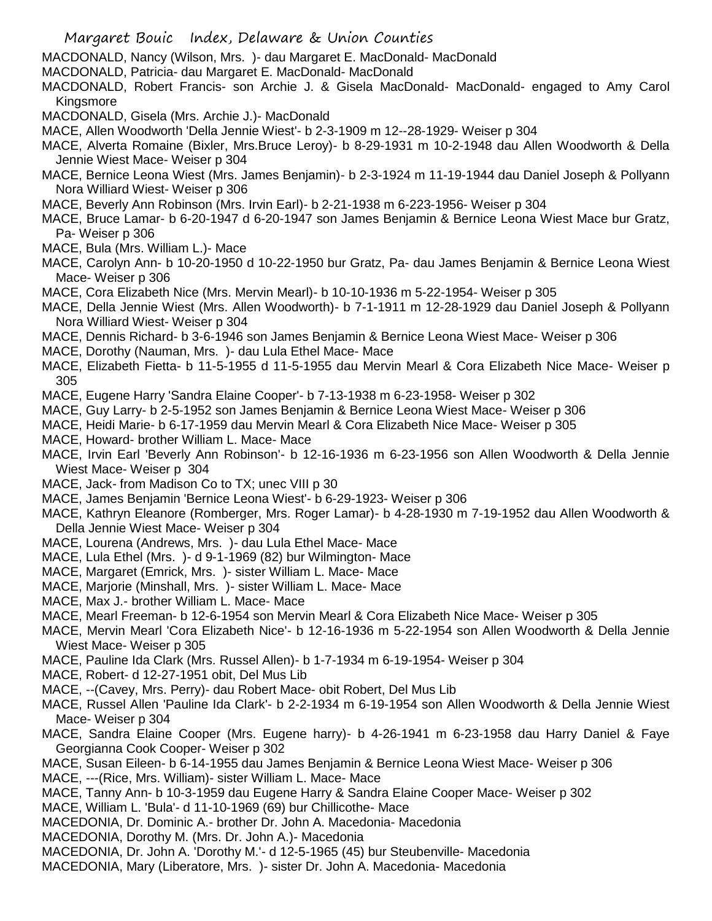MACDONALD, Nancy (Wilson, Mrs. )- dau Margaret E. MacDonald- MacDonald
MACDONALD, Patricia- dau Margaret E. MacDonald- MacDonald
MACDONALD, Robert Francis- son Archie J. & Gisela MacDonald- MacDonald- engaged to Amy Carol Kingsmore
MACDONALD, Gisela (Mrs. Archie J.)- MacDonald
MACE, Allen Woodworth 'Della Jennie Wiest'- b 2-3-1909 m 12--28-1929- Weiser p 304
MACE, Alverta Romaine (Bixler, Mrs.Bruce Leroy)- b 8-29-1931 m 10-2-1948 dau Allen Woodworth & Della Jennie Wiest Mace- Weiser p 304
MACE, Bernice Leona Wiest (Mrs. James Benjamin)- b 2-3-1924 m 11-19-1944 dau Daniel Joseph & Pollyann Nora Williard Wiest- Weiser p 306
MACE, Beverly Ann Robinson (Mrs. Irvin Earl)- b 2-21-1938 m 6-223-1956- Weiser p 304
MACE, Bruce Lamar- b 6-20-1947 d 6-20-1947 son James Benjamin & Bernice Leona Wiest Mace bur Gratz, Pa- Weiser p 306
MACE, Bula (Mrs. William L.)- Mace
MACE, Carolyn Ann- b 10-20-1950 d 10-22-1950 bur Gratz, Pa- dau James Benjamin & Bernice Leona Wiest Mace- Weiser p 306
MACE, Cora Elizabeth Nice (Mrs. Mervin Mearl)- b 10-10-1936 m 5-22-1954- Weiser p 305
MACE, Della Jennie Wiest (Mrs. Allen Woodworth)- b 7-1-1911 m 12-28-1929 dau Daniel Joseph & Pollyann Nora Williard Wiest- Weiser p 304
MACE, Dennis Richard- b 3-6-1946 son James Benjamin & Bernice Leona Wiest Mace- Weiser p 306
MACE, Dorothy (Nauman, Mrs. )- dau Lula Ethel Mace- Mace
MACE, Elizabeth Fietta- b 11-5-1955 d 11-5-1955 dau Mervin Mearl & Cora Elizabeth Nice Mace- Weiser p 305
MACE, Eugene Harry 'Sandra Elaine Cooper'- b 7-13-1938 m 6-23-1958- Weiser p 302
MACE, Guy Larry- b 2-5-1952 son James Benjamin & Bernice Leona Wiest Mace- Weiser p 306
MACE, Heidi Marie- b 6-17-1959 dau Mervin Mearl & Cora Elizabeth Nice Mace- Weiser p 305
MACE, Howard- brother William L. Mace- Mace
MACE, Irvin Earl 'Beverly Ann Robinson'- b 12-16-1936 m 6-23-1956 son Allen Woodworth & Della Jennie Wiest Mace- Weiser p 304
MACE, Jack- from Madison Co to TX; unec VIII p 30
MACE, James Benjamin 'Bernice Leona Wiest'- b 6-29-1923- Weiser p 306
MACE, Kathryn Eleanore (Romberger, Mrs. Roger Lamar)- b 4-28-1930 m 7-19-1952 dau Allen Woodworth & Della Jennie Wiest Mace- Weiser p 304
MACE, Lourena (Andrews, Mrs. )- dau Lula Ethel Mace- Mace
MACE, Lula Ethel (Mrs. )- d 9-1-1969 (82) bur Wilmington- Mace
MACE, Margaret (Emrick, Mrs. )- sister William L. Mace- Mace
MACE, Marjorie (Minshall, Mrs. )- sister William L. Mace- Mace
MACE, Max J.- brother William L. Mace- Mace
MACE, Mearl Freeman- b 12-6-1954 son Mervin Mearl & Cora Elizabeth Nice Mace- Weiser p 305
MACE, Mervin Mearl 'Cora Elizabeth Nice'- b 12-16-1936 m 5-22-1954 son Allen Woodworth & Della Jennie Wiest Mace- Weiser p 305
MACE, Pauline Ida Clark (Mrs. Russel Allen)- b 1-7-1934 m 6-19-1954- Weiser p 304
MACE, Robert- d 12-27-1951 obit, Del Mus Lib
MACE, --(Cavey, Mrs. Perry)- dau Robert Mace- obit Robert, Del Mus Lib
MACE, Russel Allen 'Pauline Ida Clark'- b 2-2-1934 m 6-19-1954 son Allen Woodworth & Della Jennie Wiest Mace- Weiser p 304
MACE, Sandra Elaine Cooper (Mrs. Eugene harry)- b 4-26-1941 m 6-23-1958 dau Harry Daniel & Faye Georgianna Cook Cooper- Weiser p 302
MACE, Susan Eileen- b 6-14-1955 dau James Benjamin & Bernice Leona Wiest Mace- Weiser p 306
MACE, ---(Rice, Mrs. William)- sister William L. Mace- Mace
MACE, Tanny Ann- b 10-3-1959 dau Eugene Harry & Sandra Elaine Cooper Mace- Weiser p 302
MACE, William L. 'Bula'- d 11-10-1969 (69) bur Chillicothe- Mace
MACEDONIA, Dr. Dominic A.- brother Dr. John A. Macedonia- Macedonia
MACEDONIA, Dorothy M. (Mrs. Dr. John A.)- Macedonia
MACEDONIA, Dr. John A. 'Dorothy M.'- d 12-5-1965 (45) bur Steubenville- Macedonia
MACEDONIA, Mary (Liberatore, Mrs. )- sister Dr. John A. Macedonia- Macedonia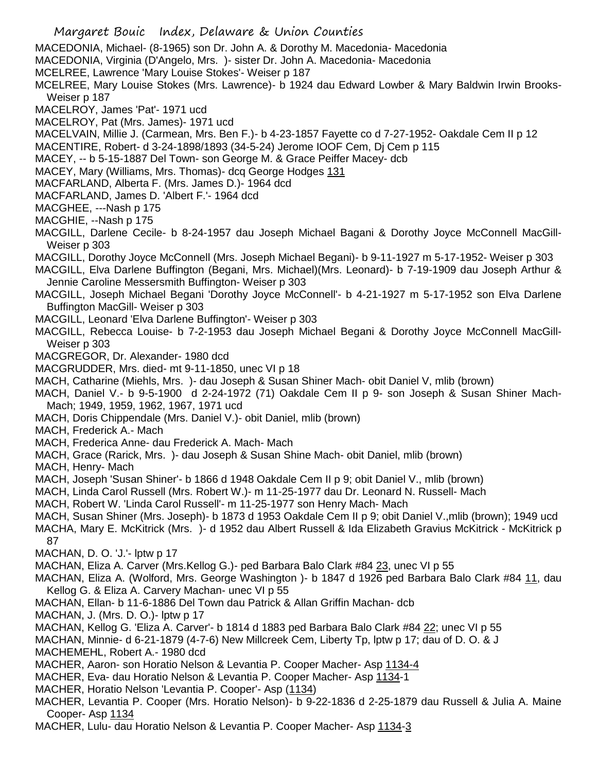MACEDONIA, Michael- (8-1965) son Dr. John A. & Dorothy M. Macedonia- Macedonia

MACEDONIA, Virginia (D'Angelo, Mrs. )- sister Dr. John A. Macedonia- Macedonia

MCELREE, Lawrence 'Mary Louise Stokes'- Weiser p 187

MCELREE, Mary Louise Stokes (Mrs. Lawrence)- b 1924 dau Edward Lowber & Mary Baldwin Irwin Brooks- Weiser p 187

MACELROY, James 'Pat'- 1971 ucd

MACELROY, Pat (Mrs. James)- 1971 ucd

MACELVAIN, Millie J. (Carmean, Mrs. Ben F.)- b 4-23-1857 Fayette co d 7-27-1952- Oakdale Cem II p 12

MACENTIRE, Robert- d 3-24-1898/1893 (34-5-24) Jerome IOOF Cem, Dj Cem p 115

MACEY, -- b 5-15-1887 Del Town- son George M. & Grace Peiffer Macey- dcb

MACEY, Mary (Williams, Mrs. Thomas)- dcq George Hodges 131

MACFARLAND, Alberta F. (Mrs. James D.)- 1964 dcd

MACFARLAND, James D. 'Albert F.'- 1964 dcd

MACGHEE, ---Nash p 175

MACGHIE, --Nash p 175

MACGILL, Darlene Cecile- b 8-24-1957 dau Joseph Michael Bagani & Dorothy Joyce McConnell MacGill- Weiser p 303

MACGILL, Dorothy Joyce McConnell (Mrs. Joseph Michael Begani)- b 9-11-1927 m 5-17-1952- Weiser p 303

MACGILL, Elva Darlene Buffington (Begani, Mrs. Michael)(Mrs. Leonard)- b 7-19-1909 dau Joseph Arthur & Jennie Caroline Messersmith Buffington- Weiser p 303

MACGILL, Joseph Michael Begani 'Dorothy Joyce McConnell'- b 4-21-1927 m 5-17-1952 son Elva Darlene Buffington MacGill- Weiser p 303

MACGILL, Leonard 'Elva Darlene Buffington'- Weiser p 303

MACGILL, Rebecca Louise- b 7-2-1953 dau Joseph Michael Begani & Dorothy Joyce McConnell MacGill- Weiser p 303

MACGREGOR, Dr. Alexander- 1980 dcd

MACGRUDDER, Mrs. died- mt 9-11-1850, unec VI p 18

MACH, Catharine (Miehls, Mrs. )- dau Joseph & Susan Shiner Mach- obit Daniel V, mlib (brown)

MACH, Daniel V.- b 9-5-1900 d 2-24-1972 (71) Oakdale Cem II p 9- son Joseph & Susan Shiner Mach- Mach; 1949, 1959, 1962, 1967, 1971 ucd

MACH, Doris Chippendale (Mrs. Daniel V.)- obit Daniel, mlib (brown)

MACH, Frederick A.- Mach

MACH, Frederica Anne- dau Frederick A. Mach- Mach

MACH, Grace (Rarick, Mrs. )- dau Joseph & Susan Shine Mach- obit Daniel, mlib (brown)

MACH, Henry- Mach

MACH, Joseph 'Susan Shiner'- b 1866 d 1948 Oakdale Cem II p 9; obit Daniel V., mlib (brown)

MACH, Linda Carol Russell (Mrs. Robert W.)- m 11-25-1977 dau Dr. Leonard N. Russell- Mach

MACH, Robert W. 'Linda Carol Russell'- m 11-25-1977 son Henry Mach- Mach

MACH, Susan Shiner (Mrs. Joseph)- b 1873 d 1953 Oakdale Cem II p 9; obit Daniel V.,mlib (brown); 1949 ucd

MACHA, Mary E. McKitrick (Mrs. )- d 1952 dau Albert Russell & Ida Elizabeth Gravius McKitrick - McKitrick p 87

MACHAN, D. O. 'J.'- lptw p 17

MACHAN, Eliza A. Carver (Mrs.Kellog G.)- ped Barbara Balo Clark #84 23, unec VI p 55

MACHAN, Eliza A. (Wolford, Mrs. George Washington )- b 1847 d 1926 ped Barbara Balo Clark #84 11, dau Kellog G. & Eliza A. Carvery Machan- unec VI p 55

MACHAN, Ellan- b 11-6-1886 Del Town dau Patrick & Allan Griffin Machan- dcb

MACHAN, J. (Mrs. D. O.)- lptw p 17

MACHAN, Kellog G. 'Eliza A. Carver'- b 1814 d 1883 ped Barbara Balo Clark #84 22; unec VI p 55

MACHAN, Minnie- d 6-21-1879 (4-7-6) New Millcreek Cem, Liberty Tp, lptw p 17; dau of D. O. & J

MACHEMEHL, Robert A.- 1980 dcd

MACHER, Aaron- son Horatio Nelson & Levantia P. Cooper Macher- Asp 1134-4

MACHER, Eva- dau Horatio Nelson & Levantia P. Cooper Macher- Asp 1134-1

MACHER, Horatio Nelson 'Levantia P. Cooper'- Asp (1134)

MACHER, Levantia P. Cooper (Mrs. Horatio Nelson)- b 9-22-1836 d 2-25-1879 dau Russell & Julia A. Maine Cooper- Asp 1134

MACHER, Lulu- dau Horatio Nelson & Levantia P. Cooper Macher- Asp 1134-3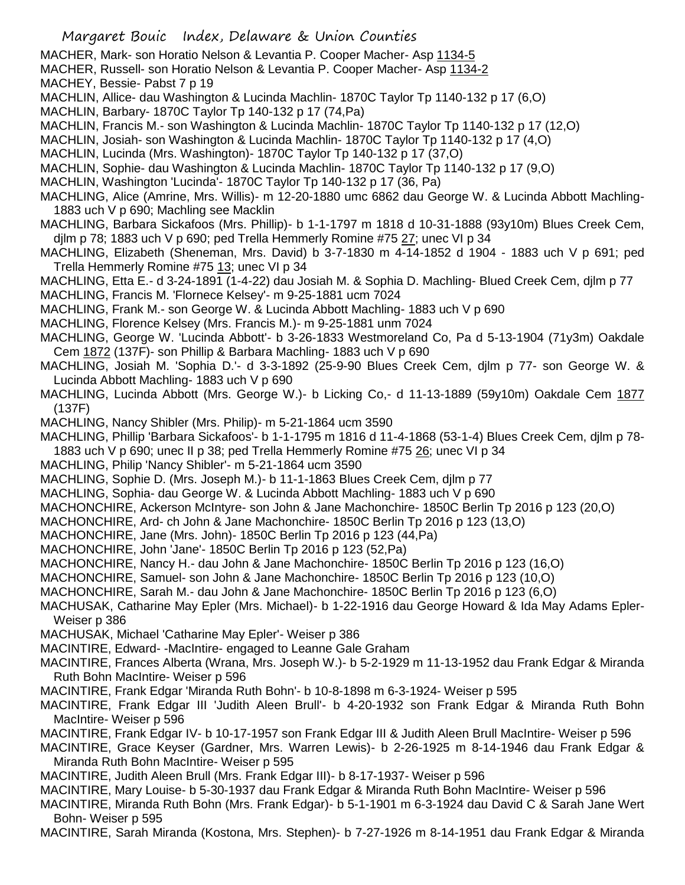MACHER, Mark- son Horatio Nelson & Levantia P. Cooper Macher- Asp 1134-5

MACHER, Russell- son Horatio Nelson & Levantia P. Cooper Macher- Asp 1134-2

MACHEY, Bessie- Pabst 7 p 19

MACHLIN, Allice- dau Washington & Lucinda Machlin- 1870C Taylor Tp 1140-132 p 17 (6,O)

MACHLIN, Barbary- 1870C Taylor Tp 140-132 p 17 (74,Pa)

MACHLIN, Francis M.- son Washington & Lucinda Machlin- 1870C Taylor Tp 1140-132 p 17 (12,O)

MACHLIN, Josiah- son Washington & Lucinda Machlin- 1870C Taylor Tp 1140-132 p 17 (4,O)

MACHLIN, Lucinda (Mrs. Washington)- 1870C Taylor Tp 140-132 p 17 (37,O)

MACHLIN, Sophie- dau Washington & Lucinda Machlin- 1870C Taylor Tp 1140-132 p 17 (9,O)

MACHLIN, Washington 'Lucinda'- 1870C Taylor Tp 140-132 p 17 (36, Pa)

MACHLING, Alice (Amrine, Mrs. Willis)- m 12-20-1880 umc 6862 dau George W. & Lucinda Abbott Machling- 1883 uch V p 690; Machling see Macklin

MACHLING, Barbara Sickafoos (Mrs. Phillip)- b 1-1-1797 m 1818 d 10-31-1888 (93y10m) Blues Creek Cem, djlm p 78; 1883 uch V p 690; ped Trella Hemmerly Romine #75 27; unec VI p 34

MACHLING, Elizabeth (Sheneman, Mrs. David) b 3-7-1830 m 4-14-1852 d 1904 - 1883 uch V p 691; ped Trella Hemmerly Romine #75 13; unec VI p 34

MACHLING, Etta E.- d 3-24-1891 (1-4-22) dau Josiah M. & Sophia D. Machling- Blued Creek Cem, djlm p 77

MACHLING, Francis M. 'Flornece Kelsey'- m 9-25-1881 ucm 7024

MACHLING, Frank M.- son George W. & Lucinda Abbott Machling- 1883 uch V p 690

MACHLING, Florence Kelsey (Mrs. Francis M.)- m 9-25-1881 unm 7024

MACHLING, George W. 'Lucinda Abbott'- b 3-26-1833 Westmoreland Co, Pa d 5-13-1904 (71y3m) Oakdale Cem 1872 (137F)- son Phillip & Barbara Machling- 1883 uch V p 690

MACHLING, Josiah M. 'Sophia D.'- d 3-3-1892 (25-9-90 Blues Creek Cem, djlm p 77- son George W. & Lucinda Abbott Machling- 1883 uch V p 690

MACHLING, Lucinda Abbott (Mrs. George W.)- b Licking Co,- d 11-13-1889 (59y10m) Oakdale Cem 1877 (137F)

MACHLING, Nancy Shibler (Mrs. Philip)- m 5-21-1864 ucm 3590

MACHLING, Phillip 'Barbara Sickafoos'- b 1-1-1795 m 1816 d 11-4-1868 (53-1-4) Blues Creek Cem, djlm p 78- 1883 uch V p 690; unec II p 38; ped Trella Hemmerly Romine #75 26; unec VI p 34

MACHLING, Philip 'Nancy Shibler'- m 5-21-1864 ucm 3590

MACHLING, Sophie D. (Mrs. Joseph M.)- b 11-1-1863 Blues Creek Cem, djlm p 77

MACHLING, Sophia- dau George W. & Lucinda Abbott Machling- 1883 uch V p 690

MACHONCHIRE, Ackerson McIntyre- son John & Jane Machonchire- 1850C Berlin Tp 2016 p 123 (20,O)

MACHONCHIRE, Ard- ch John & Jane Machonchire- 1850C Berlin Tp 2016 p 123 (13,O)

MACHONCHIRE, Jane (Mrs. John)- 1850C Berlin Tp 2016 p 123 (44,Pa)

MACHONCHIRE, John 'Jane'- 1850C Berlin Tp 2016 p 123 (52,Pa)

MACHONCHIRE, Nancy H.- dau John & Jane Machonchire- 1850C Berlin Tp 2016 p 123 (16,O)

MACHONCHIRE, Samuel- son John & Jane Machonchire- 1850C Berlin Tp 2016 p 123 (10,O)

MACHONCHIRE, Sarah M.- dau John & Jane Machonchire- 1850C Berlin Tp 2016 p 123 (6,O)

MACHUSAK, Catharine May Epler (Mrs. Michael)- b 1-22-1916 dau George Howard & Ida May Adams Epler- Weiser p 386

MACHUSAK, Michael 'Catharine May Epler'- Weiser p 386

MACINTIRE, Edward- -MacIntire- engaged to Leanne Gale Graham

MACINTIRE, Frances Alberta (Wrana, Mrs. Joseph W.)- b 5-2-1929 m 11-13-1952 dau Frank Edgar & Miranda Ruth Bohn MacIntire- Weiser p 596

MACINTIRE, Frank Edgar 'Miranda Ruth Bohn'- b 10-8-1898 m 6-3-1924- Weiser p 595

MACINTIRE, Frank Edgar III 'Judith Aleen Brull'- b 4-20-1932 son Frank Edgar & Miranda Ruth Bohn MacIntire- Weiser p 596

MACINTIRE, Frank Edgar IV- b 10-17-1957 son Frank Edgar III & Judith Aleen Brull MacIntire- Weiser p 596

MACINTIRE, Grace Keyser (Gardner, Mrs. Warren Lewis)- b 2-26-1925 m 8-14-1946 dau Frank Edgar & Miranda Ruth Bohn MacIntire- Weiser p 595

MACINTIRE, Judith Aleen Brull (Mrs. Frank Edgar III)- b 8-17-1937- Weiser p 596

MACINTIRE, Mary Louise- b 5-30-1937 dau Frank Edgar & Miranda Ruth Bohn MacIntire- Weiser p 596

MACINTIRE, Miranda Ruth Bohn (Mrs. Frank Edgar)- b 5-1-1901 m 6-3-1924 dau David C & Sarah Jane Wert Bohn- Weiser p 595

MACINTIRE, Sarah Miranda (Kostona, Mrs. Stephen)- b 7-27-1926 m 8-14-1951 dau Frank Edgar & Miranda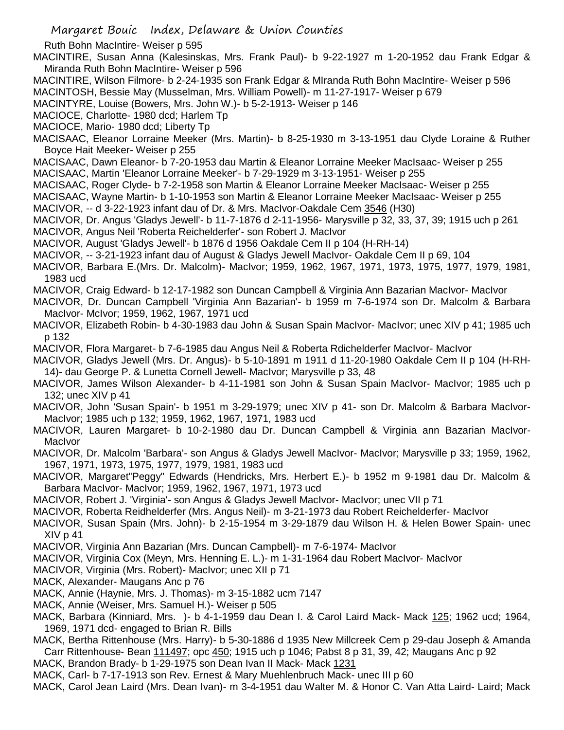Ruth Bohn MacIntire- Weiser p 595

MACINTIRE, Susan Anna (Kalesinskas, Mrs. Frank Paul)- b 9-22-1927 m 1-20-1952 dau Frank Edgar & Miranda Ruth Bohn MacIntire- Weiser p 596

MACINTIRE, Wilson Filmore- b 2-24-1935 son Frank Edgar & MIranda Ruth Bohn MacIntire- Weiser p 596

MACINTOSH, Bessie May (Musselman, Mrs. William Powell)- m 11-27-1917- Weiser p 679

MACINTYRE, Louise (Bowers, Mrs. John W.)- b 5-2-1913- Weiser p 146

MACIOCE, Charlotte- 1980 dcd; Harlem Tp

MACIOCE, Mario- 1980 dcd; Liberty Tp

MACISAAC, Eleanor Lorraine Meeker (Mrs. Martin)- b 8-25-1930 m 3-13-1951 dau Clyde Loraine & Ruther Boyce Hait Meeker- Weiser p 255

MACISAAC, Dawn Eleanor- b 7-20-1953 dau Martin & Eleanor Lorraine Meeker MacIsaac- Weiser p 255

MACISAAC, Martin 'Eleanor Lorraine Meeker'- b 7-29-1929 m 3-13-1951- Weiser p 255

MACISAAC, Roger Clyde- b 7-2-1958 son Martin & Eleanor Lorraine Meeker MacIsaac- Weiser p 255

MACISAAC, Wayne Martin- b 1-10-1953 son Martin & Eleanor Lorraine Meeker MacIsaac- Weiser p 255

MACIVOR, -- d 3-22-1923 infant dau of Dr. & Mrs. MacIvor-Oakdale Cem 3546 (H30)

MACIVOR, Dr. Angus 'Gladys Jewell'- b 11-7-1876 d 2-11-1956- Marysville p 32, 33, 37, 39; 1915 uch p 261

MACIVOR, Angus Neil 'Roberta Reichelderfer'- son Robert J. MacIvor

MACIVOR, August 'Gladys Jewell'- b 1876 d 1956 Oakdale Cem II p 104 (H-RH-14)

MACIVOR, -- 3-21-1923 infant dau of August & Gladys Jewell MacIvor- Oakdale Cem II p 69, 104

MACIVOR, Barbara E.(Mrs. Dr. Malcolm)- MacIvor; 1959, 1962, 1967, 1971, 1973, 1975, 1977, 1979, 1981, 1983 ucd

MACIVOR, Craig Edward- b 12-17-1982 son Duncan Campbell & Virginia Ann Bazarian MacIvor- MacIvor

MACIVOR, Dr. Duncan Campbell 'Virginia Ann Bazarian'- b 1959 m 7-6-1974 son Dr. Malcolm & Barbara MacIvor- McIvor; 1959, 1962, 1967, 1971 ucd

MACIVOR, Elizabeth Robin- b 4-30-1983 dau John & Susan Spain MacIvor- MacIvor; unec XIV p 41; 1985 uch p 132

MACIVOR, Flora Margaret- b 7-6-1985 dau Angus Neil & Roberta Rdichelderfer MacIvor- MacIvor

MACIVOR, Gladys Jewell (Mrs. Dr. Angus)- b 5-10-1891 m 1911 d 11-20-1980 Oakdale Cem II p 104 (H-RH-14)- dau George P. & Lunetta Cornell Jewell- MacIvor; Marysville p 33, 48

MACIVOR, James Wilson Alexander- b 4-11-1981 son John & Susan Spain MacIvor- MacIvor; 1985 uch p 132; unec XIV p 41

MACIVOR, John 'Susan Spain'- b 1951 m 3-29-1979; unec XIV p 41- son Dr. Malcolm & Barbara MacIvor- MacIvor; 1985 uch p 132; 1959, 1962, 1967, 1971, 1983 ucd

MACIVOR, Lauren Margaret- b 10-2-1980 dau Dr. Duncan Campbell & Virginia ann Bazarian MacIvor- MacIvor

MACIVOR, Dr. Malcolm 'Barbara'- son Angus & Gladys Jewell MacIvor- MacIvor; Marysville p 33; 1959, 1962, 1967, 1971, 1973, 1975, 1977, 1979, 1981, 1983 ucd

MACIVOR, Margaret"Peggy" Edwards (Hendricks, Mrs. Herbert E.)- b 1952 m 9-1981 dau Dr. Malcolm & Barbara MacIvor- MacIvor; 1959, 1962, 1967, 1971, 1973 ucd

MACIVOR, Robert J. 'Virginia'- son Angus & Gladys Jewell MacIvor- MacIvor; unec VII p 71

MACIVOR, Roberta Reidhelderfer (Mrs. Angus Neil)- m 3-21-1973 dau Robert Reichelderfer- MacIvor

MACIVOR, Susan Spain (Mrs. John)- b 2-15-1954 m 3-29-1879 dau Wilson H. & Helen Bower Spain- unec XIV p 41

MACIVOR, Virginia Ann Bazarian (Mrs. Duncan Campbell)- m 7-6-1974- MacIvor

MACIVOR, Virginia Cox (Meyn, Mrs. Henning E. L.)- m 1-31-1964 dau Robert MacIvor- MacIvor

MACIVOR, Virginia (Mrs. Robert)- MacIvor; unec XII p 71

MACK, Alexander- Maugans Anc p 76

MACK, Annie (Haynie, Mrs. J. Thomas)- m 3-15-1882 ucm 7147

MACK, Annie (Weiser, Mrs. Samuel H.)- Weiser p 505

MACK, Barbara (Kinniard, Mrs. )- b 4-1-1959 dau Dean I. & Carol Laird Mack- Mack 125; 1962 ucd; 1964, 1969, 1971 dcd- engaged to Brian R. Bills

MACK, Bertha Rittenhouse (Mrs. Harry)- b 5-30-1886 d 1935 New Millcreek Cem p 29-dau Joseph & Amanda Carr Rittenhouse- Bean 111497; opc 450; 1915 uch p 1046; Pabst 8 p 31, 39, 42; Maugans Anc p 92

MACK, Brandon Brady- b 1-29-1975 son Dean Ivan II Mack- Mack 1231

MACK, Carl- b 7-17-1913 son Rev. Ernest & Mary Muehlenbruch Mack- unec III p 60

MACK, Carol Jean Laird (Mrs. Dean Ivan)- m 3-4-1951 dau Walter M. & Honor C. Van Atta Laird- Laird; Mack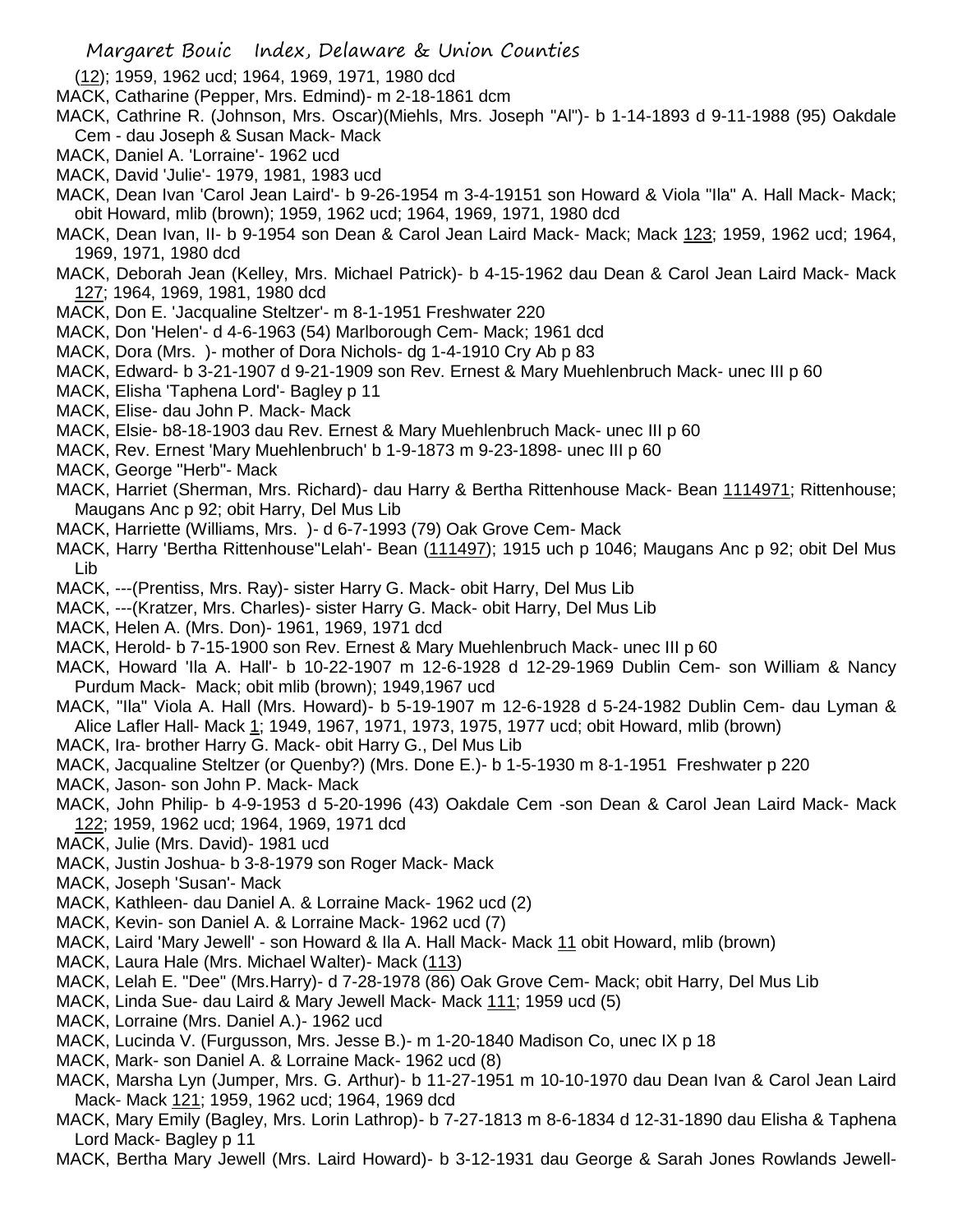(12); 1959, 1962 ucd; 1964, 1969, 1971, 1980 dcd

MACK, Catharine (Pepper, Mrs. Edmind)- m 2-18-1861 dcm

MACK, Cathrine R. (Johnson, Mrs. Oscar)(Miehls, Mrs. Joseph "Al")- b 1-14-1893 d 9-11-1988 (95) Oakdale Cem - dau Joseph & Susan Mack- Mack

MACK, Daniel A. 'Lorraine'- 1962 ucd

MACK, David 'Julie'- 1979, 1981, 1983 ucd

MACK, Dean Ivan 'Carol Jean Laird'- b 9-26-1954 m 3-4-19151 son Howard & Viola "Ila" A. Hall Mack- Mack; obit Howard, mlib (brown); 1959, 1962 ucd; 1964, 1969, 1971, 1980 dcd

MACK, Dean Ivan, II- b 9-1954 son Dean & Carol Jean Laird Mack- Mack; Mack 123; 1959, 1962 ucd; 1964, 1969, 1971, 1980 dcd

MACK, Deborah Jean (Kelley, Mrs. Michael Patrick)- b 4-15-1962 dau Dean & Carol Jean Laird Mack- Mack 127; 1964, 1969, 1981, 1980 dcd

MACK, Don E. 'Jacqualine Steltzer'- m 8-1-1951 Freshwater 220

MACK, Don 'Helen'- d 4-6-1963 (54) Marlborough Cem- Mack; 1961 dcd

MACK, Dora (Mrs. )- mother of Dora Nichols- dg 1-4-1910 Cry Ab p 83

MACK, Edward- b 3-21-1907 d 9-21-1909 son Rev. Ernest & Mary Muehlenbruch Mack- unec III p 60

MACK, Elisha 'Taphena Lord'- Bagley p 11

MACK, Elise- dau John P. Mack- Mack

MACK, Elsie- b8-18-1903 dau Rev. Ernest & Mary Muehlenbruch Mack- unec III p 60

MACK, Rev. Ernest 'Mary Muehlenbruch' b 1-9-1873 m 9-23-1898- unec III p 60

MACK, George "Herb"- Mack

MACK, Harriet (Sherman, Mrs. Richard)- dau Harry & Bertha Rittenhouse Mack- Bean 1114971; Rittenhouse; Maugans Anc p 92; obit Harry, Del Mus Lib

MACK, Harriette (Williams, Mrs. )- d 6-7-1993 (79) Oak Grove Cem- Mack

MACK, Harry 'Bertha Rittenhouse''Lelah'- Bean (111497); 1915 uch p 1046; Maugans Anc p 92; obit Del Mus Lib

MACK, ---(Prentiss, Mrs. Ray)- sister Harry G. Mack- obit Harry, Del Mus Lib

MACK, ---(Kratzer, Mrs. Charles)- sister Harry G. Mack- obit Harry, Del Mus Lib

MACK, Helen A. (Mrs. Don)- 1961, 1969, 1971 dcd

MACK, Herold- b 7-15-1900 son Rev. Ernest & Mary Muehlenbruch Mack- unec III p 60

MACK, Howard 'Ila A. Hall'- b 10-22-1907 m 12-6-1928 d 12-29-1969 Dublin Cem- son William & Nancy Purdum Mack- Mack; obit mlib (brown); 1949,1967 ucd

MACK, "Ila" Viola A. Hall (Mrs. Howard)- b 5-19-1907 m 12-6-1928 d 5-24-1982 Dublin Cem- dau Lyman & Alice Lafler Hall- Mack 1; 1949, 1967, 1971, 1973, 1975, 1977 ucd; obit Howard, mlib (brown)

MACK, Ira- brother Harry G. Mack- obit Harry G., Del Mus Lib

MACK, Jacqualine Steltzer (or Quenby?) (Mrs. Done E.)- b 1-5-1930 m 8-1-1951 Freshwater p 220

MACK, Jason- son John P. Mack- Mack

MACK, John Philip- b 4-9-1953 d 5-20-1996 (43) Oakdale Cem -son Dean & Carol Jean Laird Mack- Mack 122; 1959, 1962 ucd; 1964, 1969, 1971 dcd

MACK, Julie (Mrs. David)- 1981 ucd

MACK, Justin Joshua- b 3-8-1979 son Roger Mack- Mack

MACK, Joseph 'Susan'- Mack

MACK, Kathleen- dau Daniel A. & Lorraine Mack- 1962 ucd (2)

MACK, Kevin- son Daniel A. & Lorraine Mack- 1962 ucd (7)

MACK, Laird 'Mary Jewell' - son Howard & Ila A. Hall Mack- Mack 11 obit Howard, mlib (brown)

MACK, Laura Hale (Mrs. Michael Walter)- Mack (113)

MACK, Lelah E. "Dee" (Mrs.Harry)- d 7-28-1978 (86) Oak Grove Cem- Mack; obit Harry, Del Mus Lib

MACK, Linda Sue- dau Laird & Mary Jewell Mack- Mack 111; 1959 ucd (5)

MACK, Lorraine (Mrs. Daniel A.)- 1962 ucd

MACK, Lucinda V. (Furgusson, Mrs. Jesse B.)- m 1-20-1840 Madison Co, unec IX p 18

MACK, Mark- son Daniel A. & Lorraine Mack- 1962 ucd (8)

MACK, Marsha Lyn (Jumper, Mrs. G. Arthur)- b 11-27-1951 m 10-10-1970 dau Dean Ivan & Carol Jean Laird Mack- Mack 121; 1959, 1962 ucd; 1964, 1969 dcd

MACK, Mary Emily (Bagley, Mrs. Lorin Lathrop)- b 7-27-1813 m 8-6-1834 d 12-31-1890 dau Elisha & Taphena Lord Mack- Bagley p 11

MACK, Bertha Mary Jewell (Mrs. Laird Howard)- b 3-12-1931 dau George & Sarah Jones Rowlands Jewell-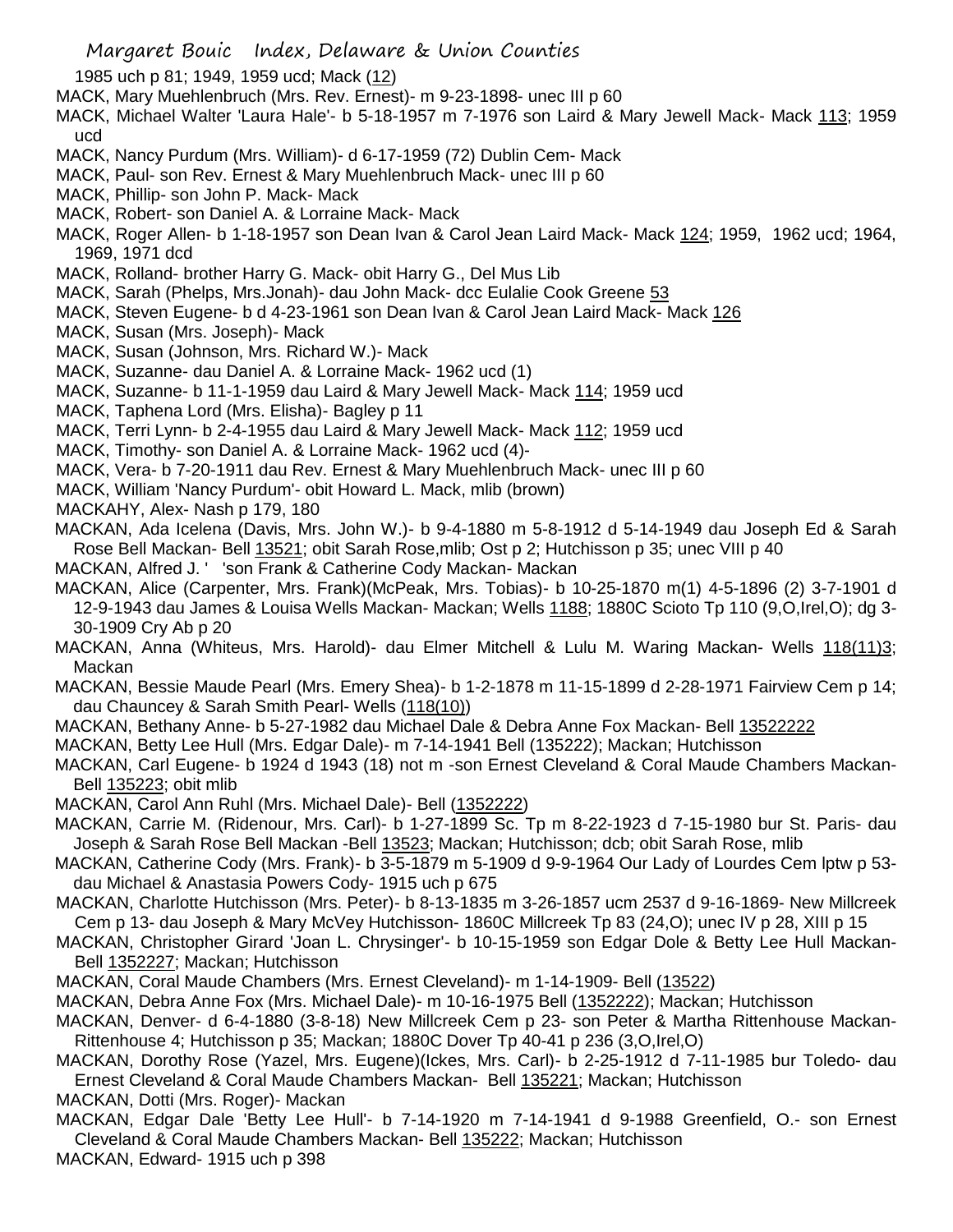1985 uch p 81; 1949, 1959 ucd; Mack (12)

MACK, Mary Muehlenbruch (Mrs. Rev. Ernest)- m 9-23-1898- unec III p 60

MACK, Michael Walter 'Laura Hale'- b 5-18-1957 m 7-1976 son Laird & Mary Jewell Mack- Mack 113; 1959 ucd

MACK, Nancy Purdum (Mrs. William)- d 6-17-1959 (72) Dublin Cem- Mack

MACK, Paul- son Rev. Ernest & Mary Muehlenbruch Mack- unec III p 60

MACK, Phillip- son John P. Mack- Mack

MACK, Robert- son Daniel A. & Lorraine Mack- Mack

MACK, Roger Allen- b 1-18-1957 son Dean Ivan & Carol Jean Laird Mack- Mack 124; 1959, 1962 ucd; 1964, 1969, 1971 dcd

MACK, Rolland- brother Harry G. Mack- obit Harry G., Del Mus Lib

MACK, Sarah (Phelps, Mrs.Jonah)- dau John Mack- dcc Eulalie Cook Greene 53

MACK, Steven Eugene- b d 4-23-1961 son Dean Ivan & Carol Jean Laird Mack- Mack 126

MACK, Susan (Mrs. Joseph)- Mack

MACK, Susan (Johnson, Mrs. Richard W.)- Mack

MACK, Suzanne- dau Daniel A. & Lorraine Mack- 1962 ucd (1)

MACK, Suzanne- b 11-1-1959 dau Laird & Mary Jewell Mack- Mack 114; 1959 ucd

MACK, Taphena Lord (Mrs. Elisha)- Bagley p 11

MACK, Terri Lynn- b 2-4-1955 dau Laird & Mary Jewell Mack- Mack 112; 1959 ucd

MACK, Timothy- son Daniel A. & Lorraine Mack- 1962 ucd (4)-

MACK, Vera- b 7-20-1911 dau Rev. Ernest & Mary Muehlenbruch Mack- unec III p 60

MACK, William 'Nancy Purdum'- obit Howard L. Mack, mlib (brown)

MACKAHY, Alex- Nash p 179, 180

MACKAN, Ada Icelena (Davis, Mrs. John W.)- b 9-4-1880 m 5-8-1912 d 5-14-1949 dau Joseph Ed & Sarah Rose Bell Mackan- Bell 13521; obit Sarah Rose,mlib; Ost p 2; Hutchisson p 35; unec VIII p 40

MACKAN, Alfred J. ' 'son Frank & Catherine Cody Mackan- Mackan

MACKAN, Alice (Carpenter, Mrs. Frank)(McPeak, Mrs. Tobias)- b 10-25-1870 m(1) 4-5-1896 (2) 3-7-1901 d 12-9-1943 dau James & Louisa Wells Mackan- Mackan; Wells 1188; 1880C Scioto Tp 110 (9,O,Irel,O); dg 3-30-1909 Cry Ab p 20

MACKAN, Anna (Whiteus, Mrs. Harold)- dau Elmer Mitchell & Lulu M. Waring Mackan- Wells 118(11)3; Mackan

MACKAN, Bessie Maude Pearl (Mrs. Emery Shea)- b 1-2-1878 m 11-15-1899 d 2-28-1971 Fairview Cem p 14; dau Chauncey & Sarah Smith Pearl- Wells (118(10))

MACKAN, Bethany Anne- b 5-27-1982 dau Michael Dale & Debra Anne Fox Mackan- Bell 13522222

MACKAN, Betty Lee Hull (Mrs. Edgar Dale)- m 7-14-1941 Bell (135222); Mackan; Hutchisson

MACKAN, Carl Eugene- b 1924 d 1943 (18) not m -son Ernest Cleveland & Coral Maude Chambers Mackan-Bell 135223; obit mlib

MACKAN, Carol Ann Ruhl (Mrs. Michael Dale)- Bell (1352222)

MACKAN, Carrie M. (Ridenour, Mrs. Carl)- b 1-27-1899 Sc. Tp m 8-22-1923 d 7-15-1980 bur St. Paris- dau Joseph & Sarah Rose Bell Mackan -Bell 13523; Mackan; Hutchisson; dcb; obit Sarah Rose, mlib

MACKAN, Catherine Cody (Mrs. Frank)- b 3-5-1879 m 5-1909 d 9-9-1964 Our Lady of Lourdes Cem lptw p 53- dau Michael & Anastasia Powers Cody- 1915 uch p 675

MACKAN, Charlotte Hutchisson (Mrs. Peter)- b 8-13-1835 m 3-26-1857 ucm 2537 d 9-16-1869- New Millcreek Cem p 13- dau Joseph & Mary McVey Hutchisson- 1860C Millcreek Tp 83 (24,O); unec IV p 28, XIII p 15

MACKAN, Christopher Girard 'Joan L. Chrysinger'- b 10-15-1959 son Edgar Dole & Betty Lee Hull Mackan-Bell 1352227; Mackan; Hutchisson

MACKAN, Coral Maude Chambers (Mrs. Ernest Cleveland)- m 1-14-1909- Bell (13522)

MACKAN, Debra Anne Fox (Mrs. Michael Dale)- m 10-16-1975 Bell (1352222); Mackan; Hutchisson

MACKAN, Denver- d 6-4-1880 (3-8-18) New Millcreek Cem p 23- son Peter & Martha Rittenhouse Mackan-Rittenhouse 4; Hutchisson p 35; Mackan; 1880C Dover Tp 40-41 p 236 (3,O,Irel,O)

MACKAN, Dorothy Rose (Yazel, Mrs. Eugene)(Ickes, Mrs. Carl)- b 2-25-1912 d 7-11-1985 bur Toledo- dau Ernest Cleveland & Coral Maude Chambers Mackan- Bell 135221; Mackan; Hutchisson

MACKAN, Dotti (Mrs. Roger)- Mackan

MACKAN, Edgar Dale 'Betty Lee Hull'- b 7-14-1920 m 7-14-1941 d 9-1988 Greenfield, O.- son Ernest Cleveland & Coral Maude Chambers Mackan- Bell 135222; Mackan; Hutchisson

MACKAN, Edward- 1915 uch p 398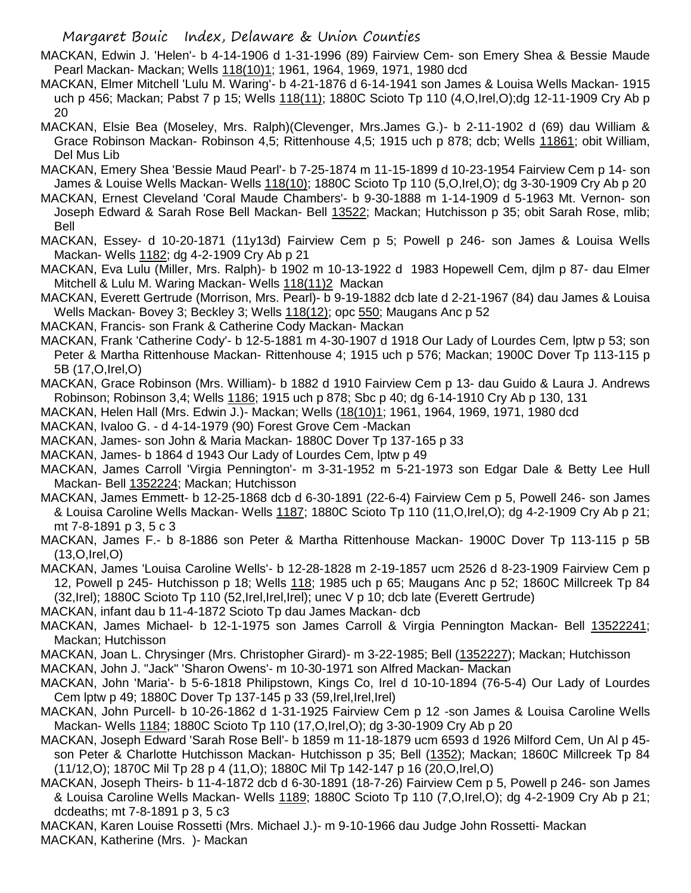MACKAN, Edwin J. 'Helen'- b 4-14-1906 d 1-31-1996 (89) Fairview Cem- son Emery Shea & Bessie Maude Pearl Mackan- Mackan; Wells 118(10)1; 1961, 1964, 1969, 1971, 1980 dcd

MACKAN, Elmer Mitchell 'Lulu M. Waring'- b 4-21-1876 d 6-14-1941 son James & Louisa Wells Mackan- 1915 uch p 456; Mackan; Pabst 7 p 15; Wells 118(11); 1880C Scioto Tp 110 (4,O,Irel,O);dg 12-11-1909 Cry Ab p 20

MACKAN, Elsie Bea (Moseley, Mrs. Ralph)(Clevenger, Mrs.James G.)- b 2-11-1902 d (69) dau William & Grace Robinson Mackan- Robinson 4,5; Rittenhouse 4,5; 1915 uch p 878; dcb; Wells 11861; obit William, Del Mus Lib

MACKAN, Emery Shea 'Bessie Maud Pearl'- b 7-25-1874 m 11-15-1899 d 10-23-1954 Fairview Cem p 14- son James & Louise Wells Mackan- Wells 118(10); 1880C Scioto Tp 110 (5,O,Irel,O); dg 3-30-1909 Cry Ab p 20

MACKAN, Ernest Cleveland 'Coral Maude Chambers'- b 9-30-1888 m 1-14-1909 d 5-1963 Mt. Vernon- son Joseph Edward & Sarah Rose Bell Mackan- Bell 13522; Mackan; Hutchisson p 35; obit Sarah Rose, mlib; Bell

MACKAN, Essey- d 10-20-1871 (11y13d) Fairview Cem p 5; Powell p 246- son James & Louisa Wells Mackan- Wells 1182; dg 4-2-1909 Cry Ab p 21

MACKAN, Eva Lulu (Miller, Mrs. Ralph)- b 1902 m 10-13-1922 d 1983 Hopewell Cem, djlm p 87- dau Elmer Mitchell & Lulu M. Waring Mackan- Wells 118(11)2 Mackan

MACKAN, Everett Gertrude (Morrison, Mrs. Pearl)- b 9-19-1882 dcb late d 2-21-1967 (84) dau James & Louisa Wells Mackan- Bovey 3; Beckley 3; Wells 118(12); opc 550; Maugans Anc p 52

MACKAN, Francis- son Frank & Catherine Cody Mackan- Mackan

MACKAN, Frank 'Catherine Cody'- b 12-5-1881 m 4-30-1907 d 1918 Our Lady of Lourdes Cem, lptw p 53; son Peter & Martha Rittenhouse Mackan- Rittenhouse 4; 1915 uch p 576; Mackan; 1900C Dover Tp 113-115 p 5B (17,O,Irel,O)

MACKAN, Grace Robinson (Mrs. William)- b 1882 d 1910 Fairview Cem p 13- dau Guido & Laura J. Andrews Robinson; Robinson 3,4; Wells 1186; 1915 uch p 878; Sbc p 40; dg 6-14-1910 Cry Ab p 130, 131

MACKAN, Helen Hall (Mrs. Edwin J.)- Mackan; Wells (18(10)1; 1961, 1964, 1969, 1971, 1980 dcd

MACKAN, Ivaloo G. - d 4-14-1979 (90) Forest Grove Cem -Mackan

MACKAN, James- son John & Maria Mackan- 1880C Dover Tp 137-165 p 33

MACKAN, James- b 1864 d 1943 Our Lady of Lourdes Cem, lptw p 49

MACKAN, James Carroll 'Virgia Pennington'- m 3-31-1952 m 5-21-1973 son Edgar Dale & Betty Lee Hull Mackan- Bell 1352224; Mackan; Hutchisson

MACKAN, James Emmett- b 12-25-1868 dcb d 6-30-1891 (22-6-4) Fairview Cem p 5, Powell 246- son James & Louisa Caroline Wells Mackan- Wells 1187; 1880C Scioto Tp 110 (11,O,Irel,O); dg 4-2-1909 Cry Ab p 21; mt 7-8-1891 p 3, 5 c 3

MACKAN, James F.- b 8-1886 son Peter & Martha Rittenhouse Mackan- 1900C Dover Tp 113-115 p 5B (13,O,Irel,O)

MACKAN, James 'Louisa Caroline Wells'- b 12-28-1828 m 2-19-1857 ucm 2526 d 8-23-1909 Fairview Cem p 12, Powell p 245- Hutchisson p 18; Wells 118; 1985 uch p 65; Maugans Anc p 52; 1860C Millcreek Tp 84 (32,Irel); 1880C Scioto Tp 110 (52,Irel,Irel,Irel); unec V p 10; dcb late (Everett Gertrude)

MACKAN, infant dau b 11-4-1872 Scioto Tp dau James Mackan- dcb

MACKAN, James Michael- b 12-1-1975 son James Carroll & Virgia Pennington Mackan- Bell 13522241; Mackan; Hutchisson

MACKAN, Joan L. Chrysinger (Mrs. Christopher Girard)- m 3-22-1985; Bell (1352227); Mackan; Hutchisson

MACKAN, John J. "Jack" 'Sharon Owens'- m 10-30-1971 son Alfred Mackan- Mackan

MACKAN, John 'Maria'- b 5-6-1818 Philipstown, Kings Co, Irel d 10-10-1894 (76-5-4) Our Lady of Lourdes Cem lptw p 49; 1880C Dover Tp 137-145 p 33 (59,Irel,Irel,Irel)

MACKAN, John Purcell- b 10-26-1862 d 1-31-1925 Fairview Cem p 12 -son James & Louisa Caroline Wells Mackan- Wells 1184; 1880C Scioto Tp 110 (17,O,Irel,O); dg 3-30-1909 Cry Ab p 20

MACKAN, Joseph Edward 'Sarah Rose Bell'- b 1859 m 11-18-1879 ucm 6593 d 1926 Milford Cem, Un Al p 45- son Peter & Charlotte Hutchisson Mackan- Hutchisson p 35; Bell (1352); Mackan; 1860C Millcreek Tp 84 (11/12,O); 1870C Mil Tp 28 p 4 (11,O); 1880C Mil Tp 142-147 p 16 (20,O,Irel,O)

MACKAN, Joseph Theirs- b 11-4-1872 dcb d 6-30-1891 (18-7-26) Fairview Cem p 5, Powell p 246- son James & Louisa Caroline Wells Mackan- Wells 1189; 1880C Scioto Tp 110 (7,O,Irel,O); dg 4-2-1909 Cry Ab p 21; dcdeaths; mt 7-8-1891 p 3, 5 c3

MACKAN, Karen Louise Rossetti (Mrs. Michael J.)- m 9-10-1966 dau Judge John Rossetti- Mackan

MACKAN, Katherine (Mrs. )- Mackan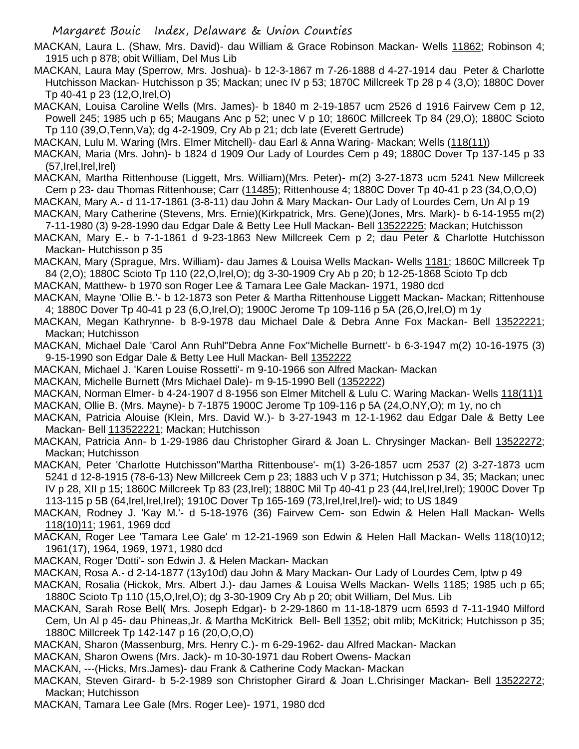MACKAN, Laura L. (Shaw, Mrs. David)- dau William & Grace Robinson Mackan- Wells 11862; Robinson 4; 1915 uch p 878; obit William, Del Mus Lib

MACKAN, Laura May (Sperrow, Mrs. Joshua)- b 12-3-1867 m 7-26-1888 d 4-27-1914 dau Peter & Charlotte Hutchisson Mackan- Hutchisson p 35; Mackan; unec IV p 53; 1870C Millcreek Tp 28 p 4 (3,O); 1880C Dover Tp 40-41 p 23 (12,O,Irel,O)

MACKAN, Louisa Caroline Wells (Mrs. James)- b 1840 m 2-19-1857 ucm 2526 d 1916 Fairvew Cem p 12, Powell 245; 1985 uch p 65; Maugans Anc p 52; unec V p 10; 1860C Millcreek Tp 84 (29,O); 1880C Scioto Tp 110 (39,O,Tenn,Va); dg 4-2-1909, Cry Ab p 21; dcb late (Everett Gertrude)

MACKAN, Lulu M. Waring (Mrs. Elmer Mitchell)- dau Earl & Anna Waring- Mackan; Wells (118(11))

MACKAN, Maria (Mrs. John)- b 1824 d 1909 Our Lady of Lourdes Cem p 49; 1880C Dover Tp 137-145 p 33 (57,Irel,Irel,Irel)

MACKAN, Martha Rittenhouse (Liggett, Mrs. William)(Mrs. Peter)- m(2) 3-27-1873 ucm 5241 New Millcreek Cem p 23- dau Thomas Rittenhouse; Carr (11485); Rittenhouse 4; 1880C Dover Tp 40-41 p 23 (34,O,O,O)

MACKAN, Mary A.- d 11-17-1861 (3-8-11) dau John & Mary Mackan- Our Lady of Lourdes Cem, Un Al p 19

MACKAN, Mary Catherine (Stevens, Mrs. Ernie)(Kirkpatrick, Mrs. Gene)(Jones, Mrs. Mark)- b 6-14-1955 m(2) 7-11-1980 (3) 9-28-1990 dau Edgar Dale & Betty Lee Hull Mackan- Bell 13522225; Mackan; Hutchisson

MACKAN, Mary E.- b 7-1-1861 d 9-23-1863 New Millcreek Cem p 2; dau Peter & Charlotte Hutchisson Mackan- Hutchisson p 35

MACKAN, Mary (Sprague, Mrs. William)- dau James & Louisa Wells Mackan- Wells 1181; 1860C Millcreek Tp 84 (2,O); 1880C Scioto Tp 110 (22,O,Irel,O); dg 3-30-1909 Cry Ab p 20; b 12-25-1868 Scioto Tp dcb

MACKAN, Matthew- b 1970 son Roger Lee & Tamara Lee Gale Mackan- 1971, 1980 dcd

MACKAN, Mayne 'Ollie B.'- b 12-1873 son Peter & Martha Rittenhouse Liggett Mackan- Mackan; Rittenhouse 4; 1880C Dover Tp 40-41 p 23 (6,O,Irel,O); 1900C Jerome Tp 109-116 p 5A (26,O,Irel,O) m 1y

MACKAN, Megan Kathrynne- b 8-9-1978 dau Michael Dale & Debra Anne Fox Mackan- Bell 13522221; Mackan; Hutchisson

MACKAN, Michael Dale 'Carol Ann Ruhl''Debra Anne Fox''Michelle Burnett'- b 6-3-1947 m(2) 10-16-1975 (3) 9-15-1990 son Edgar Dale & Betty Lee Hull Mackan- Bell 1352222

MACKAN, Michael J. 'Karen Louise Rossetti'- m 9-10-1966 son Alfred Mackan- Mackan

MACKAN, Michelle Burnett (Mrs Michael Dale)- m 9-15-1990 Bell (1352222)

MACKAN, Norman Elmer- b 4-24-1907 d 8-1956 son Elmer Mitchell & Lulu C. Waring Mackan- Wells 118(11)1

MACKAN, Ollie B. (Mrs. Mayne)- b 7-1875 1900C Jerome Tp 109-116 p 5A (24,O,NY,O); m 1y, no ch

MACKAN, Patricia Alouise (Klein, Mrs. David W.)- b 3-27-1943 m 12-1-1962 dau Edgar Dale & Betty Lee Mackan- Bell 113522221; Mackan; Hutchisson

MACKAN, Patricia Ann- b 1-29-1986 dau Christopher Girard & Joan L. Chrysinger Mackan- Bell 13522272; Mackan; Hutchisson

MACKAN, Peter 'Charlotte Hutchisson''Martha Rittenbouse'- m(1) 3-26-1857 ucm 2537 (2) 3-27-1873 ucm 5241 d 12-8-1915 (78-6-13) New Millcreek Cem p 23; 1883 uch V p 371; Hutchisson p 34, 35; Mackan; unec IV p 28, XII p 15; 1860C Millcreek Tp 83 (23,Irel); 1880C Mil Tp 40-41 p 23 (44,Irel,Irel,Irel); 1900C Dover Tp 113-115 p 5B (64,Irel,Irel,Irel); 1910C Dover Tp 165-169 (73,Irel,Irel,Irel)- wid; to US 1849

MACKAN, Rodney J. 'Kay M.'- d 5-18-1976 (36) Fairvew Cem- son Edwin & Helen Hall Mackan- Wells 118(10)11; 1961, 1969 dcd

MACKAN, Roger Lee 'Tamara Lee Gale' m 12-21-1969 son Edwin & Helen Hall Mackan- Wells 118(10)12; 1961(17), 1964, 1969, 1971, 1980 dcd

MACKAN, Roger 'Dotti'- son Edwin J. & Helen Mackan- Mackan

MACKAN, Rosa A.- d 2-14-1877 (13y10d) dau John & Mary Mackan- Our Lady of Lourdes Cem, lptw p 49

MACKAN, Rosalia (Hickok, Mrs. Albert J.)- dau James & Louisa Wells Mackan- Wells 1185; 1985 uch p 65; 1880C Scioto Tp 110 (15,O,Irel,O); dg 3-30-1909 Cry Ab p 20; obit William, Del Mus. Lib

MACKAN, Sarah Rose Bell( Mrs. Joseph Edgar)- b 2-29-1860 m 11-18-1879 ucm 6593 d 7-11-1940 Milford Cem, Un Al p 45- dau Phineas,Jr. & Martha McKitrick Bell- Bell 1352; obit mlib; McKitrick; Hutchisson p 35; 1880C Millcreek Tp 142-147 p 16 (20,O,O,O)

MACKAN, Sharon (Massenburg, Mrs. Henry C.)- m 6-29-1962- dau Alfred Mackan- Mackan

MACKAN, Sharon Owens (Mrs. Jack)- m 10-30-1971 dau Robert Owens- Mackan

MACKAN, ---(Hicks, Mrs.James)- dau Frank & Catherine Cody Mackan- Mackan

MACKAN, Steven Girard- b 5-2-1989 son Christopher Girard & Joan L.Chrisinger Mackan- Bell 13522272; Mackan; Hutchisson

MACKAN, Tamara Lee Gale (Mrs. Roger Lee)- 1971, 1980 dcd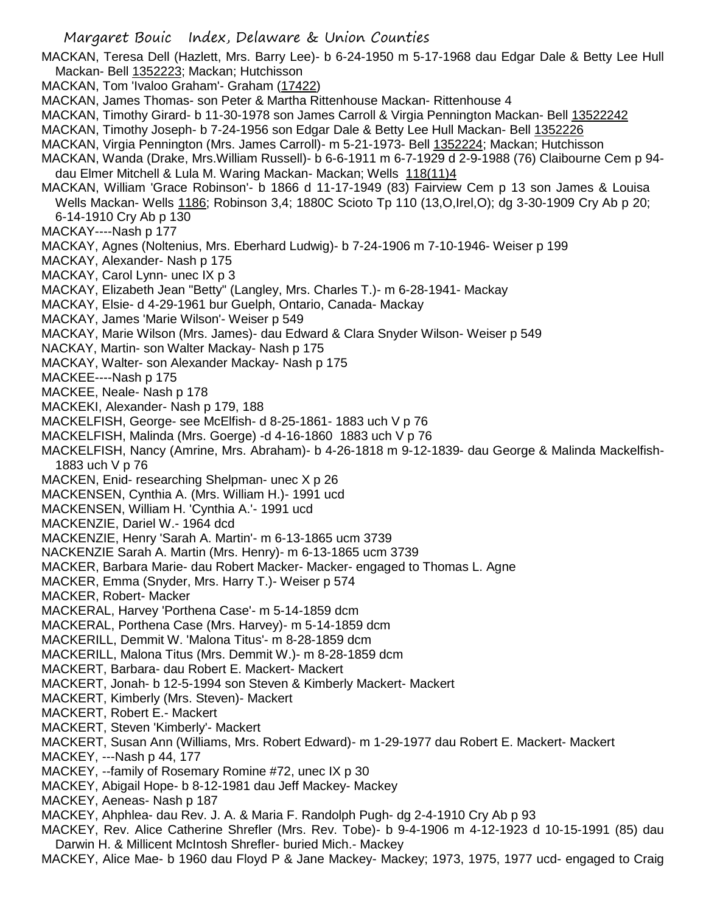MACKAN, Teresa Dell (Hazlett, Mrs. Barry Lee)- b 6-24-1950 m 5-17-1968 dau Edgar Dale & Betty Lee Hull Mackan- Bell 1352223; Mackan; Hutchisson

MACKAN, Tom 'Ivaloo Graham'- Graham (17422)

MACKAN, James Thomas- son Peter & Martha Rittenhouse Mackan- Rittenhouse 4

MACKAN, Timothy Girard- b 11-30-1978 son James Carroll & Virgia Pennington Mackan- Bell 13522242

MACKAN, Timothy Joseph- b 7-24-1956 son Edgar Dale & Betty Lee Hull Mackan- Bell 1352226

MACKAN, Virgia Pennington (Mrs. James Carroll)- m 5-21-1973- Bell 1352224; Mackan; Hutchisson

MACKAN, Wanda (Drake, Mrs.William Russell)- b 6-6-1911 m 6-7-1929 d 2-9-1988 (76) Claibourne Cem p 94- dau Elmer Mitchell & Lula M. Waring Mackan- Mackan; Wells 118(11)4

MACKAN, William 'Grace Robinson'- b 1866 d 11-17-1949 (83) Fairview Cem p 13 son James & Louisa Wells Mackan- Wells 1186; Robinson 3,4; 1880C Scioto Tp 110 (13,O,Irel,O); dg 3-30-1909 Cry Ab p 20; 6-14-1910 Cry Ab p 130

MACKAY----Nash p 177

MACKAY, Agnes (Noltenius, Mrs. Eberhard Ludwig)- b 7-24-1906 m 7-10-1946- Weiser p 199

MACKAY, Alexander- Nash p 175

MACKAY, Carol Lynn- unec IX p 3

MACKAY, Elizabeth Jean "Betty" (Langley, Mrs. Charles T.)- m 6-28-1941- Mackay

MACKAY, Elsie- d 4-29-1961 bur Guelph, Ontario, Canada- Mackay

MACKAY, James 'Marie Wilson'- Weiser p 549

MACKAY, Marie Wilson (Mrs. James)- dau Edward & Clara Snyder Wilson- Weiser p 549

NACKAY, Martin- son Walter Mackay- Nash p 175

MACKAY, Walter- son Alexander Mackay- Nash p 175

MACKEE----Nash p 175

MACKEE, Neale- Nash p 178

MACKEKI, Alexander- Nash p 179, 188

MACKELFISH, George- see McElfish- d 8-25-1861- 1883 uch V p 76

MACKELFISH, Malinda (Mrs. Goerge) -d 4-16-1860 1883 uch V p 76

MACKELFISH, Nancy (Amrine, Mrs. Abraham)- b 4-26-1818 m 9-12-1839- dau George & Malinda Mackelfish- 1883 uch V p 76

MACKEN, Enid- researching Shelpman- unec X p 26

MACKENSEN, Cynthia A. (Mrs. William H.)- 1991 ucd

MACKENSEN, William H. 'Cynthia A.'- 1991 ucd

MACKENZIE, Dariel W.- 1964 dcd

MACKENZIE, Henry 'Sarah A. Martin'- m 6-13-1865 ucm 3739

NACKENZIE Sarah A. Martin (Mrs. Henry)- m 6-13-1865 ucm 3739

MACKER, Barbara Marie- dau Robert Macker- Macker- engaged to Thomas L. Agne

MACKER, Emma (Snyder, Mrs. Harry T.)- Weiser p 574

MACKER, Robert- Macker

MACKERAL, Harvey 'Porthena Case'- m 5-14-1859 dcm

MACKERAL, Porthena Case (Mrs. Harvey)- m 5-14-1859 dcm

MACKERILL, Demmit W. 'Malona Titus'- m 8-28-1859 dcm

MACKERILL, Malona Titus (Mrs. Demmit W.)- m 8-28-1859 dcm

MACKERT, Barbara- dau Robert E. Mackert- Mackert

MACKERT, Jonah- b 12-5-1994 son Steven & Kimberly Mackert- Mackert

MACKERT, Kimberly (Mrs. Steven)- Mackert

MACKERT, Robert E.- Mackert

MACKERT, Steven 'Kimberly'- Mackert

MACKERT, Susan Ann (Williams, Mrs. Robert Edward)- m 1-29-1977 dau Robert E. Mackert- Mackert

MACKEY, ---Nash p 44, 177

MACKEY, --family of Rosemary Romine #72, unec IX p 30

MACKEY, Abigail Hope- b 8-12-1981 dau Jeff Mackey- Mackey

MACKEY, Aeneas- Nash p 187

MACKEY, Ahphlea- dau Rev. J. A. & Maria F. Randolph Pugh- dg 2-4-1910 Cry Ab p 93

MACKEY, Rev. Alice Catherine Shrefler (Mrs. Rev. Tobe)- b 9-4-1906 m 4-12-1923 d 10-15-1991 (85) dau Darwin H. & Millicent McIntosh Shrefler- buried Mich.- Mackey

MACKEY, Alice Mae- b 1960 dau Floyd P & Jane Mackey- Mackey; 1973, 1975, 1977 ucd- engaged to Craig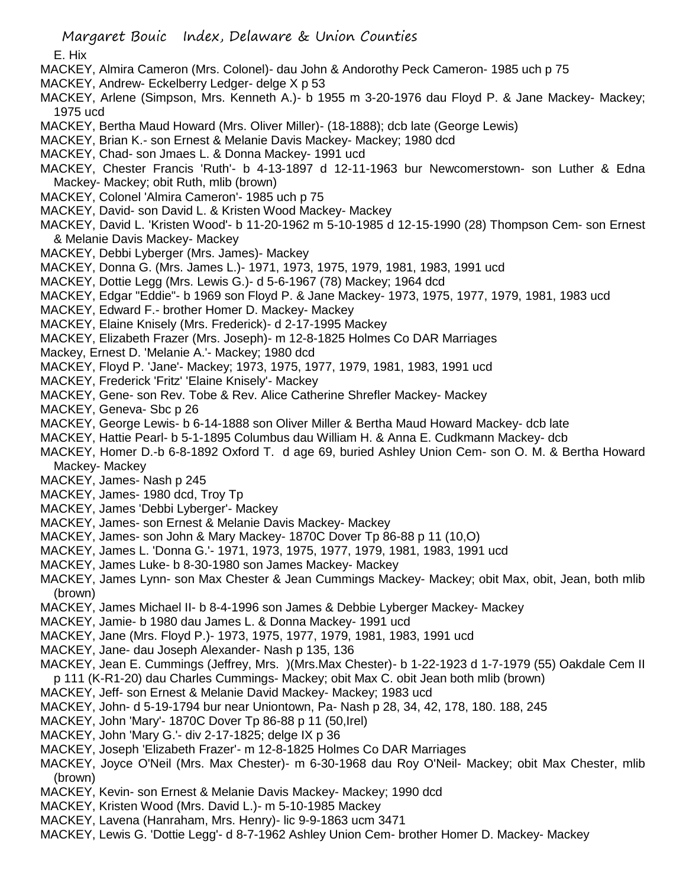E. Hix

MACKEY, Almira Cameron (Mrs. Colonel)- dau John & Andorothy Peck Cameron- 1985 uch p 75

MACKEY, Andrew- Eckelberry Ledger- delge X p 53

MACKEY, Arlene (Simpson, Mrs. Kenneth A.)- b 1955 m 3-20-1976 dau Floyd P. & Jane Mackey- Mackey; 1975 ucd

MACKEY, Bertha Maud Howard (Mrs. Oliver Miller)- (18-1888); dcb late (George Lewis)

MACKEY, Brian K.- son Ernest & Melanie Davis Mackey- Mackey; 1980 dcd

MACKEY, Chad- son Jmaes L. & Donna Mackey- 1991 ucd

MACKEY, Chester Francis 'Ruth'- b 4-13-1897 d 12-11-1963 bur Newcomerstown- son Luther & Edna Mackey- Mackey; obit Ruth, mlib (brown)

MACKEY, Colonel 'Almira Cameron'- 1985 uch p 75

MACKEY, David- son David L. & Kristen Wood Mackey- Mackey

MACKEY, David L. 'Kristen Wood'- b 11-20-1962 m 5-10-1985 d 12-15-1990 (28) Thompson Cem- son Ernest & Melanie Davis Mackey- Mackey

MACKEY, Debbi Lyberger (Mrs. James)- Mackey

MACKEY, Donna G. (Mrs. James L.)- 1971, 1973, 1975, 1979, 1981, 1983, 1991 ucd

MACKEY, Dottie Legg (Mrs. Lewis G.)- d 5-6-1967 (78) Mackey; 1964 dcd

MACKEY, Edgar "Eddie"- b 1969 son Floyd P. & Jane Mackey- 1973, 1975, 1977, 1979, 1981, 1983 ucd

MACKEY, Edward F.- brother Homer D. Mackey- Mackey

MACKEY, Elaine Knisely (Mrs. Frederick)- d 2-17-1995 Mackey

MACKEY, Elizabeth Frazer (Mrs. Joseph)- m 12-8-1825 Holmes Co DAR Marriages

Mackey, Ernest D. 'Melanie A.'- Mackey; 1980 dcd

MACKEY, Floyd P. 'Jane'- Mackey; 1973, 1975, 1977, 1979, 1981, 1983, 1991 ucd

MACKEY, Frederick 'Fritz' 'Elaine Knisely'- Mackey

MACKEY, Gene- son Rev. Tobe & Rev. Alice Catherine Shrefler Mackey- Mackey

MACKEY, Geneva- Sbc p 26

MACKEY, George Lewis- b 6-14-1888 son Oliver Miller & Bertha Maud Howard Mackey- dcb late

MACKEY, Hattie Pearl- b 5-1-1895 Columbus dau William H. & Anna E. Cudkmann Mackey- dcb

MACKEY, Homer D.-b 6-8-1892 Oxford T. d age 69, buried Ashley Union Cem- son O. M. & Bertha Howard Mackey- Mackey

MACKEY, James- Nash p 245

MACKEY, James- 1980 dcd, Troy Tp

MACKEY, James 'Debbi Lyberger'- Mackey

MACKEY, James- son Ernest & Melanie Davis Mackey- Mackey

MACKEY, James- son John & Mary Mackey- 1870C Dover Tp 86-88 p 11 (10,O)

MACKEY, James L. 'Donna G.'- 1971, 1973, 1975, 1977, 1979, 1981, 1983, 1991 ucd

MACKEY, James Luke- b 8-30-1980 son James Mackey- Mackey

MACKEY, James Lynn- son Max Chester & Jean Cummings Mackey- Mackey; obit Max, obit, Jean, both mlib (brown)

MACKEY, James Michael II- b 8-4-1996 son James & Debbie Lyberger Mackey- Mackey

MACKEY, Jamie- b 1980 dau James L. & Donna Mackey- 1991 ucd

MACKEY, Jane (Mrs. Floyd P.)- 1973, 1975, 1977, 1979, 1981, 1983, 1991 ucd

MACKEY, Jane- dau Joseph Alexander- Nash p 135, 136

MACKEY, Jean E. Cummings (Jeffrey, Mrs. )(Mrs.Max Chester)- b 1-22-1923 d 1-7-1979 (55) Oakdale Cem II p 111 (K-R1-20) dau Charles Cummings- Mackey; obit Max C. obit Jean both mlib (brown)

MACKEY, Jeff- son Ernest & Melanie David Mackey- Mackey; 1983 ucd

MACKEY, John- d 5-19-1794 bur near Uniontown, Pa- Nash p 28, 34, 42, 178, 180. 188, 245

MACKEY, John 'Mary'- 1870C Dover Tp 86-88 p 11 (50,Irel)

MACKEY, John 'Mary G.'- div 2-17-1825; delge IX p 36

MACKEY, Joseph 'Elizabeth Frazer'- m 12-8-1825 Holmes Co DAR Marriages

MACKEY, Joyce O'Neil (Mrs. Max Chester)- m 6-30-1968 dau Roy O'Neil- Mackey; obit Max Chester, mlib (brown)

MACKEY, Kevin- son Ernest & Melanie Davis Mackey- Mackey; 1990 dcd

MACKEY, Kristen Wood (Mrs. David L.)- m 5-10-1985 Mackey

MACKEY, Lavena (Hanraham, Mrs. Henry)- lic 9-9-1863 ucm 3471

MACKEY, Lewis G. 'Dottie Legg'- d 8-7-1962 Ashley Union Cem- brother Homer D. Mackey- Mackey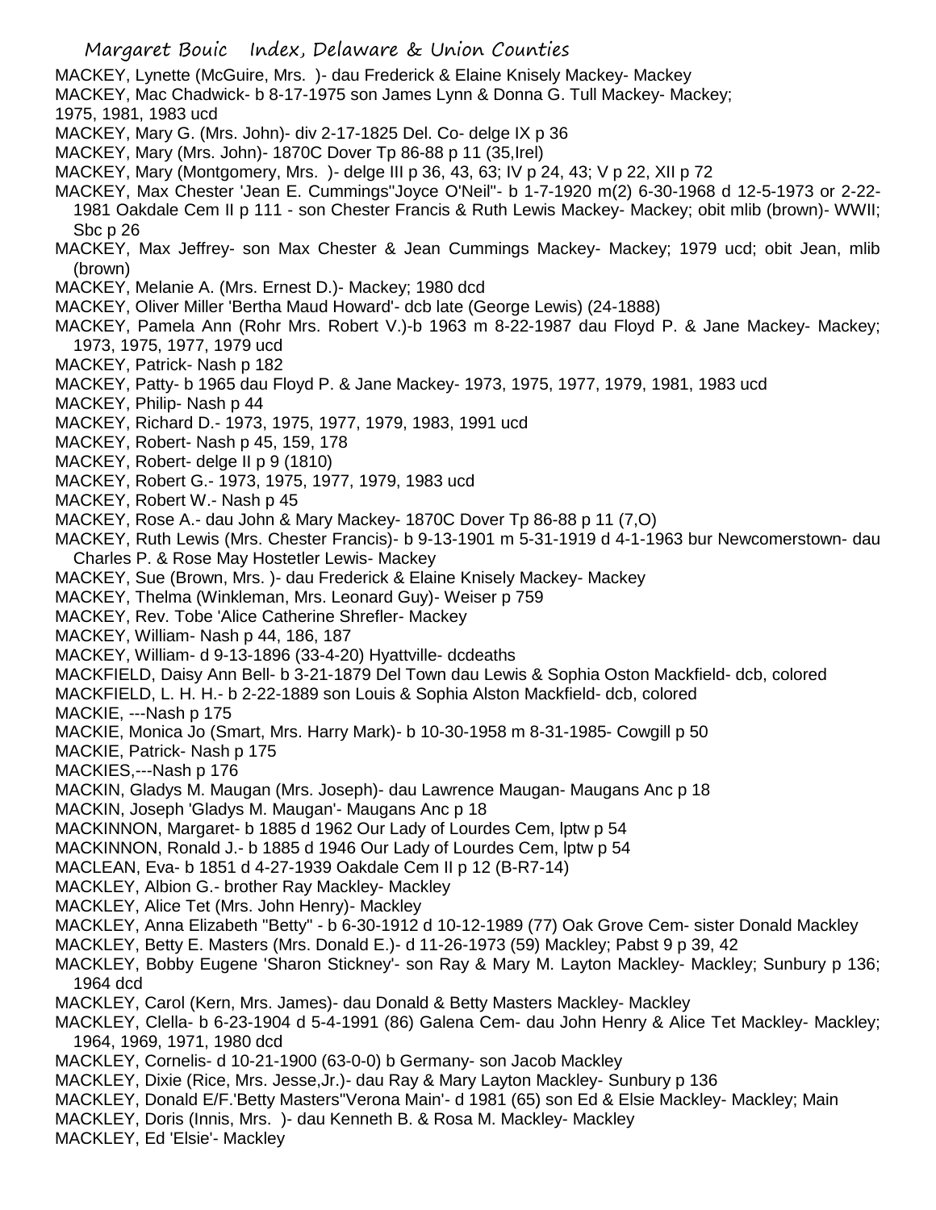MACKEY, Lynette (McGuire, Mrs. )- dau Frederick & Elaine Knisely Mackey- Mackey

MACKEY, Mac Chadwick- b 8-17-1975 son James Lynn & Donna G. Tull Mackey- Mackey; 1975, 1981, 1983 ucd

MACKEY, Mary G. (Mrs. John)- div 2-17-1825 Del. Co- delge IX p 36

MACKEY, Mary (Mrs. John)- 1870C Dover Tp 86-88 p 11 (35,Irel)

MACKEY, Mary (Montgomery, Mrs. )- delge III p 36, 43, 63; IV p 24, 43; V p 22, XII p 72

MACKEY, Max Chester 'Jean E. Cummings''Joyce O'Neil''- b 1-7-1920 m(2) 6-30-1968 d 12-5-1973 or 2-22-1981 Oakdale Cem II p 111 - son Chester Francis & Ruth Lewis Mackey- Mackey; obit mlib (brown)- WWII; Sbc p 26

MACKEY, Max Jeffrey- son Max Chester & Jean Cummings Mackey- Mackey; 1979 ucd; obit Jean, mlib (brown)

MACKEY, Melanie A. (Mrs. Ernest D.)- Mackey; 1980 dcd

MACKEY, Oliver Miller 'Bertha Maud Howard'- dcb late (George Lewis) (24-1888)

MACKEY, Pamela Ann (Rohr Mrs. Robert V.)-b 1963 m 8-22-1987 dau Floyd P. & Jane Mackey- Mackey; 1973, 1975, 1977, 1979 ucd

MACKEY, Patrick- Nash p 182

MACKEY, Patty- b 1965 dau Floyd P. & Jane Mackey- 1973, 1975, 1977, 1979, 1981, 1983 ucd

MACKEY, Philip- Nash p 44

MACKEY, Richard D.- 1973, 1975, 1977, 1979, 1983, 1991 ucd

MACKEY, Robert- Nash p 45, 159, 178

MACKEY, Robert- delge II p 9 (1810)

MACKEY, Robert G.- 1973, 1975, 1977, 1979, 1983 ucd

MACKEY, Robert W.- Nash p 45

MACKEY, Rose A.- dau John & Mary Mackey- 1870C Dover Tp 86-88 p 11 (7,O)

MACKEY, Ruth Lewis (Mrs. Chester Francis)- b 9-13-1901 m 5-31-1919 d 4-1-1963 bur Newcomerstown- dau Charles P. & Rose May Hostetler Lewis- Mackey

MACKEY, Sue (Brown, Mrs. )- dau Frederick & Elaine Knisely Mackey- Mackey

MACKEY, Thelma (Winkleman, Mrs. Leonard Guy)- Weiser p 759

MACKEY, Rev. Tobe 'Alice Catherine Shrefler- Mackey

MACKEY, William- Nash p 44, 186, 187

MACKEY, William- d 9-13-1896 (33-4-20) Hyattville- dcdeaths

MACKFIELD, Daisy Ann Bell- b 3-21-1879 Del Town dau Lewis & Sophia Oston Mackfield- dcb, colored

MACKFIELD, L. H. H.- b 2-22-1889 son Louis & Sophia Alston Mackfield- dcb, colored

MACKIE, ---Nash p 175

MACKIE, Monica Jo (Smart, Mrs. Harry Mark)- b 10-30-1958 m 8-31-1985- Cowgill p 50

MACKIE, Patrick- Nash p 175

MACKIES,---Nash p 176

MACKIN, Gladys M. Maugan (Mrs. Joseph)- dau Lawrence Maugan- Maugans Anc p 18

MACKIN, Joseph 'Gladys M. Maugan'- Maugans Anc p 18

MACKINNON, Margaret- b 1885 d 1962 Our Lady of Lourdes Cem, lptw p 54

MACKINNON, Ronald J.- b 1885 d 1946 Our Lady of Lourdes Cem, lptw p 54

MACLEAN, Eva- b 1851 d 4-27-1939 Oakdale Cem II p 12 (B-R7-14)

MACKLEY, Albion G.- brother Ray Mackley- Mackley

MACKLEY, Alice Tet (Mrs. John Henry)- Mackley

MACKLEY, Anna Elizabeth "Betty" - b 6-30-1912 d 10-12-1989 (77) Oak Grove Cem- sister Donald Mackley

MACKLEY, Betty E. Masters (Mrs. Donald E.)- d 11-26-1973 (59) Mackley; Pabst 9 p 39, 42

MACKLEY, Bobby Eugene 'Sharon Stickney'- son Ray & Mary M. Layton Mackley- Mackley; Sunbury p 136; 1964 dcd

MACKLEY, Carol (Kern, Mrs. James)- dau Donald & Betty Masters Mackley- Mackley

MACKLEY, Clella- b 6-23-1904 d 5-4-1991 (86) Galena Cem- dau John Henry & Alice Tet Mackley- Mackley; 1964, 1969, 1971, 1980 dcd

MACKLEY, Cornelis- d 10-21-1900 (63-0-0) b Germany- son Jacob Mackley

MACKLEY, Dixie (Rice, Mrs. Jesse,Jr.)- dau Ray & Mary Layton Mackley- Sunbury p 136

MACKLEY, Donald E/F.'Betty Masters''Verona Main'- d 1981 (65) son Ed & Elsie Mackley- Mackley; Main

MACKLEY, Doris (Innis, Mrs. )- dau Kenneth B. & Rosa M. Mackley- Mackley

MACKLEY, Ed 'Elsie'- Mackley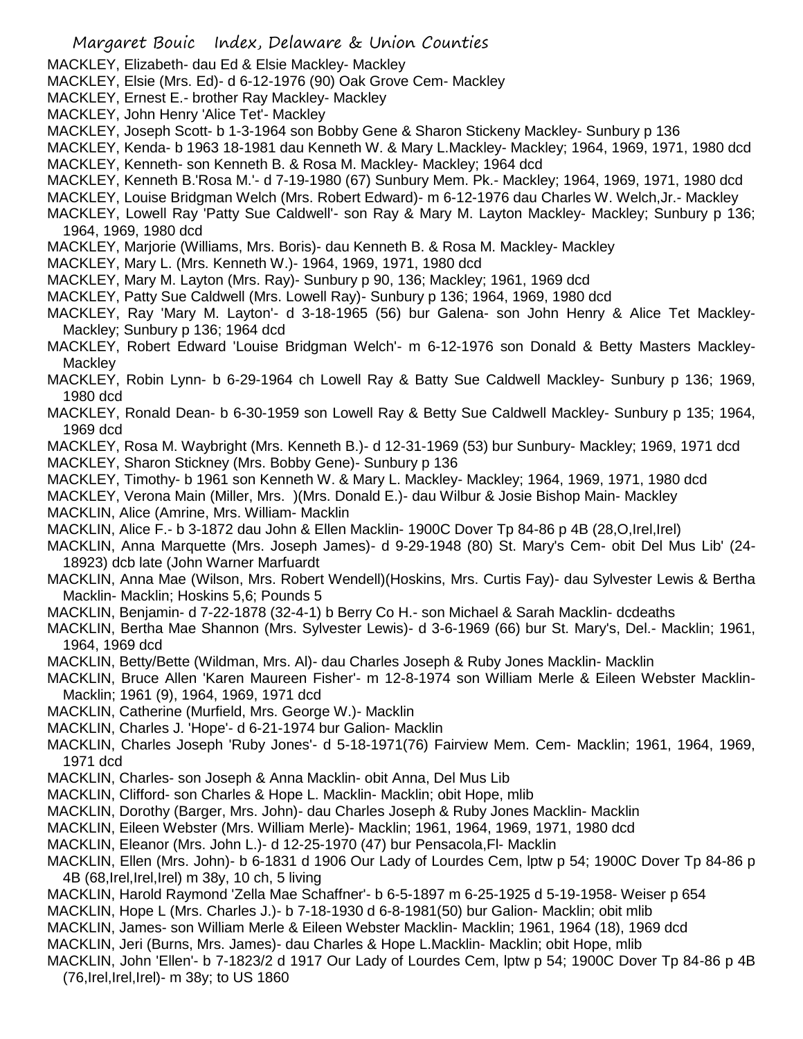MACKLEY, Elizabeth- dau Ed & Elsie Mackley- Mackley
MACKLEY, Elsie (Mrs. Ed)- d 6-12-1976 (90) Oak Grove Cem- Mackley
MACKLEY, Ernest E.- brother Ray Mackley- Mackley
MACKLEY, John Henry 'Alice Tet'- Mackley
MACKLEY, Joseph Scott- b 1-3-1964 son Bobby Gene & Sharon Stickeny Mackley- Sunbury p 136
MACKLEY, Kenda- b 1963 18-1981 dau Kenneth W. & Mary L.Mackley- Mackley; 1964, 1969, 1971, 1980 dcd
MACKLEY, Kenneth- son Kenneth B. & Rosa M. Mackley- Mackley; 1964 dcd
MACKLEY, Kenneth B.'Rosa M.'- d 7-19-1980 (67) Sunbury Mem. Pk.- Mackley; 1964, 1969, 1971, 1980 dcd
MACKLEY, Louise Bridgman Welch (Mrs. Robert Edward)- m 6-12-1976 dau Charles W. Welch,Jr.- Mackley
MACKLEY, Lowell Ray 'Patty Sue Caldwell'- son Ray & Mary M. Layton Mackley- Mackley; Sunbury p 136; 1964, 1969, 1980 dcd
MACKLEY, Marjorie (Williams, Mrs. Boris)- dau Kenneth B. & Rosa M. Mackley- Mackley
MACKLEY, Mary L. (Mrs. Kenneth W.)- 1964, 1969, 1971, 1980 dcd
MACKLEY, Mary M. Layton (Mrs. Ray)- Sunbury p 90, 136; Mackley; 1961, 1969 dcd
MACKLEY, Patty Sue Caldwell (Mrs. Lowell Ray)- Sunbury p 136; 1964, 1969, 1980 dcd
MACKLEY, Ray 'Mary M. Layton'- d 3-18-1965 (56) bur Galena- son John Henry & Alice Tet Mackley- Mackley; Sunbury p 136; 1964 dcd
MACKLEY, Robert Edward 'Louise Bridgman Welch'- m 6-12-1976 son Donald & Betty Masters Mackley- Mackley
MACKLEY, Robin Lynn- b 6-29-1964 ch Lowell Ray & Batty Sue Caldwell Mackley- Sunbury p 136; 1969, 1980 dcd
MACKLEY, Ronald Dean- b 6-30-1959 son Lowell Ray & Betty Sue Caldwell Mackley- Sunbury p 135; 1964, 1969 dcd
MACKLEY, Rosa M. Waybright (Mrs. Kenneth B.)- d 12-31-1969 (53) bur Sunbury- Mackley; 1969, 1971 dcd
MACKLEY, Sharon Stickney (Mrs. Bobby Gene)- Sunbury p 136
MACKLEY, Timothy- b 1961 son Kenneth W. & Mary L. Mackley- Mackley; 1964, 1969, 1971, 1980 dcd
MACKLEY, Verona Main (Miller, Mrs. )(Mrs. Donald E.)- dau Wilbur & Josie Bishop Main- Mackley
MACKLIN, Alice (Amrine, Mrs. William- Macklin
MACKLIN, Alice F.- b 3-1872 dau John & Ellen Macklin- 1900C Dover Tp 84-86 p 4B (28,O,Irel,Irel)
MACKLIN, Anna Marquette (Mrs. Joseph James)- d 9-29-1948 (80) St. Mary's Cem- obit Del Mus Lib' (24-18923) dcb late (John Warner Marfuardt
MACKLIN, Anna Mae (Wilson, Mrs. Robert Wendell)(Hoskins, Mrs. Curtis Fay)- dau Sylvester Lewis & Bertha Macklin- Macklin; Hoskins 5,6; Pounds 5
MACKLIN, Benjamin- d 7-22-1878 (32-4-1) b Berry Co H.- son Michael & Sarah Macklin- dcdeaths
MACKLIN, Bertha Mae Shannon (Mrs. Sylvester Lewis)- d 3-6-1969 (66) bur St. Mary's, Del.- Macklin; 1961, 1964, 1969 dcd
MACKLIN, Betty/Bette (Wildman, Mrs. Al)- dau Charles Joseph & Ruby Jones Macklin- Macklin
MACKLIN, Bruce Allen 'Karen Maureen Fisher'- m 12-8-1974 son William Merle & Eileen Webster Macklin- Macklin; 1961 (9), 1964, 1969, 1971 dcd
MACKLIN, Catherine (Murfield, Mrs. George W.)- Macklin
MACKLIN, Charles J. 'Hope'- d 6-21-1974 bur Galion- Macklin
MACKLIN, Charles Joseph 'Ruby Jones'- d 5-18-1971(76) Fairview Mem. Cem- Macklin; 1961, 1964, 1969, 1971 dcd
MACKLIN, Charles- son Joseph & Anna Macklin- obit Anna, Del Mus Lib
MACKLIN, Clifford- son Charles & Hope L. Macklin- Macklin; obit Hope, mlib
MACKLIN, Dorothy (Barger, Mrs. John)- dau Charles Joseph & Ruby Jones Macklin- Macklin
MACKLIN, Eileen Webster (Mrs. William Merle)- Macklin; 1961, 1964, 1969, 1971, 1980 dcd
MACKLIN, Eleanor (Mrs. John L.)- d 12-25-1970 (47) bur Pensacola,Fl- Macklin
MACKLIN, Ellen (Mrs. John)- b 6-1831 d 1906 Our Lady of Lourdes Cem, lptw p 54; 1900C Dover Tp 84-86 p 4B (68,Irel,Irel,Irel) m 38y, 10 ch, 5 living
MACKLIN, Harold Raymond 'Zella Mae Schaffner'- b 6-5-1897 m 6-25-1925 d 5-19-1958- Weiser p 654
MACKLIN, Hope L (Mrs. Charles J.)- b 7-18-1930 d 6-8-1981(50) bur Galion- Macklin; obit mlib
MACKLIN, James- son William Merle & Eileen Webster Macklin- Macklin; 1961, 1964 (18), 1969 dcd
MACKLIN, Jeri (Burns, Mrs. James)- dau Charles & Hope L.Macklin- Macklin; obit Hope, mlib
MACKLIN, John 'Ellen'- b 7-1823/2 d 1917 Our Lady of Lourdes Cem, lptw p 54; 1900C Dover Tp 84-86 p 4B (76,Irel,Irel,Irel)- m 38y; to US 1860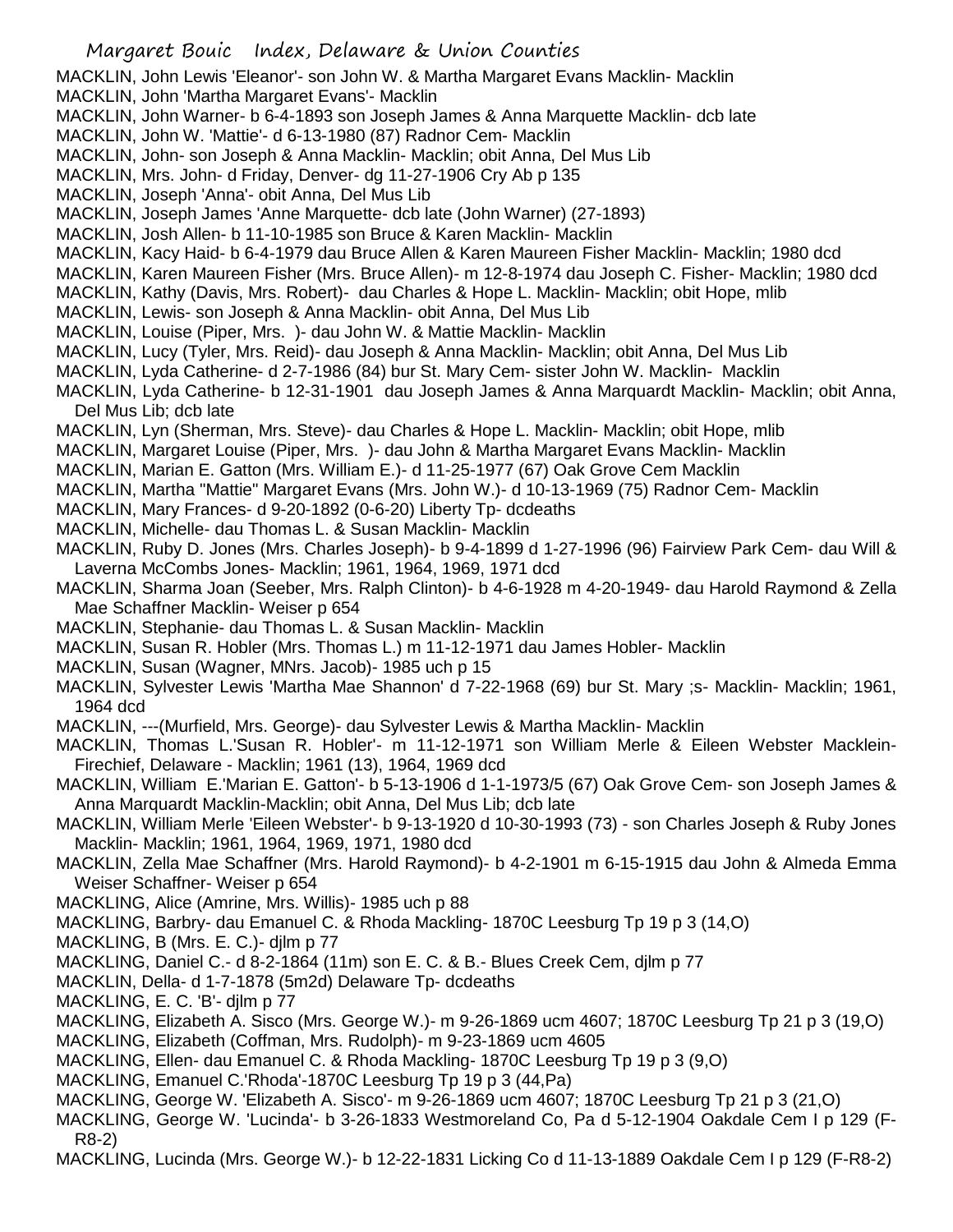MACKLIN, John Lewis 'Eleanor'- son John W. & Martha Margaret Evans Macklin- Macklin
MACKLIN, John 'Martha Margaret Evans'- Macklin
MACKLIN, John Warner- b 6-4-1893 son Joseph James & Anna Marquette Macklin- dcb late
MACKLIN, John W. 'Mattie'- d 6-13-1980 (87) Radnor Cem- Macklin
MACKLIN, John- son Joseph & Anna Macklin- Macklin; obit Anna, Del Mus Lib
MACKLIN, Mrs. John- d Friday, Denver- dg 11-27-1906 Cry Ab p 135
MACKLIN, Joseph 'Anna'- obit Anna, Del Mus Lib
MACKLIN, Joseph James 'Anne Marquette- dcb late (John Warner) (27-1893)
MACKLIN, Josh Allen- b 11-10-1985 son Bruce & Karen Macklin- Macklin
MACKLIN, Kacy Haid- b 6-4-1979 dau Bruce Allen & Karen Maureen Fisher Macklin- Macklin; 1980 dcd
MACKLIN, Karen Maureen Fisher (Mrs. Bruce Allen)- m 12-8-1974 dau Joseph C. Fisher- Macklin; 1980 dcd
MACKLIN, Kathy (Davis, Mrs. Robert)- dau Charles & Hope L. Macklin- Macklin; obit Hope, mlib
MACKLIN, Lewis- son Joseph & Anna Macklin- obit Anna, Del Mus Lib
MACKLIN, Louise (Piper, Mrs. )- dau John W. & Mattie Macklin- Macklin
MACKLIN, Lucy (Tyler, Mrs. Reid)- dau Joseph & Anna Macklin- Macklin; obit Anna, Del Mus Lib
MACKLIN, Lyda Catherine- d 2-7-1986 (84) bur St. Mary Cem- sister John W. Macklin- Macklin
MACKLIN, Lyda Catherine- b 12-31-1901 dau Joseph James & Anna Marquardt Macklin- Macklin; obit Anna, Del Mus Lib; dcb late
MACKLIN, Lyn (Sherman, Mrs. Steve)- dau Charles & Hope L. Macklin- Macklin; obit Hope, mlib
MACKLIN, Margaret Louise (Piper, Mrs. )- dau John & Martha Margaret Evans Macklin- Macklin
MACKLIN, Marian E. Gatton (Mrs. William E.)- d 11-25-1977 (67) Oak Grove Cem Macklin
MACKLIN, Martha "Mattie" Margaret Evans (Mrs. John W.)- d 10-13-1969 (75) Radnor Cem- Macklin
MACKLIN, Mary Frances- d 9-20-1892 (0-6-20) Liberty Tp- dcdeaths
MACKLIN, Michelle- dau Thomas L. & Susan Macklin- Macklin
MACKLIN, Ruby D. Jones (Mrs. Charles Joseph)- b 9-4-1899 d 1-27-1996 (96) Fairview Park Cem- dau Will & Laverna McCombs Jones- Macklin; 1961, 1964, 1969, 1971 dcd
MACKLIN, Sharma Joan (Seeber, Mrs. Ralph Clinton)- b 4-6-1928 m 4-20-1949- dau Harold Raymond & Zella Mae Schaffner Macklin- Weiser p 654
MACKLIN, Stephanie- dau Thomas L. & Susan Macklin- Macklin
MACKLIN, Susan R. Hobler (Mrs. Thomas L.) m 11-12-1971 dau James Hobler- Macklin
MACKLIN, Susan (Wagner, MNrs. Jacob)- 1985 uch p 15
MACKLIN, Sylvester Lewis 'Martha Mae Shannon' d 7-22-1968 (69) bur St. Mary ;s- Macklin- Macklin; 1961, 1964 dcd
MACKLIN, ---(Murfield, Mrs. George)- dau Sylvester Lewis & Martha Macklin- Macklin
MACKLIN, Thomas L.'Susan R. Hobler'- m 11-12-1971 son William Merle & Eileen Webster Macklein- Firechief, Delaware - Macklin; 1961 (13), 1964, 1969 dcd
MACKLIN, William E.'Marian E. Gatton'- b 5-13-1906 d 1-1-1973/5 (67) Oak Grove Cem- son Joseph James & Anna Marquardt Macklin-Macklin; obit Anna, Del Mus Lib; dcb late
MACKLIN, William Merle 'Eileen Webster'- b 9-13-1920 d 10-30-1993 (73) - son Charles Joseph & Ruby Jones Macklin- Macklin; 1961, 1964, 1969, 1971, 1980 dcd
MACKLIN, Zella Mae Schaffner (Mrs. Harold Raymond)- b 4-2-1901 m 6-15-1915 dau John & Almeda Emma Weiser Schaffner- Weiser p 654
MACKLING, Alice (Amrine, Mrs. Willis)- 1985 uch p 88
MACKLING, Barbry- dau Emanuel C. & Rhoda Mackling- 1870C Leesburg Tp 19 p 3 (14,O)
MACKLING, B (Mrs. E. C.)- djlm p 77
MACKLING, Daniel C.- d 8-2-1864 (11m) son E. C. & B.- Blues Creek Cem, djlm p 77
MACKLIN, Della- d 1-7-1878 (5m2d) Delaware Tp- dcdeaths
MACKLING, E. C. 'B'- djlm p 77
MACKLING, Elizabeth A. Sisco (Mrs. George W.)- m 9-26-1869 ucm 4607; 1870C Leesburg Tp 21 p 3 (19,O)
MACKLING, Elizabeth (Coffman, Mrs. Rudolph)- m 9-23-1869 ucm 4605
MACKLING, Ellen- dau Emanuel C. & Rhoda Mackling- 1870C Leesburg Tp 19 p 3 (9,O)
MACKLING, Emanuel C.'Rhoda'-1870C Leesburg Tp 19 p 3 (44,Pa)
MACKLING, George W. 'Elizabeth A. Sisco'- m 9-26-1869 ucm 4607; 1870C Leesburg Tp 21 p 3 (21,O)
MACKLING, George W. 'Lucinda'- b 3-26-1833 Westmoreland Co, Pa d 5-12-1904 Oakdale Cem I p 129 (F-R8-2)
MACKLING, Lucinda (Mrs. George W.)- b 12-22-1831 Licking Co d 11-13-1889 Oakdale Cem I p 129 (F-R8-2)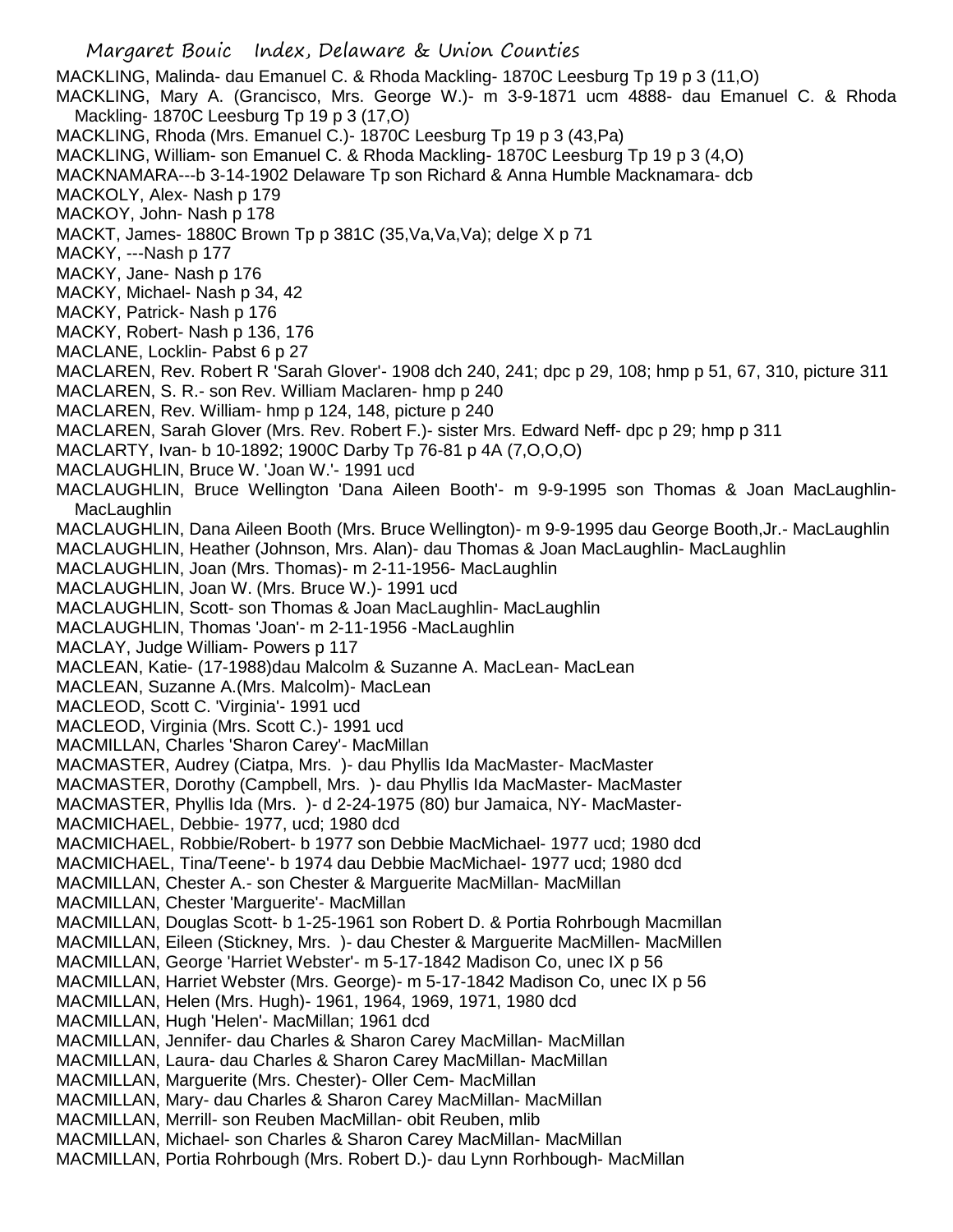MACKLING, Malinda- dau Emanuel C. & Rhoda Mackling- 1870C Leesburg Tp 19 p 3 (11,O)
MACKLING, Mary A. (Grancisco, Mrs. George W.)- m 3-9-1871 ucm 4888- dau Emanuel C. & Rhoda Mackling- 1870C Leesburg Tp 19 p 3 (17,O)
MACKLING, Rhoda (Mrs. Emanuel C.)- 1870C Leesburg Tp 19 p 3 (43,Pa)
MACKLING, William- son Emanuel C. & Rhoda Mackling- 1870C Leesburg Tp 19 p 3 (4,O)
MACKNAMARA---b 3-14-1902 Delaware Tp son Richard & Anna Humble Macknamara- dcb
MACKOLY, Alex- Nash p 179
MACKOY, John- Nash p 178
MACKT, James- 1880C Brown Tp p 381C (35,Va,Va,Va); delge X p 71
MACKY, ---Nash p 177
MACKY, Jane- Nash p 176
MACKY, Michael- Nash p 34, 42
MACKY, Patrick- Nash p 176
MACKY, Robert- Nash p 136, 176
MACLANE, Locklin- Pabst 6 p 27
MACLAREN, Rev. Robert R 'Sarah Glover'- 1908 dch 240, 241; dpc p 29, 108; hmp p 51, 67, 310, picture 311
MACLAREN, S. R.- son Rev. William Maclaren- hmp p 240
MACLAREN, Rev. William- hmp p 124, 148, picture p 240
MACLAREN, Sarah Glover (Mrs. Rev. Robert F.)- sister Mrs. Edward Neff- dpc p 29; hmp p 311
MACLARTY, Ivan- b 10-1892; 1900C Darby Tp 76-81 p 4A (7,O,O,O)
MACLAUGHLIN, Bruce W. 'Joan W.'- 1991 ucd
MACLAUGHLIN, Bruce Wellington 'Dana Aileen Booth'- m 9-9-1995 son Thomas & Joan MacLaughlin- MacLaughlin
MACLAUGHLIN, Dana Aileen Booth (Mrs. Bruce Wellington)- m 9-9-1995 dau George Booth,Jr.- MacLaughlin
MACLAUGHLIN, Heather (Johnson, Mrs. Alan)- dau Thomas & Joan MacLaughlin- MacLaughlin
MACLAUGHLIN, Joan (Mrs. Thomas)- m 2-11-1956- MacLaughlin
MACLAUGHLIN, Joan W. (Mrs. Bruce W.)- 1991 ucd
MACLAUGHLIN, Scott- son Thomas & Joan MacLaughlin- MacLaughlin
MACLAUGHLIN, Thomas 'Joan'- m 2-11-1956 -MacLaughlin
MACLAY, Judge William- Powers p 117
MACLEAN, Katie- (17-1988)dau Malcolm & Suzanne A. MacLean- MacLean
MACLEAN, Suzanne A.(Mrs. Malcolm)- MacLean
MACLEOD, Scott C. 'Virginia'- 1991 ucd
MACLEOD, Virginia (Mrs. Scott C.)- 1991 ucd
MACMILLAN, Charles 'Sharon Carey'- MacMillan
MACMASTER, Audrey (Ciatpa, Mrs. )- dau Phyllis Ida MacMaster- MacMaster
MACMASTER, Dorothy (Campbell, Mrs. )- dau Phyllis Ida MacMaster- MacMaster
MACMASTER, Phyllis Ida (Mrs. )- d 2-24-1975 (80) bur Jamaica, NY- MacMaster-
MACMICHAEL, Debbie- 1977, ucd; 1980 dcd
MACMICHAEL, Robbie/Robert- b 1977 son Debbie MacMichael- 1977 ucd; 1980 dcd
MACMICHAEL, Tina/Teene'- b 1974 dau Debbie MacMichael- 1977 ucd; 1980 dcd
MACMILLAN, Chester A.- son Chester & Marguerite MacMillan- MacMillan
MACMILLAN, Chester 'Marguerite'- MacMillan
MACMILLAN, Douglas Scott- b 1-25-1961 son Robert D. & Portia Rohrbough Macmillan
MACMILLAN, Eileen (Stickney, Mrs. )- dau Chester & Marguerite MacMillen- MacMillen
MACMILLAN, George 'Harriet Webster'- m 5-17-1842 Madison Co, unec IX p 56
MACMILLAN, Harriet Webster (Mrs. George)- m 5-17-1842 Madison Co, unec IX p 56
MACMILLAN, Helen (Mrs. Hugh)- 1961, 1964, 1969, 1971, 1980 dcd
MACMILLAN, Hugh 'Helen'- MacMillan; 1961 dcd
MACMILLAN, Jennifer- dau Charles & Sharon Carey MacMillan- MacMillan
MACMILLAN, Laura- dau Charles & Sharon Carey MacMillan- MacMillan
MACMILLAN, Marguerite (Mrs. Chester)- Oller Cem- MacMillan
MACMILLAN, Mary- dau Charles & Sharon Carey MacMillan- MacMillan
MACMILLAN, Merrill- son Reuben MacMillan- obit Reuben, mlib
MACMILLAN, Michael- son Charles & Sharon Carey MacMillan- MacMillan
MACMILLAN, Portia Rohrbough (Mrs. Robert D.)- dau Lynn Rorhbough- MacMillan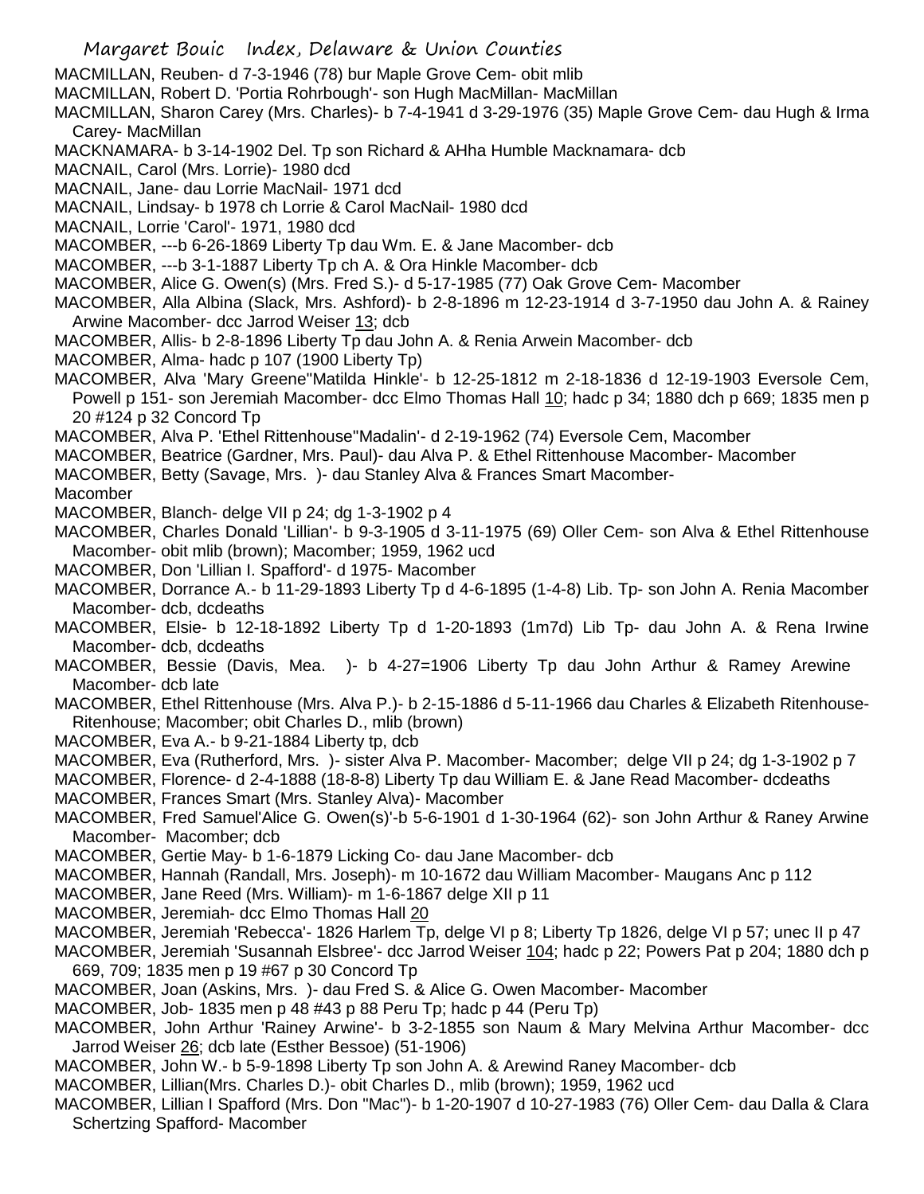MACMILLAN, Reuben- d 7-3-1946 (78) bur Maple Grove Cem- obit mlib

MACMILLAN, Robert D. 'Portia Rohrbough'- son Hugh MacMillan- MacMillan

MACMILLAN, Sharon Carey (Mrs. Charles)- b 7-4-1941 d 3-29-1976 (35) Maple Grove Cem- dau Hugh & Irma Carey- MacMillan

MACKNAMARA- b 3-14-1902 Del. Tp son Richard & AHha Humble Macknamara- dcb

MACNAIL, Carol (Mrs. Lorrie)- 1980 dcd

MACNAIL, Jane- dau Lorrie MacNail- 1971 dcd

MACNAIL, Lindsay- b 1978 ch Lorrie & Carol MacNail- 1980 dcd

MACNAIL, Lorrie 'Carol'- 1971, 1980 dcd

MACOMBER, ---b 6-26-1869 Liberty Tp dau Wm. E. & Jane Macomber- dcb

MACOMBER, ---b 3-1-1887 Liberty Tp ch A. & Ora Hinkle Macomber- dcb

MACOMBER, Alice G. Owen(s) (Mrs. Fred S.)- d 5-17-1985 (77) Oak Grove Cem- Macomber

MACOMBER, Alla Albina (Slack, Mrs. Ashford)- b 2-8-1896 m 12-23-1914 d 3-7-1950 dau John A. & Rainey Arwine Macomber- dcc Jarrod Weiser 13; dcb

MACOMBER, Allis- b 2-8-1896 Liberty Tp dau John A. & Renia Arwein Macomber- dcb

MACOMBER, Alma- hadc p 107 (1900 Liberty Tp)

MACOMBER, Alva 'Mary Greene''Matilda Hinkle'- b 12-25-1812 m 2-18-1836 d 12-19-1903 Eversole Cem, Powell p 151- son Jeremiah Macomber- dcc Elmo Thomas Hall 10; hadc p 34; 1880 dch p 669; 1835 men p 20 #124 p 32 Concord Tp

MACOMBER, Alva P. 'Ethel Rittenhouse''Madalin'- d 2-19-1962 (74) Eversole Cem, Macomber

MACOMBER, Beatrice (Gardner, Mrs. Paul)- dau Alva P. & Ethel Rittenhouse Macomber- Macomber

MACOMBER, Betty (Savage, Mrs. )- dau Stanley Alva & Frances Smart Macomber- Macomber

MACOMBER, Blanch- delge VII p 24; dg 1-3-1902 p 4

MACOMBER, Charles Donald 'Lillian'- b 9-3-1905 d 3-11-1975 (69) Oller Cem- son Alva & Ethel Rittenhouse Macomber- obit mlib (brown); Macomber; 1959, 1962 ucd

MACOMBER, Don 'Lillian I. Spafford'- d 1975- Macomber

MACOMBER, Dorrance A.- b 11-29-1893 Liberty Tp d 4-6-1895 (1-4-8) Lib. Tp- son John A. Renia Macomber Macomber- dcb, dcdeaths

MACOMBER, Elsie- b 12-18-1892 Liberty Tp d 1-20-1893 (1m7d) Lib Tp- dau John A. & Rena Irwine Macomber- dcb, dcdeaths

MACOMBER, Bessie (Davis, Mea. )- b 4-27=1906 Liberty Tp dau John Arthur & Ramey Arewine Macomber- dcb late

MACOMBER, Ethel Rittenhouse (Mrs. Alva P.)- b 2-15-1886 d 5-11-1966 dau Charles & Elizabeth Ritenhouse- Ritenhouse; Macomber; obit Charles D., mlib (brown)

MACOMBER, Eva A.- b 9-21-1884 Liberty tp, dcb

MACOMBER, Eva (Rutherford, Mrs. )- sister Alva P. Macomber- Macomber; delge VII p 24; dg 1-3-1902 p 7

MACOMBER, Florence- d 2-4-1888 (18-8-8) Liberty Tp dau William E. & Jane Read Macomber- dcdeaths

MACOMBER, Frances Smart (Mrs. Stanley Alva)- Macomber

MACOMBER, Fred Samuel'Alice G. Owen(s)'-b 5-6-1901 d 1-30-1964 (62)- son John Arthur & Raney Arwine Macomber- Macomber; dcb

MACOMBER, Gertie May- b 1-6-1879 Licking Co- dau Jane Macomber- dcb

MACOMBER, Hannah (Randall, Mrs. Joseph)- m 10-1672 dau William Macomber- Maugans Anc p 112

MACOMBER, Jane Reed (Mrs. William)- m 1-6-1867 delge XII p 11

MACOMBER, Jeremiah- dcc Elmo Thomas Hall 20

MACOMBER, Jeremiah 'Rebecca'- 1826 Harlem Tp, delge VI p 8; Liberty Tp 1826, delge VI p 57; unec II p 47

MACOMBER, Jeremiah 'Susannah Elsbree'- dcc Jarrod Weiser 104; hadc p 22; Powers Pat p 204; 1880 dch p 669, 709; 1835 men p 19 #67 p 30 Concord Tp

MACOMBER, Joan (Askins, Mrs. )- dau Fred S. & Alice G. Owen Macomber- Macomber

MACOMBER, Job- 1835 men p 48 #43 p 88 Peru Tp; hadc p 44 (Peru Tp)

MACOMBER, John Arthur 'Rainey Arwine'- b 3-2-1855 son Naum & Mary Melvina Arthur Macomber- dcc Jarrod Weiser 26; dcb late (Esther Bessoe) (51-1906)

MACOMBER, John W.- b 5-9-1898 Liberty Tp son John A. & Arewind Raney Macomber- dcb

MACOMBER, Lillian(Mrs. Charles D.)- obit Charles D., mlib (brown); 1959, 1962 ucd

MACOMBER, Lillian I Spafford (Mrs. Don "Mac")- b 1-20-1907 d 10-27-1983 (76) Oller Cem- dau Dalla & Clara Schertzing Spafford- Macomber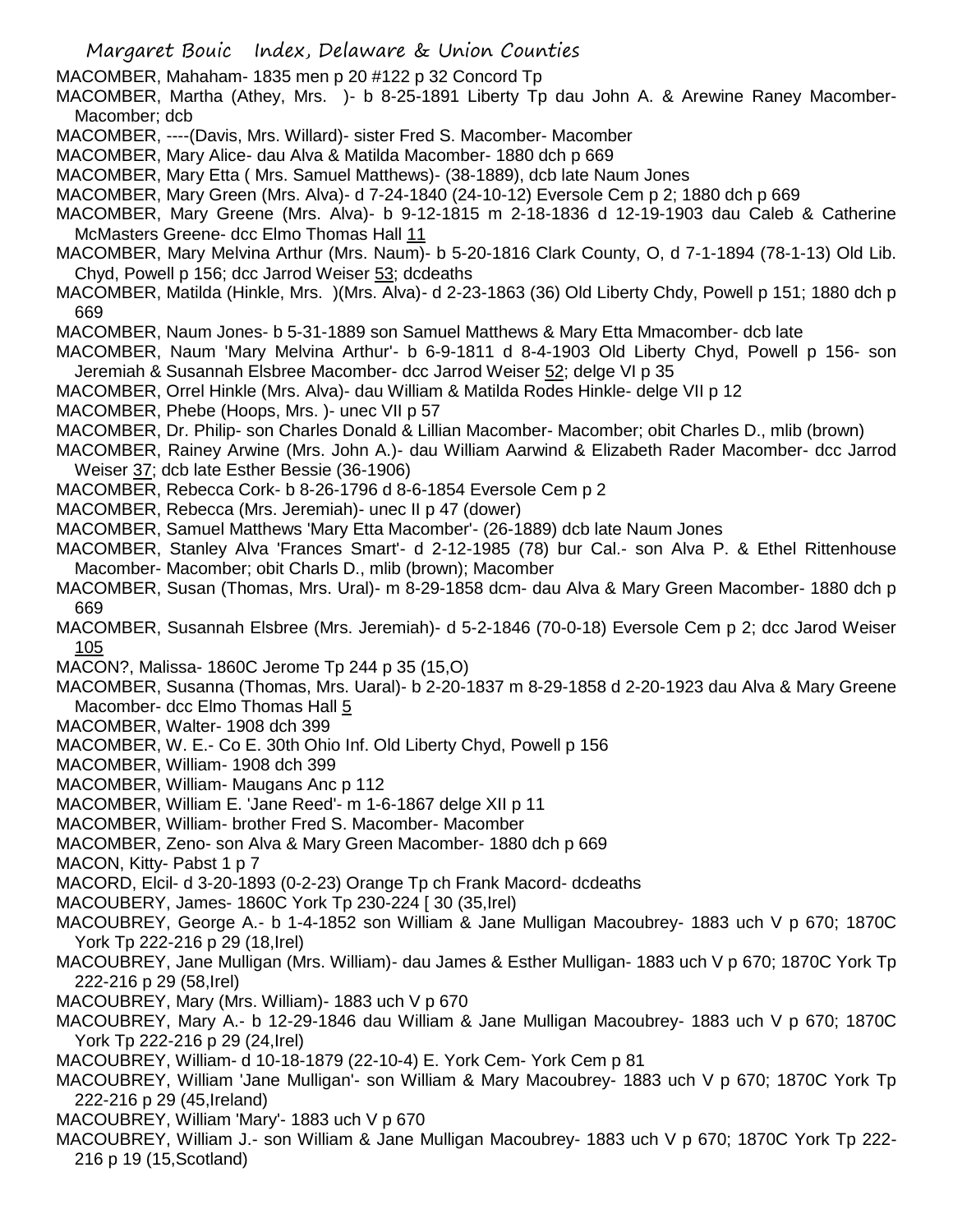MACOMBER, Mahaham- 1835 men p 20 #122 p 32 Concord Tp

MACOMBER, Martha (Athey, Mrs. )- b 8-25-1891 Liberty Tp dau John A. & Arewine Raney Macomber-Macomber; dcb

MACOMBER, ----(Davis, Mrs. Willard)- sister Fred S. Macomber- Macomber

MACOMBER, Mary Alice- dau Alva & Matilda Macomber- 1880 dch p 669

MACOMBER, Mary Etta ( Mrs. Samuel Matthews)- (38-1889), dcb late Naum Jones

MACOMBER, Mary Green (Mrs. Alva)- d 7-24-1840 (24-10-12) Eversole Cem p 2; 1880 dch p 669

MACOMBER, Mary Greene (Mrs. Alva)- b 9-12-1815 m 2-18-1836 d 12-19-1903 dau Caleb & Catherine McMasters Greene- dcc Elmo Thomas Hall 11

MACOMBER, Mary Melvina Arthur (Mrs. Naum)- b 5-20-1816 Clark County, O, d 7-1-1894 (78-1-13) Old Lib. Chyd, Powell p 156; dcc Jarrod Weiser 53; dcdeaths

MACOMBER, Matilda (Hinkle, Mrs. )(Mrs. Alva)- d 2-23-1863 (36) Old Liberty Chdy, Powell p 151; 1880 dch p 669

MACOMBER, Naum Jones- b 5-31-1889 son Samuel Matthews & Mary Etta Mmacomber- dcb late

MACOMBER, Naum 'Mary Melvina Arthur'- b 6-9-1811 d 8-4-1903 Old Liberty Chyd, Powell p 156- son Jeremiah & Susannah Elsbree Macomber- dcc Jarrod Weiser 52; delge VI p 35

MACOMBER, Orrel Hinkle (Mrs. Alva)- dau William & Matilda Rodes Hinkle- delge VII p 12

MACOMBER, Phebe (Hoops, Mrs. )- unec VII p 57

MACOMBER, Dr. Philip- son Charles Donald & Lillian Macomber- Macomber; obit Charles D., mlib (brown)

MACOMBER, Rainey Arwine (Mrs. John A.)- dau William Aarwind & Elizabeth Rader Macomber- dcc Jarrod Weiser 37; dcb late Esther Bessie (36-1906)

MACOMBER, Rebecca Cork- b 8-26-1796 d 8-6-1854 Eversole Cem p 2

MACOMBER, Rebecca (Mrs. Jeremiah)- unec II p 47 (dower)

MACOMBER, Samuel Matthews 'Mary Etta Macomber'- (26-1889) dcb late Naum Jones

MACOMBER, Stanley Alva 'Frances Smart'- d 2-12-1985 (78) bur Cal.- son Alva P. & Ethel Rittenhouse Macomber- Macomber; obit Charls D., mlib (brown); Macomber

MACOMBER, Susan (Thomas, Mrs. Ural)- m 8-29-1858 dcm- dau Alva & Mary Green Macomber- 1880 dch p 669

MACOMBER, Susannah Elsbree (Mrs. Jeremiah)- d 5-2-1846 (70-0-18) Eversole Cem p 2; dcc Jarod Weiser 105

MACON?, Malissa- 1860C Jerome Tp 244 p 35 (15,O)

MACOMBER, Susanna (Thomas, Mrs. Uaral)- b 2-20-1837 m 8-29-1858 d 2-20-1923 dau Alva & Mary Greene Macomber- dcc Elmo Thomas Hall 5

MACOMBER, Walter- 1908 dch 399

MACOMBER, W. E.- Co E. 30th Ohio Inf. Old Liberty Chyd, Powell p 156

MACOMBER, William- 1908 dch 399

MACOMBER, William- Maugans Anc p 112

MACOMBER, William E. 'Jane Reed'- m 1-6-1867 delge XII p 11

MACOMBER, William- brother Fred S. Macomber- Macomber

MACOMBER, Zeno- son Alva & Mary Green Macomber- 1880 dch p 669

MACON, Kitty- Pabst 1 p 7

MACORD, Elcil- d 3-20-1893 (0-2-23) Orange Tp ch Frank Macord- dcdeaths

MACOUBERY, James- 1860C York Tp 230-224 [ 30 (35,Irel)

MACOUBREY, George A.- b 1-4-1852 son William & Jane Mulligan Macoubrey- 1883 uch V p 670; 1870C York Tp 222-216 p 29 (18,Irel)

MACOUBREY, Jane Mulligan (Mrs. William)- dau James & Esther Mulligan- 1883 uch V p 670; 1870C York Tp 222-216 p 29 (58,Irel)

MACOUBREY, Mary (Mrs. William)- 1883 uch V p 670

MACOUBREY, Mary A.- b 12-29-1846 dau William & Jane Mulligan Macoubrey- 1883 uch V p 670; 1870C York Tp 222-216 p 29 (24,Irel)

MACOUBREY, William- d 10-18-1879 (22-10-4) E. York Cem- York Cem p 81

MACOUBREY, William 'Jane Mulligan'- son William & Mary Macoubrey- 1883 uch V p 670; 1870C York Tp 222-216 p 29 (45,Ireland)

MACOUBREY, William 'Mary'- 1883 uch V p 670

MACOUBREY, William J.- son William & Jane Mulligan Macoubrey- 1883 uch V p 670; 1870C York Tp 222-216 p 19 (15,Scotland)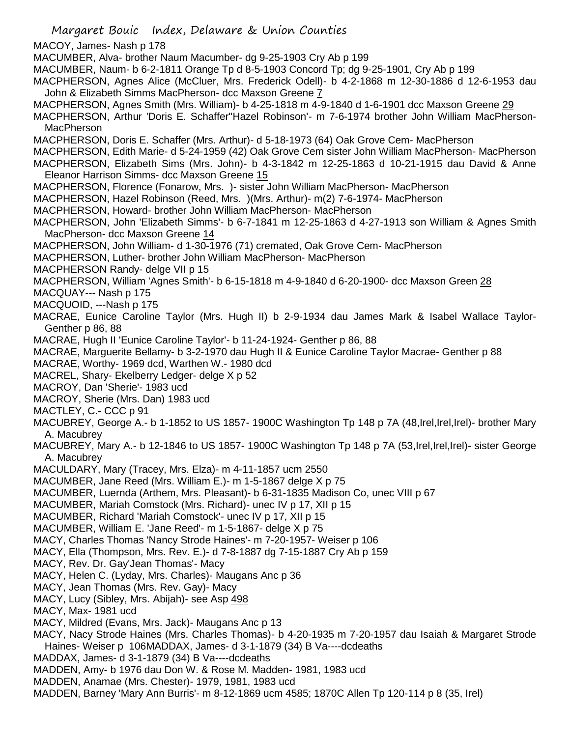MACOY, James- Nash p 178

MACUMBER, Alva- brother Naum Macumber- dg 9-25-1903 Cry Ab p 199

MACUMBER, Naum- b 6-2-1811 Orange Tp d 8-5-1903 Concord Tp; dg 9-25-1901, Cry Ab p 199

MACPHERSON, Agnes Alice (McCluer, Mrs. Frederick Odell)- b 4-2-1868 m 12-30-1886 d 12-6-1953 dau John & Elizabeth Simms MacPherson- dcc Maxson Greene 7

MACPHERSON, Agnes Smith (Mrs. William)- b 4-25-1818 m 4-9-1840 d 1-6-1901 dcc Maxson Greene 29

MACPHERSON, Arthur 'Doris E. Schaffer''Hazel Robinson'- m 7-6-1974 brother John William MacPherson- MacPherson

MACPHERSON, Doris E. Schaffer (Mrs. Arthur)- d 5-18-1973 (64) Oak Grove Cem- MacPherson

MACPHERSON, Edith Marie- d 5-24-1959 (42) Oak Grove Cem sister John William MacPherson- MacPherson

MACPHERSON, Elizabeth Sims (Mrs. John)- b 4-3-1842 m 12-25-1863 d 10-21-1915 dau David & Anne Eleanor Harrison Simms- dcc Maxson Greene 15

MACPHERSON, Florence (Fonarow, Mrs. )- sister John William MacPherson- MacPherson

MACPHERSON, Hazel Robinson (Reed, Mrs. )(Mrs. Arthur)- m(2) 7-6-1974- MacPherson

MACPHERSON, Howard- brother John William MacPherson- MacPherson

MACPHERSON, John 'Elizabeth Simms'- b 6-7-1841 m 12-25-1863 d 4-27-1913 son William & Agnes Smith MacPherson- dcc Maxson Greene 14

MACPHERSON, John William- d 1-30-1976 (71) cremated, Oak Grove Cem- MacPherson

MACPHERSON, Luther- brother John William MacPherson- MacPherson

MACPHERSON Randy- delge VII p 15

MACPHERSON, William 'Agnes Smith'- b 6-15-1818 m 4-9-1840 d 6-20-1900- dcc Maxson Green 28

MACQUAY--- Nash p 175

MACQUOID, ---Nash p 175

MACRAE, Eunice Caroline Taylor (Mrs. Hugh II) b 2-9-1934 dau James Mark & Isabel Wallace Taylor- Genther p 86, 88

MACRAE, Hugh II 'Eunice Caroline Taylor'- b 11-24-1924- Genther p 86, 88

MACRAE, Marguerite Bellamy- b 3-2-1970 dau Hugh II & Eunice Caroline Taylor Macrae- Genther p 88

MACRAE, Worthy- 1969 dcd, Warthen W.- 1980 dcd

MACREL, Shary- Ekelberry Ledger- delge X p 52

MACROY, Dan 'Sherie'- 1983 ucd

MACROY, Sherie (Mrs. Dan) 1983 ucd

MACTLEY, C.- CCC p 91

MACUBREY, George A.- b 1-1852 to US 1857- 1900C Washington Tp 148 p 7A (48,Irel,Irel,Irel)- brother Mary A. Macubrey

MACUBREY, Mary A.- b 12-1846 to US 1857- 1900C Washington Tp 148 p 7A (53,Irel,Irel,Irel)- sister George A. Macubrey

MACULDARY, Mary (Tracey, Mrs. Elza)- m 4-11-1857 ucm 2550

MACUMBER, Jane Reed (Mrs. William E.)- m 1-5-1867 delge X p 75

MACUMBER, Luernda (Arthem, Mrs. Pleasant)- b 6-31-1835 Madison Co, unec VIII p 67

MACUMBER, Mariah Comstock (Mrs. Richard)- unec IV p 17, XII p 15

MACUMBER, Richard 'Mariah Comstock'- unec IV p 17, XII p 15

MACUMBER, William E. 'Jane Reed'- m 1-5-1867- delge X p 75

MACY, Charles Thomas 'Nancy Strode Haines'- m 7-20-1957- Weiser p 106

MACY, Ella (Thompson, Mrs. Rev. E.)- d 7-8-1887 dg 7-15-1887 Cry Ab p 159

MACY, Rev. Dr. Gay'Jean Thomas'- Macy

MACY, Helen C. (Lyday, Mrs. Charles)- Maugans Anc p 36

MACY, Jean Thomas (Mrs. Rev. Gay)- Macy

MACY, Lucy (Sibley, Mrs. Abijah)- see Asp 498

MACY, Max- 1981 ucd

MACY, Mildred (Evans, Mrs. Jack)- Maugans Anc p 13

MACY, Nacy Strode Haines (Mrs. Charles Thomas)- b 4-20-1935 m 7-20-1957 dau Isaiah & Margaret Strode Haines- Weiser p 106MADDAX, James- d 3-1-1879 (34) B Va----dcdeaths

MADDAX, James- d 3-1-1879 (34) B Va----dcdeaths

MADDEN, Amy- b 1976 dau Don W. & Rose M. Madden- 1981, 1983 ucd

MADDEN, Anamae (Mrs. Chester)- 1979, 1981, 1983 ucd

MADDEN, Barney 'Mary Ann Burris'- m 8-12-1869 ucm 4585; 1870C Allen Tp 120-114 p 8 (35, Irel)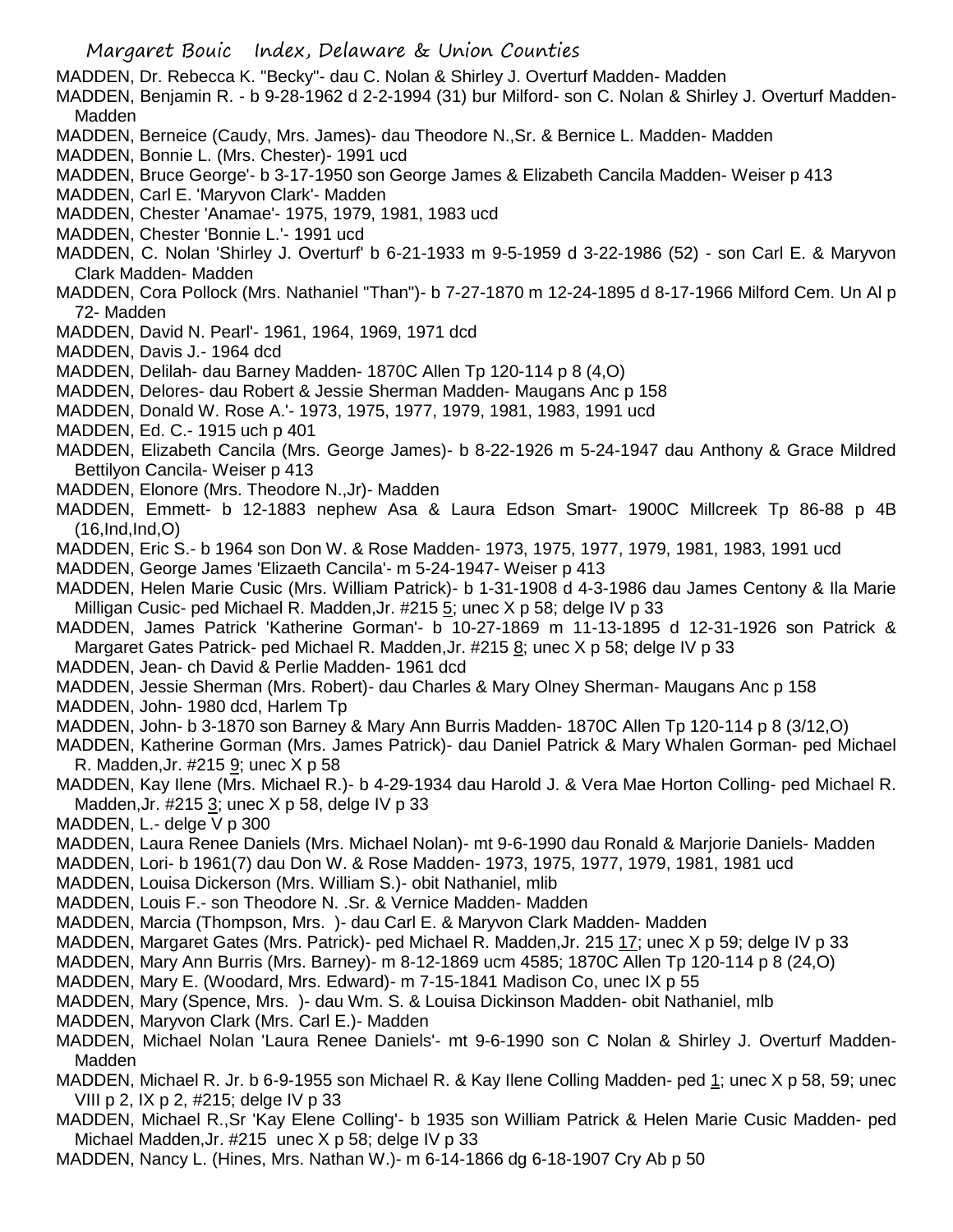MADDEN, Dr. Rebecca K. "Becky"- dau C. Nolan & Shirley J. Overturf Madden- Madden

MADDEN, Benjamin R. - b 9-28-1962 d 2-2-1994 (31) bur Milford- son C. Nolan & Shirley J. Overturf Madden- Madden

MADDEN, Berneice (Caudy, Mrs. James)- dau Theodore N.,Sr. & Bernice L. Madden- Madden

MADDEN, Bonnie L. (Mrs. Chester)- 1991 ucd

MADDEN, Bruce George'- b 3-17-1950 son George James & Elizabeth Cancila Madden- Weiser p 413

MADDEN, Carl E. 'Maryvon Clark'- Madden

MADDEN, Chester 'Anamae'- 1975, 1979, 1981, 1983 ucd

MADDEN, Chester 'Bonnie L.'- 1991 ucd

MADDEN, C. Nolan 'Shirley J. Overturf' b 6-21-1933 m 9-5-1959 d 3-22-1986 (52) - son Carl E. & Maryvon Clark Madden- Madden

MADDEN, Cora Pollock (Mrs. Nathaniel "Than")- b 7-27-1870 m 12-24-1895 d 8-17-1966 Milford Cem. Un Al p 72- Madden

MADDEN, David N. Pearl'- 1961, 1964, 1969, 1971 dcd

MADDEN, Davis J.- 1964 dcd

MADDEN, Delilah- dau Barney Madden- 1870C Allen Tp 120-114 p 8 (4,O)

MADDEN, Delores- dau Robert & Jessie Sherman Madden- Maugans Anc p 158

MADDEN, Donald W. Rose A.'- 1973, 1975, 1977, 1979, 1981, 1983, 1991 ucd

MADDEN, Ed. C.- 1915 uch p 401

MADDEN, Elizabeth Cancila (Mrs. George James)- b 8-22-1926 m 5-24-1947 dau Anthony & Grace Mildred Bettilyon Cancila- Weiser p 413

MADDEN, Elonore (Mrs. Theodore N.,Jr)- Madden

MADDEN, Emmett- b 12-1883 nephew Asa & Laura Edson Smart- 1900C Millcreek Tp 86-88 p 4B (16,Ind,Ind,O)

MADDEN, Eric S.- b 1964 son Don W. & Rose Madden- 1973, 1975, 1977, 1979, 1981, 1983, 1991 ucd

MADDEN, George James 'Elizaeth Cancila'- m 5-24-1947- Weiser p 413

MADDEN, Helen Marie Cusic (Mrs. William Patrick)- b 1-31-1908 d 4-3-1986 dau James Centony & Ila Marie Milligan Cusic- ped Michael R. Madden,Jr. #215 5; unec X p 58; delge IV p 33

MADDEN, James Patrick 'Katherine Gorman'- b 10-27-1869 m 11-13-1895 d 12-31-1926 son Patrick & Margaret Gates Patrick- ped Michael R. Madden,Jr. #215 8; unec X p 58; delge IV p 33

MADDEN, Jean- ch David & Perlie Madden- 1961 dcd

MADDEN, Jessie Sherman (Mrs. Robert)- dau Charles & Mary Olney Sherman- Maugans Anc p 158

MADDEN, John- 1980 dcd, Harlem Tp

MADDEN, John- b 3-1870 son Barney & Mary Ann Burris Madden- 1870C Allen Tp 120-114 p 8 (3/12,O)

MADDEN, Katherine Gorman (Mrs. James Patrick)- dau Daniel Patrick & Mary Whalen Gorman- ped Michael R. Madden,Jr. #215 9; unec X p 58

MADDEN, Kay Ilene (Mrs. Michael R.)- b 4-29-1934 dau Harold J. & Vera Mae Horton Colling- ped Michael R. Madden,Jr. #215 3; unec X p 58, delge IV p 33

MADDEN, L.- delge V p 300

MADDEN, Laura Renee Daniels (Mrs. Michael Nolan)- mt 9-6-1990 dau Ronald & Marjorie Daniels- Madden

MADDEN, Lori- b 1961(7) dau Don W. & Rose Madden- 1973, 1975, 1977, 1979, 1981, 1981 ucd

MADDEN, Louisa Dickerson (Mrs. William S.)- obit Nathaniel, mlib

MADDEN, Louis F.- son Theodore N. .Sr. & Vernice Madden- Madden

MADDEN, Marcia (Thompson, Mrs. )- dau Carl E. & Maryvon Clark Madden- Madden

MADDEN, Margaret Gates (Mrs. Patrick)- ped Michael R. Madden,Jr. 215 17; unec X p 59; delge IV p 33

MADDEN, Mary Ann Burris (Mrs. Barney)- m 8-12-1869 ucm 4585; 1870C Allen Tp 120-114 p 8 (24,O)

MADDEN, Mary E. (Woodard, Mrs. Edward)- m 7-15-1841 Madison Co, unec IX p 55

MADDEN, Mary (Spence, Mrs. )- dau Wm. S. & Louisa Dickinson Madden- obit Nathaniel, mlb

MADDEN, Maryvon Clark (Mrs. Carl E.)- Madden

MADDEN, Michael Nolan 'Laura Renee Daniels'- mt 9-6-1990 son C Nolan & Shirley J. Overturf Madden- Madden

MADDEN, Michael R. Jr. b 6-9-1955 son Michael R. & Kay Ilene Colling Madden- ped 1; unec X p 58, 59; unec VIII p 2, IX p 2, #215; delge IV p 33

MADDEN, Michael R.,Sr 'Kay Elene Colling'- b 1935 son William Patrick & Helen Marie Cusic Madden- ped Michael Madden,Jr. #215 unec X p 58; delge IV p 33

MADDEN, Nancy L. (Hines, Mrs. Nathan W.)- m 6-14-1866 dg 6-18-1907 Cry Ab p 50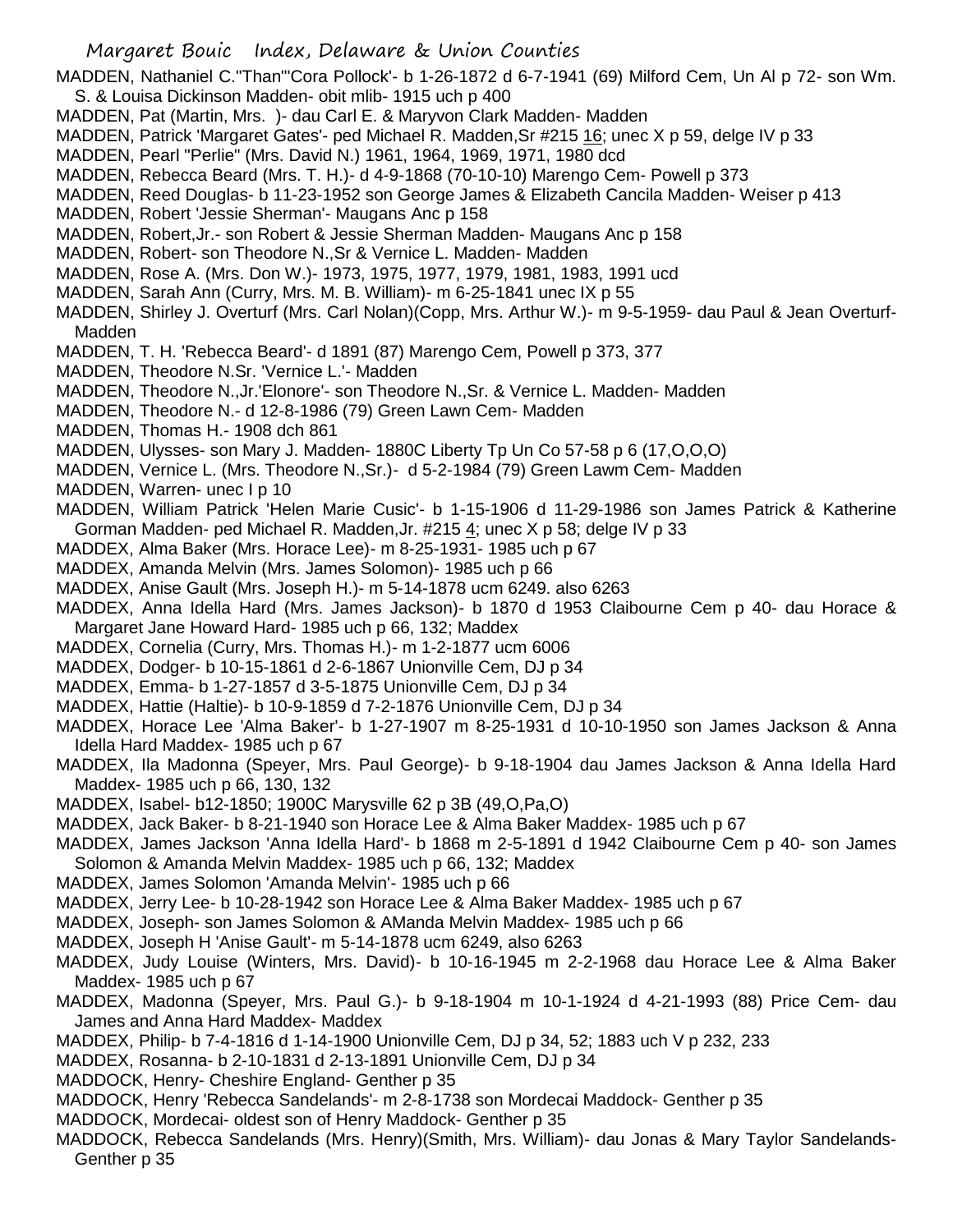MADDEN, Nathaniel C."Than"'Cora Pollock'- b 1-26-1872 d 6-7-1941 (69) Milford Cem, Un Al p 72- son Wm. S. & Louisa Dickinson Madden- obit mlib- 1915 uch p 400

MADDEN, Pat (Martin, Mrs. )- dau Carl E. & Maryvon Clark Madden- Madden

MADDEN, Patrick 'Margaret Gates'- ped Michael R. Madden,Sr #215 16; unec X p 59, delge IV p 33

MADDEN, Pearl "Perlie" (Mrs. David N.) 1961, 1964, 1969, 1971, 1980 dcd

MADDEN, Rebecca Beard (Mrs. T. H.)- d 4-9-1868 (70-10-10) Marengo Cem- Powell p 373

MADDEN, Reed Douglas- b 11-23-1952 son George James & Elizabeth Cancila Madden- Weiser p 413

MADDEN, Robert 'Jessie Sherman'- Maugans Anc p 158

MADDEN, Robert,Jr.- son Robert & Jessie Sherman Madden- Maugans Anc p 158

MADDEN, Robert- son Theodore N.,Sr & Vernice L. Madden- Madden

MADDEN, Rose A. (Mrs. Don W.)- 1973, 1975, 1977, 1979, 1981, 1983, 1991 ucd

MADDEN, Sarah Ann (Curry, Mrs. M. B. William)- m 6-25-1841 unec IX p 55

MADDEN, Shirley J. Overturf (Mrs. Carl Nolan)(Copp, Mrs. Arthur W.)- m 9-5-1959- dau Paul & Jean Overturf- Madden

MADDEN, T. H. 'Rebecca Beard'- d 1891 (87) Marengo Cem, Powell p 373, 377

MADDEN, Theodore N.Sr. 'Vernice L.'- Madden

MADDEN, Theodore N.,Jr.'Elonore'- son Theodore N.,Sr. & Vernice L. Madden- Madden

MADDEN, Theodore N.- d 12-8-1986 (79) Green Lawn Cem- Madden

MADDEN, Thomas H.- 1908 dch 861

MADDEN, Ulysses- son Mary J. Madden- 1880C Liberty Tp Un Co 57-58 p 6 (17,O,O,O)

MADDEN, Vernice L. (Mrs. Theodore N.,Sr.)- d 5-2-1984 (79) Green Lawm Cem- Madden

MADDEN, Warren- unec I p 10

MADDEN, William Patrick 'Helen Marie Cusic'- b 1-15-1906 d 11-29-1986 son James Patrick & Katherine Gorman Madden- ped Michael R. Madden,Jr. #215 4; unec X p 58; delge IV p 33

MADDEX, Alma Baker (Mrs. Horace Lee)- m 8-25-1931- 1985 uch p 67

MADDEX, Amanda Melvin (Mrs. James Solomon)- 1985 uch p 66

MADDEX, Anise Gault (Mrs. Joseph H.)- m 5-14-1878 ucm 6249. also 6263

MADDEX, Anna Idella Hard (Mrs. James Jackson)- b 1870 d 1953 Claibourne Cem p 40- dau Horace & Margaret Jane Howard Hard- 1985 uch p 66, 132; Maddex

MADDEX, Cornelia (Curry, Mrs. Thomas H.)- m 1-2-1877 ucm 6006

MADDEX, Dodger- b 10-15-1861 d 2-6-1867 Unionville Cem, DJ p 34

MADDEX, Emma- b 1-27-1857 d 3-5-1875 Unionville Cem, DJ p 34

MADDEX, Hattie (Haltie)- b 10-9-1859 d 7-2-1876 Unionville Cem, DJ p 34

MADDEX, Horace Lee 'Alma Baker'- b 1-27-1907 m 8-25-1931 d 10-10-1950 son James Jackson & Anna Idella Hard Maddex- 1985 uch p 67

MADDEX, Ila Madonna (Speyer, Mrs. Paul George)- b 9-18-1904 dau James Jackson & Anna Idella Hard Maddex- 1985 uch p 66, 130, 132

MADDEX, Isabel- b12-1850; 1900C Marysville 62 p 3B (49,O,Pa,O)

MADDEX, Jack Baker- b 8-21-1940 son Horace Lee & Alma Baker Maddex- 1985 uch p 67

MADDEX, James Jackson 'Anna Idella Hard'- b 1868 m 2-5-1891 d 1942 Claibourne Cem p 40- son James Solomon & Amanda Melvin Maddex- 1985 uch p 66, 132; Maddex

MADDEX, James Solomon 'Amanda Melvin'- 1985 uch p 66

MADDEX, Jerry Lee- b 10-28-1942 son Horace Lee & Alma Baker Maddex- 1985 uch p 67

MADDEX, Joseph- son James Solomon & AManda Melvin Maddex- 1985 uch p 66

MADDEX, Joseph H 'Anise Gault'- m 5-14-1878 ucm 6249, also 6263

MADDEX, Judy Louise (Winters, Mrs. David)- b 10-16-1945 m 2-2-1968 dau Horace Lee & Alma Baker Maddex- 1985 uch p 67

MADDEX, Madonna (Speyer, Mrs. Paul G.)- b 9-18-1904 m 10-1-1924 d 4-21-1993 (88) Price Cem- dau James and Anna Hard Maddex- Maddex

MADDEX, Philip- b 7-4-1816 d 1-14-1900 Unionville Cem, DJ p 34, 52; 1883 uch V p 232, 233

MADDEX, Rosanna- b 2-10-1831 d 2-13-1891 Unionville Cem, DJ p 34

MADDOCK, Henry- Cheshire England- Genther p 35

MADDOCK, Henry 'Rebecca Sandelands'- m 2-8-1738 son Mordecai Maddock- Genther p 35

MADDOCK, Mordecai- oldest son of Henry Maddock- Genther p 35

MADDOCK, Rebecca Sandelands (Mrs. Henry)(Smith, Mrs. William)- dau Jonas & Mary Taylor Sandelands- Genther p 35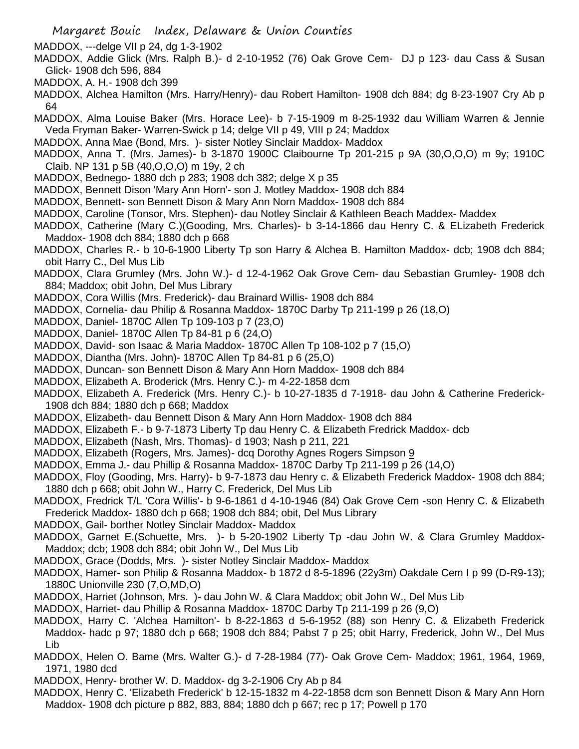MADDOX, ---delge VII p 24, dg 1-3-1902

MADDOX, Addie Glick (Mrs. Ralph B.)- d 2-10-1952 (76) Oak Grove Cem- DJ p 123- dau Cass & Susan Glick- 1908 dch 596, 884

MADDOX, A. H.- 1908 dch 399

MADDOX, Alchea Hamilton (Mrs. Harry/Henry)- dau Robert Hamilton- 1908 dch 884; dg 8-23-1907 Cry Ab p 64

MADDOX, Alma Louise Baker (Mrs. Horace Lee)- b 7-15-1909 m 8-25-1932 dau William Warren & Jennie Veda Fryman Baker- Warren-Swick p 14; delge VII p 49, VIII p 24; Maddox

MADDOX, Anna Mae (Bond, Mrs. )- sister Notley Sinclair Maddox- Maddox

MADDOX, Anna T. (Mrs. James)- b 3-1870 1900C Claibourne Tp 201-215 p 9A (30,O,O,O) m 9y; 1910C Claib. NP 131 p 5B (40,O,O,O) m 19y, 2 ch

MADDOX, Bednego- 1880 dch p 283; 1908 dch 382; delge X p 35

MADDOX, Bennett Dison 'Mary Ann Horn'- son J. Motley Maddox- 1908 dch 884

MADDOX, Bennett- son Bennett Dison & Mary Ann Norn Maddox- 1908 dch 884

MADDOX, Caroline (Tonsor, Mrs. Stephen)- dau Notley Sinclair & Kathleen Beach Maddex- Maddex

MADDOX, Catherine (Mary C.)(Gooding, Mrs. Charles)- b 3-14-1866 dau Henry C. & ELizabeth Frederick Maddox- 1908 dch 884; 1880 dch p 668

MADDOX, Charles R.- b 10-6-1900 Liberty Tp son Harry & Alchea B. Hamilton Maddox- dcb; 1908 dch 884; obit Harry C., Del Mus Lib

MADDOX, Clara Grumley (Mrs. John W.)- d 12-4-1962 Oak Grove Cem- dau Sebastian Grumley- 1908 dch 884; Maddox; obit John, Del Mus Library

MADDOX, Cora Willis (Mrs. Frederick)- dau Brainard Willis- 1908 dch 884

MADDOX, Cornelia- dau Philip & Rosanna Maddox- 1870C Darby Tp 211-199 p 26 (18,O)

MADDOX, Daniel- 1870C Allen Tp 109-103 p 7 (23,O)

MADDOX, Daniel- 1870C Allen Tp 84-81 p 6 (24,O)

MADDOX, David- son Isaac & Maria Maddox- 1870C Allen Tp 108-102 p 7 (15,O)

MADDOX, Diantha (Mrs. John)- 1870C Allen Tp 84-81 p 6 (25,O)

MADDOX, Duncan- son Bennett Dison & Mary Ann Horn Maddox- 1908 dch 884

MADDOX, Elizabeth A. Broderick (Mrs. Henry C.)- m 4-22-1858 dcm

MADDOX, Elizabeth A. Frederick (Mrs. Henry C.)- b 10-27-1835 d 7-1918- dau John & Catherine Frederick- 1908 dch 884; 1880 dch p 668; Maddox

MADDOX, Elizabeth- dau Bennett Dison & Mary Ann Horn Maddox- 1908 dch 884

MADDOX, Elizabeth F.- b 9-7-1873 Liberty Tp dau Henry C. & Elizabeth Fredrick Maddox- dcb

MADDOX, Elizabeth (Nash, Mrs. Thomas)- d 1903; Nash p 211, 221

MADDOX, Elizabeth (Rogers, Mrs. James)- dcq Dorothy Agnes Rogers Simpson 9

MADDOX, Emma J.- dau Phillip & Rosanna Maddox- 1870C Darby Tp 211-199 p 26 (14,O)

MADDOX, Floy (Gooding, Mrs. Harry)- b 9-7-1873 dau Henry c. & Elizabeth Frederick Maddox- 1908 dch 884; 1880 dch p 668; obit John W., Harry C. Frederick, Del Mus Lib

MADDOX, Fredrick T/L 'Cora Willis'- b 9-6-1861 d 4-10-1946 (84) Oak Grove Cem -son Henry C. & Elizabeth Frederick Maddox- 1880 dch p 668; 1908 dch 884; obit, Del Mus Library

MADDOX, Gail- borther Notley Sinclair Maddox- Maddox

MADDOX, Garnet E.(Schuette, Mrs. )- b 5-20-1902 Liberty Tp -dau John W. & Clara Grumley Maddox- Maddox; dcb; 1908 dch 884; obit John W., Del Mus Lib

MADDOX, Grace (Dodds, Mrs. )- sister Notley Sinclair Maddox- Maddox

MADDOX, Hamer- son Philip & Rosanna Maddox- b 1872 d 8-5-1896 (22y3m) Oakdale Cem I p 99 (D-R9-13); 1880C Unionville 230 (7,O,MD,O)

MADDOX, Harriet (Johnson, Mrs. )- dau John W. & Clara Maddox; obit John W., Del Mus Lib

MADDOX, Harriet- dau Phillip & Rosanna Maddox- 1870C Darby Tp 211-199 p 26 (9,O)

MADDOX, Harry C. 'Alchea Hamilton'- b 8-22-1863 d 5-6-1952 (88) son Henry C. & Elizabeth Frederick Maddox- hadc p 97; 1880 dch p 668; 1908 dch 884; Pabst 7 p 25; obit Harry, Frederick, John W., Del Mus Lib

MADDOX, Helen O. Bame (Mrs. Walter G.)- d 7-28-1984 (77)- Oak Grove Cem- Maddox; 1961, 1964, 1969, 1971, 1980 dcd

MADDOX, Henry- brother W. D. Maddox- dg 3-2-1906 Cry Ab p 84

MADDOX, Henry C. 'Elizabeth Frederick' b 12-15-1832 m 4-22-1858 dcm son Bennett Dison & Mary Ann Horn Maddox- 1908 dch picture p 882, 883, 884; 1880 dch p 667; rec p 17; Powell p 170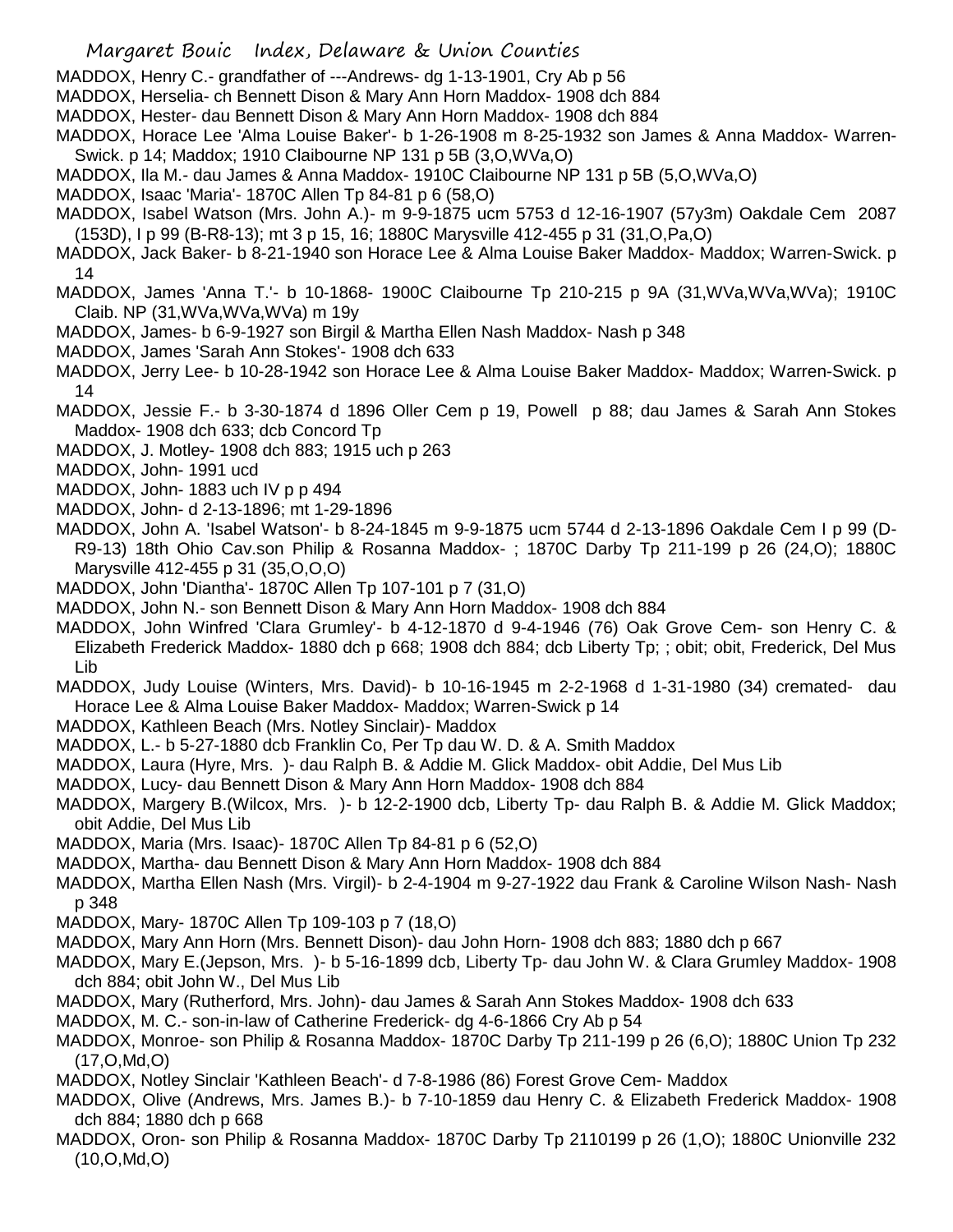MADDOX, Henry C.- grandfather of ---Andrews- dg 1-13-1901, Cry Ab p 56

MADDOX, Herselia- ch Bennett Dison & Mary Ann Horn Maddox- 1908 dch 884

MADDOX, Hester- dau Bennett Dison & Mary Ann Horn Maddox- 1908 dch 884

MADDOX, Horace Lee 'Alma Louise Baker'- b 1-26-1908 m 8-25-1932 son James & Anna Maddox- Warren-Swick. p 14; Maddox; 1910 Claibourne NP 131 p 5B (3,O,WVa,O)

MADDOX, Ila M.- dau James & Anna Maddox- 1910C Claibourne NP 131 p 5B (5,O,WVa,O)

MADDOX, Isaac 'Maria'- 1870C Allen Tp 84-81 p 6 (58,O)

MADDOX, Isabel Watson (Mrs. John A.)- m 9-9-1875 ucm 5753 d 12-16-1907 (57y3m) Oakdale Cem 2087 (153D), I p 99 (B-R8-13); mt 3 p 15, 16; 1880C Marysville 412-455 p 31 (31,O,Pa,O)

MADDOX, Jack Baker- b 8-21-1940 son Horace Lee & Alma Louise Baker Maddox- Maddox; Warren-Swick. p 14

MADDOX, James 'Anna T.'- b 10-1868- 1900C Claibourne Tp 210-215 p 9A (31,WVa,WVa,WVa); 1910C Claib. NP (31,WVa,WVa,WVa) m 19y

MADDOX, James- b 6-9-1927 son Birgil & Martha Ellen Nash Maddox- Nash p 348

MADDOX, James 'Sarah Ann Stokes'- 1908 dch 633

MADDOX, Jerry Lee- b 10-28-1942 son Horace Lee & Alma Louise Baker Maddox- Maddox; Warren-Swick. p 14

MADDOX, Jessie F.- b 3-30-1874 d 1896 Oller Cem p 19, Powell p 88; dau James & Sarah Ann Stokes Maddox- 1908 dch 633; dcb Concord Tp

MADDOX, J. Motley- 1908 dch 883; 1915 uch p 263

MADDOX, John- 1991 ucd

MADDOX, John- 1883 uch IV p p 494

MADDOX, John- d 2-13-1896; mt 1-29-1896

MADDOX, John A. 'Isabel Watson'- b 8-24-1845 m 9-9-1875 ucm 5744 d 2-13-1896 Oakdale Cem I p 99 (D-R9-13) 18th Ohio Cav.son Philip & Rosanna Maddox- ; 1870C Darby Tp 211-199 p 26 (24,O); 1880C Marysville 412-455 p 31 (35,O,O,O)

MADDOX, John 'Diantha'- 1870C Allen Tp 107-101 p 7 (31,O)

MADDOX, John N.- son Bennett Dison & Mary Ann Horn Maddox- 1908 dch 884

MADDOX, John Winfred 'Clara Grumley'- b 4-12-1870 d 9-4-1946 (76) Oak Grove Cem- son Henry C. & Elizabeth Frederick Maddox- 1880 dch p 668; 1908 dch 884; dcb Liberty Tp; ; obit; obit, Frederick, Del Mus Lib

MADDOX, Judy Louise (Winters, Mrs. David)- b 10-16-1945 m 2-2-1968 d 1-31-1980 (34) cremated- dau Horace Lee & Alma Louise Baker Maddox- Maddox; Warren-Swick p 14

MADDOX, Kathleen Beach (Mrs. Notley Sinclair)- Maddox

MADDOX, L.- b 5-27-1880 dcb Franklin Co, Per Tp dau W. D. & A. Smith Maddox

MADDOX, Laura (Hyre, Mrs. )- dau Ralph B. & Addie M. Glick Maddox- obit Addie, Del Mus Lib

MADDOX, Lucy- dau Bennett Dison & Mary Ann Horn Maddox- 1908 dch 884

MADDOX, Margery B.(Wilcox, Mrs. )- b 12-2-1900 dcb, Liberty Tp- dau Ralph B. & Addie M. Glick Maddox; obit Addie, Del Mus Lib

MADDOX, Maria (Mrs. Isaac)- 1870C Allen Tp 84-81 p 6 (52,O)

MADDOX, Martha- dau Bennett Dison & Mary Ann Horn Maddox- 1908 dch 884

MADDOX, Martha Ellen Nash (Mrs. Virgil)- b 2-4-1904 m 9-27-1922 dau Frank & Caroline Wilson Nash- Nash p 348

MADDOX, Mary- 1870C Allen Tp 109-103 p 7 (18,O)

MADDOX, Mary Ann Horn (Mrs. Bennett Dison)- dau John Horn- 1908 dch 883; 1880 dch p 667

MADDOX, Mary E.(Jepson, Mrs. )- b 5-16-1899 dcb, Liberty Tp- dau John W. & Clara Grumley Maddox- 1908 dch 884; obit John W., Del Mus Lib

MADDOX, Mary (Rutherford, Mrs. John)- dau James & Sarah Ann Stokes Maddox- 1908 dch 633

MADDOX, M. C.- son-in-law of Catherine Frederick- dg 4-6-1866 Cry Ab p 54

MADDOX, Monroe- son Philip & Rosanna Maddox- 1870C Darby Tp 211-199 p 26 (6,O); 1880C Union Tp 232 (17,O,Md,O)

MADDOX, Notley Sinclair 'Kathleen Beach'- d 7-8-1986 (86) Forest Grove Cem- Maddox

MADDOX, Olive (Andrews, Mrs. James B.)- b 7-10-1859 dau Henry C. & Elizabeth Frederick Maddox- 1908 dch 884; 1880 dch p 668

MADDOX, Oron- son Philip & Rosanna Maddox- 1870C Darby Tp 2110199 p 26 (1,O); 1880C Unionville 232 (10,O,Md,O)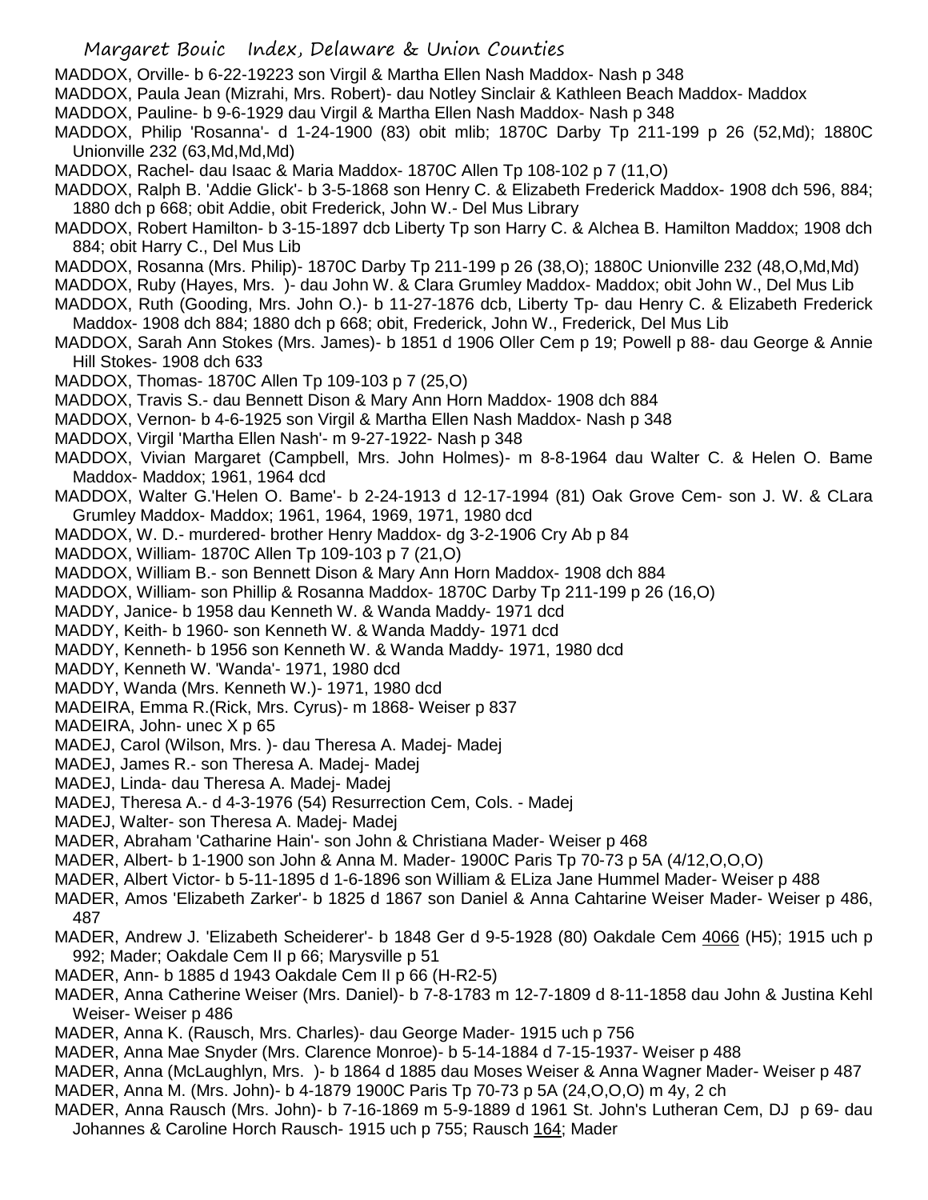MADDOX, Orville- b 6-22-19223 son Virgil & Martha Ellen Nash Maddox- Nash p 348

MADDOX, Paula Jean (Mizrahi, Mrs. Robert)- dau Notley Sinclair & Kathleen Beach Maddox- Maddox

MADDOX, Pauline- b 9-6-1929 dau Virgil & Martha Ellen Nash Maddox- Nash p 348

MADDOX, Philip 'Rosanna'- d 1-24-1900 (83) obit mlib; 1870C Darby Tp 211-199 p 26 (52,Md); 1880C Unionville 232 (63,Md,Md,Md)

MADDOX, Rachel- dau Isaac & Maria Maddox- 1870C Allen Tp 108-102 p 7 (11,O)

MADDOX, Ralph B. 'Addie Glick'- b 3-5-1868 son Henry C. & Elizabeth Frederick Maddox- 1908 dch 596, 884; 1880 dch p 668; obit Addie, obit Frederick, John W.- Del Mus Library

MADDOX, Robert Hamilton- b 3-15-1897 dcb Liberty Tp son Harry C. & Alchea B. Hamilton Maddox; 1908 dch 884; obit Harry C., Del Mus Lib

MADDOX, Rosanna (Mrs. Philip)- 1870C Darby Tp 211-199 p 26 (38,O); 1880C Unionville 232 (48,O,Md,Md)

MADDOX, Ruby (Hayes, Mrs. )- dau John W. & Clara Grumley Maddox- Maddox; obit John W., Del Mus Lib

MADDOX, Ruth (Gooding, Mrs. John O.)- b 11-27-1876 dcb, Liberty Tp- dau Henry C. & Elizabeth Frederick Maddox- 1908 dch 884; 1880 dch p 668; obit, Frederick, John W., Frederick, Del Mus Lib

MADDOX, Sarah Ann Stokes (Mrs. James)- b 1851 d 1906 Oller Cem p 19; Powell p 88- dau George & Annie Hill Stokes- 1908 dch 633

MADDOX, Thomas- 1870C Allen Tp 109-103 p 7 (25,O)

MADDOX, Travis S.- dau Bennett Dison & Mary Ann Horn Maddox- 1908 dch 884

MADDOX, Vernon- b 4-6-1925 son Virgil & Martha Ellen Nash Maddox- Nash p 348

MADDOX, Virgil 'Martha Ellen Nash'- m 9-27-1922- Nash p 348

MADDOX, Vivian Margaret (Campbell, Mrs. John Holmes)- m 8-8-1964 dau Walter C. & Helen O. Bame Maddox- Maddox; 1961, 1964 dcd

MADDOX, Walter G.'Helen O. Bame'- b 2-24-1913 d 12-17-1994 (81) Oak Grove Cem- son J. W. & CLara Grumley Maddox- Maddox; 1961, 1964, 1969, 1971, 1980 dcd

MADDOX, W. D.- murdered- brother Henry Maddox- dg 3-2-1906 Cry Ab p 84

MADDOX, William- 1870C Allen Tp 109-103 p 7 (21,O)

MADDOX, William B.- son Bennett Dison & Mary Ann Horn Maddox- 1908 dch 884

MADDOX, William- son Phillip & Rosanna Maddox- 1870C Darby Tp 211-199 p 26 (16,O)

MADDY, Janice- b 1958 dau Kenneth W. & Wanda Maddy- 1971 dcd

MADDY, Keith- b 1960- son Kenneth W. & Wanda Maddy- 1971 dcd

MADDY, Kenneth- b 1956 son Kenneth W. & Wanda Maddy- 1971, 1980 dcd

MADDY, Kenneth W. 'Wanda'- 1971, 1980 dcd

MADDY, Wanda (Mrs. Kenneth W.)- 1971, 1980 dcd

MADEIRA, Emma R.(Rick, Mrs. Cyrus)- m 1868- Weiser p 837

MADEIRA, John- unec X p 65

MADEJ, Carol (Wilson, Mrs. )- dau Theresa A. Madej- Madej

MADEJ, James R.- son Theresa A. Madej- Madej

MADEJ, Linda- dau Theresa A. Madej- Madej

MADEJ, Theresa A.- d 4-3-1976 (54) Resurrection Cem, Cols. - Madej

MADEJ, Walter- son Theresa A. Madej- Madej

MADER, Abraham 'Catharine Hain'- son John & Christiana Mader- Weiser p 468

MADER, Albert- b 1-1900 son John & Anna M. Mader- 1900C Paris Tp 70-73 p 5A (4/12,O,O,O)

MADER, Albert Victor- b 5-11-1895 d 1-6-1896 son William & ELiza Jane Hummel Mader- Weiser p 488

MADER, Amos 'Elizabeth Zarker'- b 1825 d 1867 son Daniel & Anna Cahtarine Weiser Mader- Weiser p 486, 487

MADER, Andrew J. 'Elizabeth Scheiderer'- b 1848 Ger d 9-5-1928 (80) Oakdale Cem 4066 (H5); 1915 uch p 992; Mader; Oakdale Cem II p 66; Marysville p 51

MADER, Ann- b 1885 d 1943 Oakdale Cem II p 66 (H-R2-5)

MADER, Anna Catherine Weiser (Mrs. Daniel)- b 7-8-1783 m 12-7-1809 d 8-11-1858 dau John & Justina Kehl Weiser- Weiser p 486

MADER, Anna K. (Rausch, Mrs. Charles)- dau George Mader- 1915 uch p 756

MADER, Anna Mae Snyder (Mrs. Clarence Monroe)- b 5-14-1884 d 7-15-1937- Weiser p 488

MADER, Anna (McLaughlyn, Mrs. )- b 1864 d 1885 dau Moses Weiser & Anna Wagner Mader- Weiser p 487

MADER, Anna M. (Mrs. John)- b 4-1879 1900C Paris Tp 70-73 p 5A (24,O,O,O) m 4y, 2 ch

MADER, Anna Rausch (Mrs. John)- b 7-16-1869 m 5-9-1889 d 1961 St. John's Lutheran Cem, DJ p 69- dau Johannes & Caroline Horch Rausch- 1915 uch p 755; Rausch 164; Mader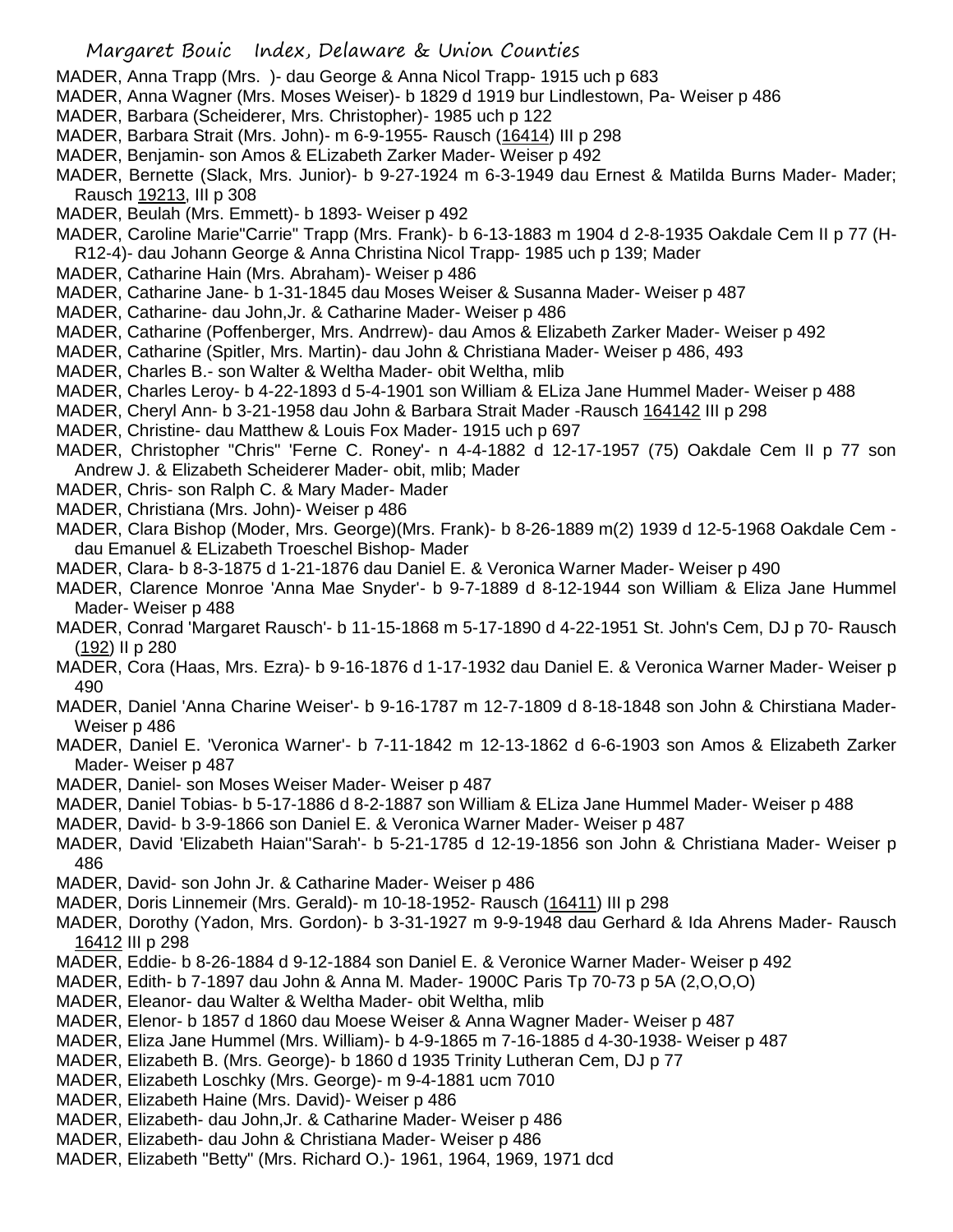MADER, Anna Trapp (Mrs. )- dau George & Anna Nicol Trapp- 1915 uch p 683

MADER, Anna Wagner (Mrs. Moses Weiser)- b 1829 d 1919 bur Lindlestown, Pa- Weiser p 486

MADER, Barbara (Scheiderer, Mrs. Christopher)- 1985 uch p 122

MADER, Barbara Strait (Mrs. John)- m 6-9-1955- Rausch (16414) III p 298

MADER, Benjamin- son Amos & ELizabeth Zarker Mader- Weiser p 492

MADER, Bernette (Slack, Mrs. Junior)- b 9-27-1924 m 6-3-1949 dau Ernest & Matilda Burns Mader- Mader; Rausch 19213, III p 308

MADER, Beulah (Mrs. Emmett)- b 1893- Weiser p 492

MADER, Caroline Marie"Carrie" Trapp (Mrs. Frank)- b 6-13-1883 m 1904 d 2-8-1935 Oakdale Cem II p 77 (H-R12-4)- dau Johann George & Anna Christina Nicol Trapp- 1985 uch p 139; Mader

MADER, Catharine Hain (Mrs. Abraham)- Weiser p 486

MADER, Catharine Jane- b 1-31-1845 dau Moses Weiser & Susanna Mader- Weiser p 487

MADER, Catharine- dau John,Jr. & Catharine Mader- Weiser p 486

MADER, Catharine (Poffenberger, Mrs. Andrrew)- dau Amos & Elizabeth Zarker Mader- Weiser p 492

MADER, Catharine (Spitler, Mrs. Martin)- dau John & Christiana Mader- Weiser p 486, 493

MADER, Charles B.- son Walter & Weltha Mader- obit Weltha, mlib

MADER, Charles Leroy- b 4-22-1893 d 5-4-1901 son William & ELiza Jane Hummel Mader- Weiser p 488

MADER, Cheryl Ann- b 3-21-1958 dau John & Barbara Strait Mader -Rausch 164142 III p 298

MADER, Christine- dau Matthew & Louis Fox Mader- 1915 uch p 697

MADER, Christopher "Chris" 'Ferne C. Roney'- n 4-4-1882 d 12-17-1957 (75) Oakdale Cem II p 77 son Andrew J. & Elizabeth Scheiderer Mader- obit, mlib; Mader

MADER, Chris- son Ralph C. & Mary Mader- Mader

MADER, Christiana (Mrs. John)- Weiser p 486

MADER, Clara Bishop (Moder, Mrs. George)(Mrs. Frank)- b 8-26-1889 m(2) 1939 d 12-5-1968 Oakdale Cem - dau Emanuel & ELizabeth Troeschel Bishop- Mader

MADER, Clara- b 8-3-1875 d 1-21-1876 dau Daniel E. & Veronica Warner Mader- Weiser p 490

MADER, Clarence Monroe 'Anna Mae Snyder'- b 9-7-1889 d 8-12-1944 son William & Eliza Jane Hummel Mader- Weiser p 488

MADER, Conrad 'Margaret Rausch'- b 11-15-1868 m 5-17-1890 d 4-22-1951 St. John's Cem, DJ p 70- Rausch (192) II p 280

MADER, Cora (Haas, Mrs. Ezra)- b 9-16-1876 d 1-17-1932 dau Daniel E. & Veronica Warner Mader- Weiser p 490

MADER, Daniel 'Anna Charine Weiser'- b 9-16-1787 m 12-7-1809 d 8-18-1848 son John & Chirstiana Mader- Weiser p 486

MADER, Daniel E. 'Veronica Warner'- b 7-11-1842 m 12-13-1862 d 6-6-1903 son Amos & Elizabeth Zarker Mader- Weiser p 487

MADER, Daniel- son Moses Weiser Mader- Weiser p 487

MADER, Daniel Tobias- b 5-17-1886 d 8-2-1887 son William & ELiza Jane Hummel Mader- Weiser p 488

MADER, David- b 3-9-1866 son Daniel E. & Veronica Warner Mader- Weiser p 487

MADER, David 'Elizabeth Haian''Sarah'- b 5-21-1785 d 12-19-1856 son John & Christiana Mader- Weiser p 486

MADER, David- son John Jr. & Catharine Mader- Weiser p 486

MADER, Doris Linnemeir (Mrs. Gerald)- m 10-18-1952- Rausch (16411) III p 298

MADER, Dorothy (Yadon, Mrs. Gordon)- b 3-31-1927 m 9-9-1948 dau Gerhard & Ida Ahrens Mader- Rausch 16412 III p 298

MADER, Eddie- b 8-26-1884 d 9-12-1884 son Daniel E. & Veronice Warner Mader- Weiser p 492

MADER, Edith- b 7-1897 dau John & Anna M. Mader- 1900C Paris Tp 70-73 p 5A (2,O,O,O)

MADER, Eleanor- dau Walter & Weltha Mader- obit Weltha, mlib

MADER, Elenor- b 1857 d 1860 dau Moese Weiser & Anna Wagner Mader- Weiser p 487

MADER, Eliza Jane Hummel (Mrs. William)- b 4-9-1865 m 7-16-1885 d 4-30-1938- Weiser p 487

MADER, Elizabeth B. (Mrs. George)- b 1860 d 1935 Trinity Lutheran Cem, DJ p 77

MADER, Elizabeth Loschky (Mrs. George)- m 9-4-1881 ucm 7010

MADER, Elizabeth Haine (Mrs. David)- Weiser p 486

MADER, Elizabeth- dau John,Jr. & Catharine Mader- Weiser p 486

MADER, Elizabeth- dau John & Christiana Mader- Weiser p 486

MADER, Elizabeth "Betty" (Mrs. Richard O.)- 1961, 1964, 1969, 1971 dcd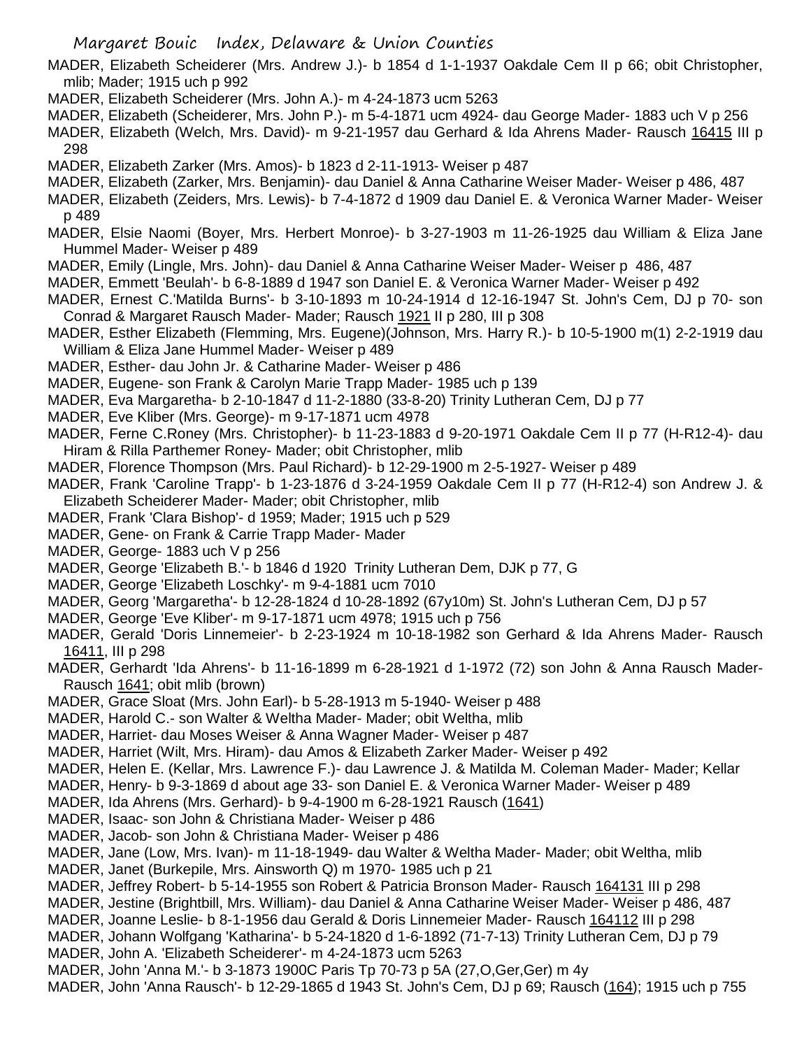MADER, Elizabeth Scheiderer (Mrs. Andrew J.)- b 1854 d 1-1-1937 Oakdale Cem II p 66; obit Christopher, mlib; Mader; 1915 uch p 992

MADER, Elizabeth Scheiderer (Mrs. John A.)- m 4-24-1873 ucm 5263

MADER, Elizabeth (Scheiderer, Mrs. John P.)- m 5-4-1871 ucm 4924- dau George Mader- 1883 uch V p 256

MADER, Elizabeth (Welch, Mrs. David)- m 9-21-1957 dau Gerhard & Ida Ahrens Mader- Rausch 16415 III p 298

MADER, Elizabeth Zarker (Mrs. Amos)- b 1823 d 2-11-1913- Weiser p 487

MADER, Elizabeth (Zarker, Mrs. Benjamin)- dau Daniel & Anna Catharine Weiser Mader- Weiser p 486, 487

MADER, Elizabeth (Zeiders, Mrs. Lewis)- b 7-4-1872 d 1909 dau Daniel E. & Veronica Warner Mader- Weiser p 489

MADER, Elsie Naomi (Boyer, Mrs. Herbert Monroe)- b 3-27-1903 m 11-26-1925 dau William & Eliza Jane Hummel Mader- Weiser p 489

MADER, Emily (Lingle, Mrs. John)- dau Daniel & Anna Catharine Weiser Mader- Weiser p 486, 487

MADER, Emmett 'Beulah'- b 6-8-1889 d 1947 son Daniel E. & Veronica Warner Mader- Weiser p 492

MADER, Ernest C.'Matilda Burns'- b 3-10-1893 m 10-24-1914 d 12-16-1947 St. John's Cem, DJ p 70- son Conrad & Margaret Rausch Mader- Mader; Rausch 1921 II p 280, III p 308

MADER, Esther Elizabeth (Flemming, Mrs. Eugene)(Johnson, Mrs. Harry R.)- b 10-5-1900 m(1) 2-2-1919 dau William & Eliza Jane Hummel Mader- Weiser p 489

MADER, Esther- dau John Jr. & Catharine Mader- Weiser p 486

MADER, Eugene- son Frank & Carolyn Marie Trapp Mader- 1985 uch p 139

MADER, Eva Margaretha- b 2-10-1847 d 11-2-1880 (33-8-20) Trinity Lutheran Cem, DJ p 77

MADER, Eve Kliber (Mrs. George)- m 9-17-1871 ucm 4978

MADER, Ferne C.Roney (Mrs. Christopher)- b 11-23-1883 d 9-20-1971 Oakdale Cem II p 77 (H-R12-4)- dau Hiram & Rilla Parthemer Roney- Mader; obit Christopher, mlib

MADER, Florence Thompson (Mrs. Paul Richard)- b 12-29-1900 m 2-5-1927- Weiser p 489

MADER, Frank 'Caroline Trapp'- b 1-23-1876 d 3-24-1959 Oakdale Cem II p 77 (H-R12-4) son Andrew J. & Elizabeth Scheiderer Mader- Mader; obit Christopher, mlib

MADER, Frank 'Clara Bishop'- d 1959; Mader; 1915 uch p 529

MADER, Gene- on Frank & Carrie Trapp Mader- Mader

MADER, George- 1883 uch V p 256

MADER, George 'Elizabeth B.'- b 1846 d 1920 Trinity Lutheran Dem, DJK p 77, G

MADER, George 'Elizabeth Loschky'- m 9-4-1881 ucm 7010

MADER, Georg 'Margaretha'- b 12-28-1824 d 10-28-1892 (67y10m) St. John's Lutheran Cem, DJ p 57

MADER, George 'Eve Kliber'- m 9-17-1871 ucm 4978; 1915 uch p 756

MADER, Gerald 'Doris Linnemeier'- b 2-23-1924 m 10-18-1982 son Gerhard & Ida Ahrens Mader- Rausch 16411, III p 298

MADER, Gerhardt 'Ida Ahrens'- b 11-16-1899 m 6-28-1921 d 1-1972 (72) son John & Anna Rausch Mader- Rausch 1641; obit mlib (brown)

MADER, Grace Sloat (Mrs. John Earl)- b 5-28-1913 m 5-1940- Weiser p 488

MADER, Harold C.- son Walter & Weltha Mader- Mader; obit Weltha, mlib

MADER, Harriet- dau Moses Weiser & Anna Wagner Mader- Weiser p 487

MADER, Harriet (Wilt, Mrs. Hiram)- dau Amos & Elizabeth Zarker Mader- Weiser p 492

MADER, Helen E. (Kellar, Mrs. Lawrence F.)- dau Lawrence J. & Matilda M. Coleman Mader- Mader; Kellar

MADER, Henry- b 9-3-1869 d about age 33- son Daniel E. & Veronica Warner Mader- Weiser p 489

MADER, Ida Ahrens (Mrs. Gerhard)- b 9-4-1900 m 6-28-1921 Rausch (1641)

MADER, Isaac- son John & Christiana Mader- Weiser p 486

MADER, Jacob- son John & Christiana Mader- Weiser p 486

MADER, Jane (Low, Mrs. Ivan)- m 11-18-1949- dau Walter & Weltha Mader- Mader; obit Weltha, mlib

MADER, Janet (Burkepile, Mrs. Ainsworth Q) m 1970- 1985 uch p 21

MADER, Jeffrey Robert- b 5-14-1955 son Robert & Patricia Bronson Mader- Rausch 164131 III p 298

MADER, Jestine (Brightbill, Mrs. William)- dau Daniel & Anna Catharine Weiser Mader- Weiser p 486, 487

MADER, Joanne Leslie- b 8-1-1956 dau Gerald & Doris Linnemeier Mader- Rausch 164112 III p 298

MADER, Johann Wolfgang 'Katharina'- b 5-24-1820 d 1-6-1892 (71-7-13) Trinity Lutheran Cem, DJ p 79

MADER, John A. 'Elizabeth Scheiderer'- m 4-24-1873 ucm 5263

MADER, John 'Anna M.'- b 3-1873 1900C Paris Tp 70-73 p 5A (27,O,Ger,Ger) m 4y

MADER, John 'Anna Rausch'- b 12-29-1865 d 1943 St. John's Cem, DJ p 69; Rausch (164); 1915 uch p 755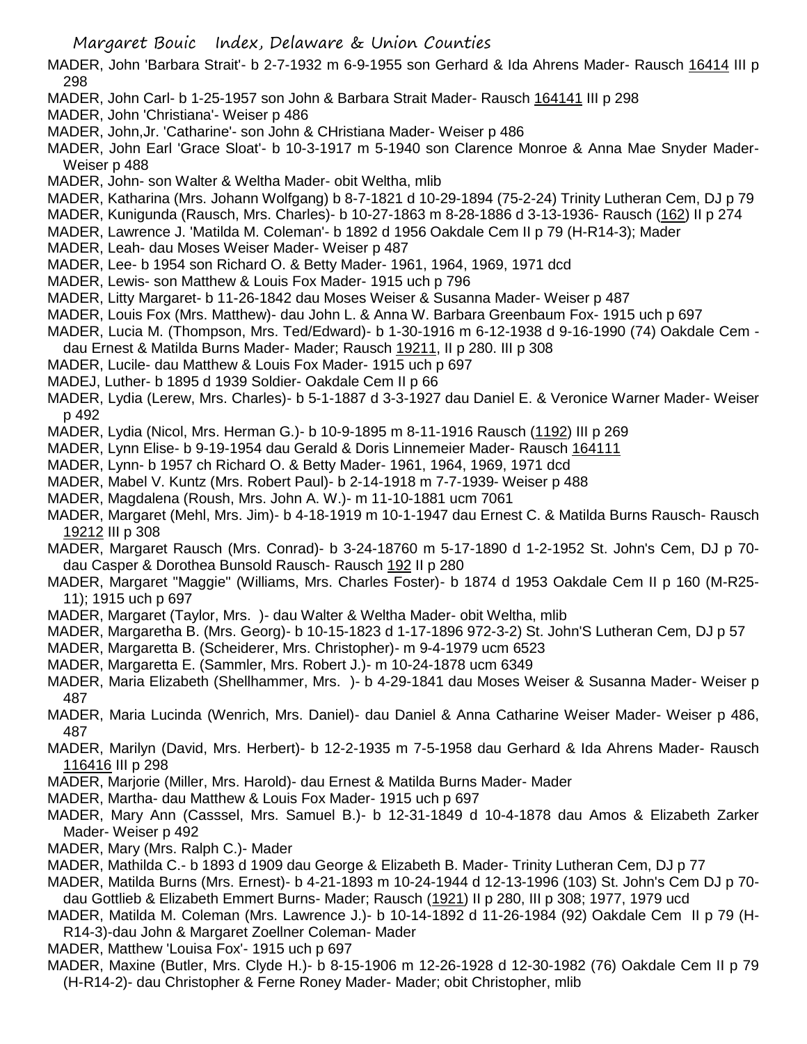MADER, John 'Barbara Strait'- b 2-7-1932 m 6-9-1955 son Gerhard & Ida Ahrens Mader- Rausch 16414 III p 298

MADER, John Carl- b 1-25-1957 son John & Barbara Strait Mader- Rausch 164141 III p 298

MADER, John 'Christiana'- Weiser p 486

MADER, John,Jr. 'Catharine'- son John & CHristiana Mader- Weiser p 486

MADER, John Earl 'Grace Sloat'- b 10-3-1917 m 5-1940 son Clarence Monroe & Anna Mae Snyder Mader- Weiser p 488

MADER, John- son Walter & Weltha Mader- obit Weltha, mlib

MADER, Katharina (Mrs. Johann Wolfgang) b 8-7-1821 d 10-29-1894 (75-2-24) Trinity Lutheran Cem, DJ p 79

MADER, Kunigunda (Rausch, Mrs. Charles)- b 10-27-1863 m 8-28-1886 d 3-13-1936- Rausch (162) II p 274

MADER, Lawrence J. 'Matilda M. Coleman'- b 1892 d 1956 Oakdale Cem II p 79 (H-R14-3); Mader

MADER, Leah- dau Moses Weiser Mader- Weiser p 487

MADER, Lee- b 1954 son Richard O. & Betty Mader- 1961, 1964, 1969, 1971 dcd

MADER, Lewis- son Matthew & Louis Fox Mader- 1915 uch p 796

MADER, Litty Margaret- b 11-26-1842 dau Moses Weiser & Susanna Mader- Weiser p 487

MADER, Louis Fox (Mrs. Matthew)- dau John L. & Anna W. Barbara Greenbaum Fox- 1915 uch p 697

MADER, Lucia M. (Thompson, Mrs. Ted/Edward)- b 1-30-1916 m 6-12-1938 d 9-16-1990 (74) Oakdale Cem - dau Ernest & Matilda Burns Mader- Mader; Rausch 19211, II p 280. III p 308

MADER, Lucile- dau Matthew & Louis Fox Mader- 1915 uch p 697

MADEJ, Luther- b 1895 d 1939 Soldier- Oakdale Cem II p 66

MADER, Lydia (Lerew, Mrs. Charles)- b 5-1-1887 d 3-3-1927 dau Daniel E. & Veronice Warner Mader- Weiser p 492

MADER, Lydia (Nicol, Mrs. Herman G.)- b 10-9-1895 m 8-11-1916 Rausch (1192) III p 269

MADER, Lynn Elise- b 9-19-1954 dau Gerald & Doris Linnemeier Mader- Rausch 164111

MADER, Lynn- b 1957 ch Richard O. & Betty Mader- 1961, 1964, 1969, 1971 dcd

MADER, Mabel V. Kuntz (Mrs. Robert Paul)- b 2-14-1918 m 7-7-1939- Weiser p 488

MADER, Magdalena (Roush, Mrs. John A. W.)- m 11-10-1881 ucm 7061

MADER, Margaret (Mehl, Mrs. Jim)- b 4-18-1919 m 10-1-1947 dau Ernest C. & Matilda Burns Rausch- Rausch 19212 III p 308

MADER, Margaret Rausch (Mrs. Conrad)- b 3-24-18760 m 5-17-1890 d 1-2-1952 St. John's Cem, DJ p 70- dau Casper & Dorothea Bunsold Rausch- Rausch 192 II p 280

MADER, Margaret "Maggie" (Williams, Mrs. Charles Foster)- b 1874 d 1953 Oakdale Cem II p 160 (M-R25-11); 1915 uch p 697

MADER, Margaret (Taylor, Mrs. )- dau Walter & Weltha Mader- obit Weltha, mlib

MADER, Margaretha B. (Mrs. Georg)- b 10-15-1823 d 1-17-1896 972-3-2) St. John'S Lutheran Cem, DJ p 57

MADER, Margaretta B. (Scheiderer, Mrs. Christopher)- m 9-4-1979 ucm 6523

MADER, Margaretta E. (Sammler, Mrs. Robert J.)- m 10-24-1878 ucm 6349

MADER, Maria Elizabeth (Shellhammer, Mrs. )- b 4-29-1841 dau Moses Weiser & Susanna Mader- Weiser p 487

MADER, Maria Lucinda (Wenrich, Mrs. Daniel)- dau Daniel & Anna Catharine Weiser Mader- Weiser p 486, 487

MADER, Marilyn (David, Mrs. Herbert)- b 12-2-1935 m 7-5-1958 dau Gerhard & Ida Ahrens Mader- Rausch 116416 III p 298

MADER, Marjorie (Miller, Mrs. Harold)- dau Ernest & Matilda Burns Mader- Mader

MADER, Martha- dau Matthew & Louis Fox Mader- 1915 uch p 697

MADER, Mary Ann (Casssel, Mrs. Samuel B.)- b 12-31-1849 d 10-4-1878 dau Amos & Elizabeth Zarker Mader- Weiser p 492

MADER, Mary (Mrs. Ralph C.)- Mader

MADER, Mathilda C.- b 1893 d 1909 dau George & Elizabeth B. Mader- Trinity Lutheran Cem, DJ p 77

MADER, Matilda Burns (Mrs. Ernest)- b 4-21-1893 m 10-24-1944 d 12-13-1996 (103) St. John's Cem DJ p 70- dau Gottlieb & Elizabeth Emmert Burns- Mader; Rausch (1921) II p 280, III p 308; 1977, 1979 ucd

MADER, Matilda M. Coleman (Mrs. Lawrence J.)- b 10-14-1892 d 11-26-1984 (92) Oakdale Cem II p 79 (H-R14-3)-dau John & Margaret Zoellner Coleman- Mader

MADER, Matthew 'Louisa Fox'- 1915 uch p 697

MADER, Maxine (Butler, Mrs. Clyde H.)- b 8-15-1906 m 12-26-1928 d 12-30-1982 (76) Oakdale Cem II p 79 (H-R14-2)- dau Christopher & Ferne Roney Mader- Mader; obit Christopher, mlib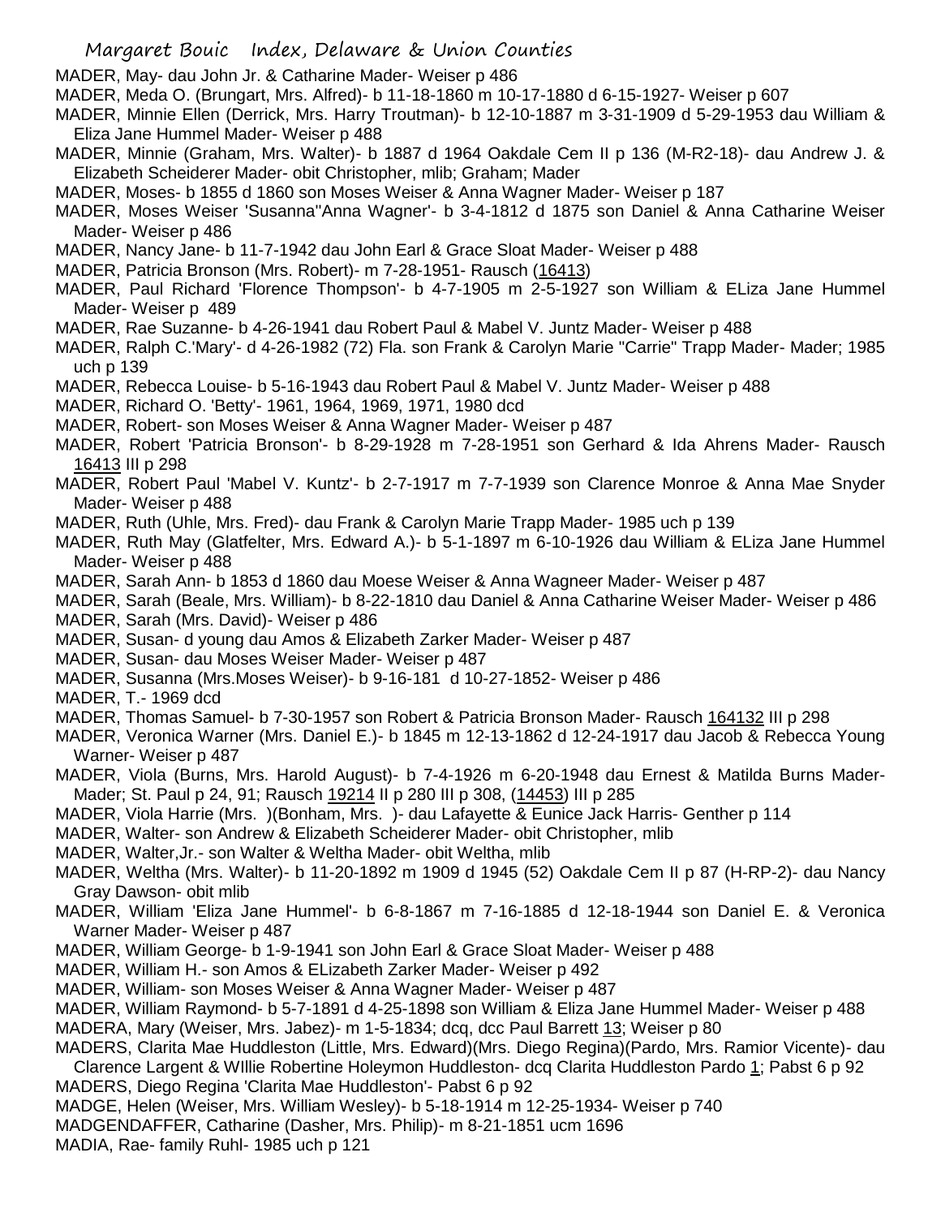MADER, May- dau John Jr. & Catharine Mader- Weiser p 486

MADER, Meda O. (Brungart, Mrs. Alfred)- b 11-18-1860 m 10-17-1880 d 6-15-1927- Weiser p 607

MADER, Minnie Ellen (Derrick, Mrs. Harry Troutman)- b 12-10-1887 m 3-31-1909 d 5-29-1953 dau William & Eliza Jane Hummel Mader- Weiser p 488

MADER, Minnie (Graham, Mrs. Walter)- b 1887 d 1964 Oakdale Cem II p 136 (M-R2-18)- dau Andrew J. & Elizabeth Scheiderer Mader- obit Christopher, mlib; Graham; Mader

MADER, Moses- b 1855 d 1860 son Moses Weiser & Anna Wagner Mader- Weiser p 187

MADER, Moses Weiser 'Susanna''Anna Wagner'- b 3-4-1812 d 1875 son Daniel & Anna Catharine Weiser Mader- Weiser p 486

MADER, Nancy Jane- b 11-7-1942 dau John Earl & Grace Sloat Mader- Weiser p 488

MADER, Patricia Bronson (Mrs. Robert)- m 7-28-1951- Rausch (16413)

MADER, Paul Richard 'Florence Thompson'- b 4-7-1905 m 2-5-1927 son William & ELiza Jane Hummel Mader- Weiser p 489

MADER, Rae Suzanne- b 4-26-1941 dau Robert Paul & Mabel V. Juntz Mader- Weiser p 488

MADER, Ralph C.'Mary'- d 4-26-1982 (72) Fla. son Frank & Carolyn Marie "Carrie" Trapp Mader- Mader; 1985 uch p 139

MADER, Rebecca Louise- b 5-16-1943 dau Robert Paul & Mabel V. Juntz Mader- Weiser p 488

MADER, Richard O. 'Betty'- 1961, 1964, 1969, 1971, 1980 dcd

MADER, Robert- son Moses Weiser & Anna Wagner Mader- Weiser p 487

MADER, Robert 'Patricia Bronson'- b 8-29-1928 m 7-28-1951 son Gerhard & Ida Ahrens Mader- Rausch 16413 III p 298

MADER, Robert Paul 'Mabel V. Kuntz'- b 2-7-1917 m 7-7-1939 son Clarence Monroe & Anna Mae Snyder Mader- Weiser p 488

MADER, Ruth (Uhle, Mrs. Fred)- dau Frank & Carolyn Marie Trapp Mader- 1985 uch p 139

MADER, Ruth May (Glatfelter, Mrs. Edward A.)- b 5-1-1897 m 6-10-1926 dau William & ELiza Jane Hummel Mader- Weiser p 488

MADER, Sarah Ann- b 1853 d 1860 dau Moese Weiser & Anna Wagneer Mader- Weiser p 487

MADER, Sarah (Beale, Mrs. William)- b 8-22-1810 dau Daniel & Anna Catharine Weiser Mader- Weiser p 486

MADER, Sarah (Mrs. David)- Weiser p 486

MADER, Susan- d young dau Amos & Elizabeth Zarker Mader- Weiser p 487

MADER, Susan- dau Moses Weiser Mader- Weiser p 487

MADER, Susanna (Mrs.Moses Weiser)- b 9-16-181 d 10-27-1852- Weiser p 486

MADER, T.- 1969 dcd

MADER, Thomas Samuel- b 7-30-1957 son Robert & Patricia Bronson Mader- Rausch 164132 III p 298

MADER, Veronica Warner (Mrs. Daniel E.)- b 1845 m 12-13-1862 d 12-24-1917 dau Jacob & Rebecca Young Warner- Weiser p 487

MADER, Viola (Burns, Mrs. Harold August)- b 7-4-1926 m 6-20-1948 dau Ernest & Matilda Burns Mader- Mader; St. Paul p 24, 91; Rausch 19214 II p 280 III p 308, (14453) III p 285

MADER, Viola Harrie (Mrs. )(Bonham, Mrs. )- dau Lafayette & Eunice Jack Harris- Genther p 114

MADER, Walter- son Andrew & Elizabeth Scheiderer Mader- obit Christopher, mlib

MADER, Walter,Jr.- son Walter & Weltha Mader- obit Weltha, mlib

MADER, Weltha (Mrs. Walter)- b 11-20-1892 m 1909 d 1945 (52) Oakdale Cem II p 87 (H-RP-2)- dau Nancy Gray Dawson- obit mlib

MADER, William 'Eliza Jane Hummel'- b 6-8-1867 m 7-16-1885 d 12-18-1944 son Daniel E. & Veronica Warner Mader- Weiser p 487

MADER, William George- b 1-9-1941 son John Earl & Grace Sloat Mader- Weiser p 488

MADER, William H.- son Amos & ELizabeth Zarker Mader- Weiser p 492

MADER, William- son Moses Weiser & Anna Wagner Mader- Weiser p 487

MADER, William Raymond- b 5-7-1891 d 4-25-1898 son William & Eliza Jane Hummel Mader- Weiser p 488

MADERA, Mary (Weiser, Mrs. Jabez)- m 1-5-1834; dcq, dcc Paul Barrett 13; Weiser p 80

MADERS, Clarita Mae Huddleston (Little, Mrs. Edward)(Mrs. Diego Regina)(Pardo, Mrs. Ramior Vicente)- dau Clarence Largent & WIllie Robertine Holeymon Huddleston- dcq Clarita Huddleston Pardo 1; Pabst 6 p 92

MADERS, Diego Regina 'Clarita Mae Huddleston'- Pabst 6 p 92

MADGE, Helen (Weiser, Mrs. William Wesley)- b 5-18-1914 m 12-25-1934- Weiser p 740

MADGENDAFFER, Catharine (Dasher, Mrs. Philip)- m 8-21-1851 ucm 1696

MADIA, Rae- family Ruhl- 1985 uch p 121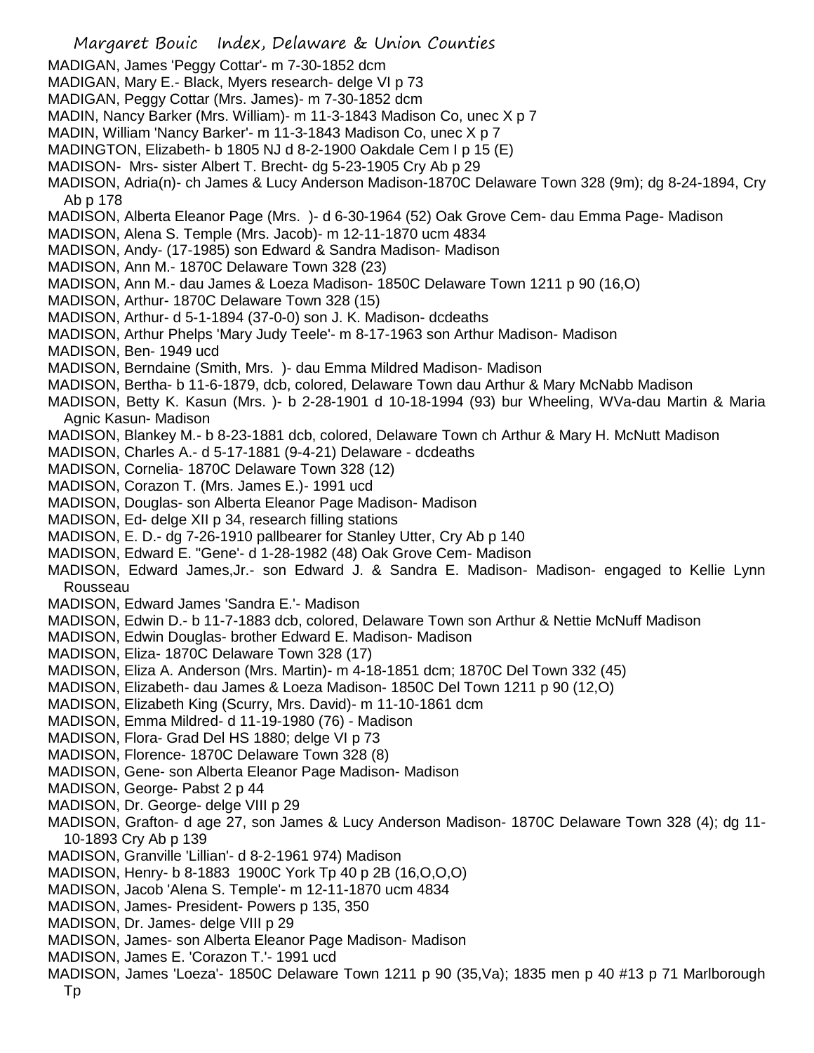MADIGAN, James 'Peggy Cottar'- m 7-30-1852 dcm
MADIGAN, Mary E.- Black, Myers research- delge VI p 73
MADIGAN, Peggy Cottar (Mrs. James)- m 7-30-1852 dcm
MADIN, Nancy Barker (Mrs. William)- m 11-3-1843 Madison Co, unec X p 7
MADIN, William 'Nancy Barker'- m 11-3-1843 Madison Co, unec X p 7
MADINGTON, Elizabeth- b 1805 NJ d 8-2-1900 Oakdale Cem I p 15 (E)
MADISON- Mrs- sister Albert T. Brecht- dg 5-23-1905 Cry Ab p 29
MADISON, Adria(n)- ch James & Lucy Anderson Madison-1870C Delaware Town 328 (9m); dg 8-24-1894, Cry Ab p 178
MADISON, Alberta Eleanor Page (Mrs. )- d 6-30-1964 (52) Oak Grove Cem- dau Emma Page- Madison
MADISON, Alena S. Temple (Mrs. Jacob)- m 12-11-1870 ucm 4834
MADISON, Andy- (17-1985) son Edward & Sandra Madison- Madison
MADISON, Ann M.- 1870C Delaware Town 328 (23)
MADISON, Ann M.- dau James & Loeza Madison- 1850C Delaware Town 1211 p 90 (16,O)
MADISON, Arthur- 1870C Delaware Town 328 (15)
MADISON, Arthur- d 5-1-1894 (37-0-0) son J. K. Madison- dcdeaths
MADISON, Arthur Phelps 'Mary Judy Teele'- m 8-17-1963 son Arthur Madison- Madison
MADISON, Ben- 1949 ucd
MADISON, Berndaine (Smith, Mrs. )- dau Emma Mildred Madison- Madison
MADISON, Bertha- b 11-6-1879, dcb, colored, Delaware Town dau Arthur & Mary McNabb Madison
MADISON, Betty K. Kasun (Mrs. )- b 2-28-1901 d 10-18-1994 (93) bur Wheeling, WVa-dau Martin & Maria Agnic Kasun- Madison
MADISON, Blankey M.- b 8-23-1881 dcb, colored, Delaware Town ch Arthur & Mary H. McNutt Madison
MADISON, Charles A.- d 5-17-1881 (9-4-21) Delaware - dcdeaths
MADISON, Cornelia- 1870C Delaware Town 328 (12)
MADISON, Corazon T. (Mrs. James E.)- 1991 ucd
MADISON, Douglas- son Alberta Eleanor Page Madison- Madison
MADISON, Ed- delge XII p 34, research filling stations
MADISON, E. D.- dg 7-26-1910 pallbearer for Stanley Utter, Cry Ab p 140
MADISON, Edward E. "Gene'- d 1-28-1982 (48) Oak Grove Cem- Madison
MADISON, Edward James,Jr.- son Edward J. & Sandra E. Madison- Madison- engaged to Kellie Lynn Rousseau
MADISON, Edward James 'Sandra E.'- Madison
MADISON, Edwin D.- b 11-7-1883 dcb, colored, Delaware Town son Arthur & Nettie McNuff Madison
MADISON, Edwin Douglas- brother Edward E. Madison- Madison
MADISON, Eliza- 1870C Delaware Town 328 (17)
MADISON, Eliza A. Anderson (Mrs. Martin)- m 4-18-1851 dcm; 1870C Del Town 332 (45)
MADISON, Elizabeth- dau James & Loeza Madison- 1850C Del Town 1211 p 90 (12,O)
MADISON, Elizabeth King (Scurry, Mrs. David)- m 11-10-1861 dcm
MADISON, Emma Mildred- d 11-19-1980 (76) - Madison
MADISON, Flora- Grad Del HS 1880; delge VI p 73
MADISON, Florence- 1870C Delaware Town 328 (8)
MADISON, Gene- son Alberta Eleanor Page Madison- Madison
MADISON, George- Pabst 2 p 44
MADISON, Dr. George- delge VIII p 29
MADISON, Grafton- d age 27, son James & Lucy Anderson Madison- 1870C Delaware Town 328 (4); dg 11-10-1893 Cry Ab p 139
MADISON, Granville 'Lillian'- d 8-2-1961 974) Madison
MADISON, Henry- b 8-1883 1900C York Tp 40 p 2B (16,O,O,O)
MADISON, Jacob 'Alena S. Temple'- m 12-11-1870 ucm 4834
MADISON, James- President- Powers p 135, 350
MADISON, Dr. James- delge VIII p 29
MADISON, James- son Alberta Eleanor Page Madison- Madison
MADISON, James E. 'Corazon T.'- 1991 ucd
MADISON, James 'Loeza'- 1850C Delaware Town 1211 p 90 (35,Va); 1835 men p 40 #13 p 71 Marlborough Tp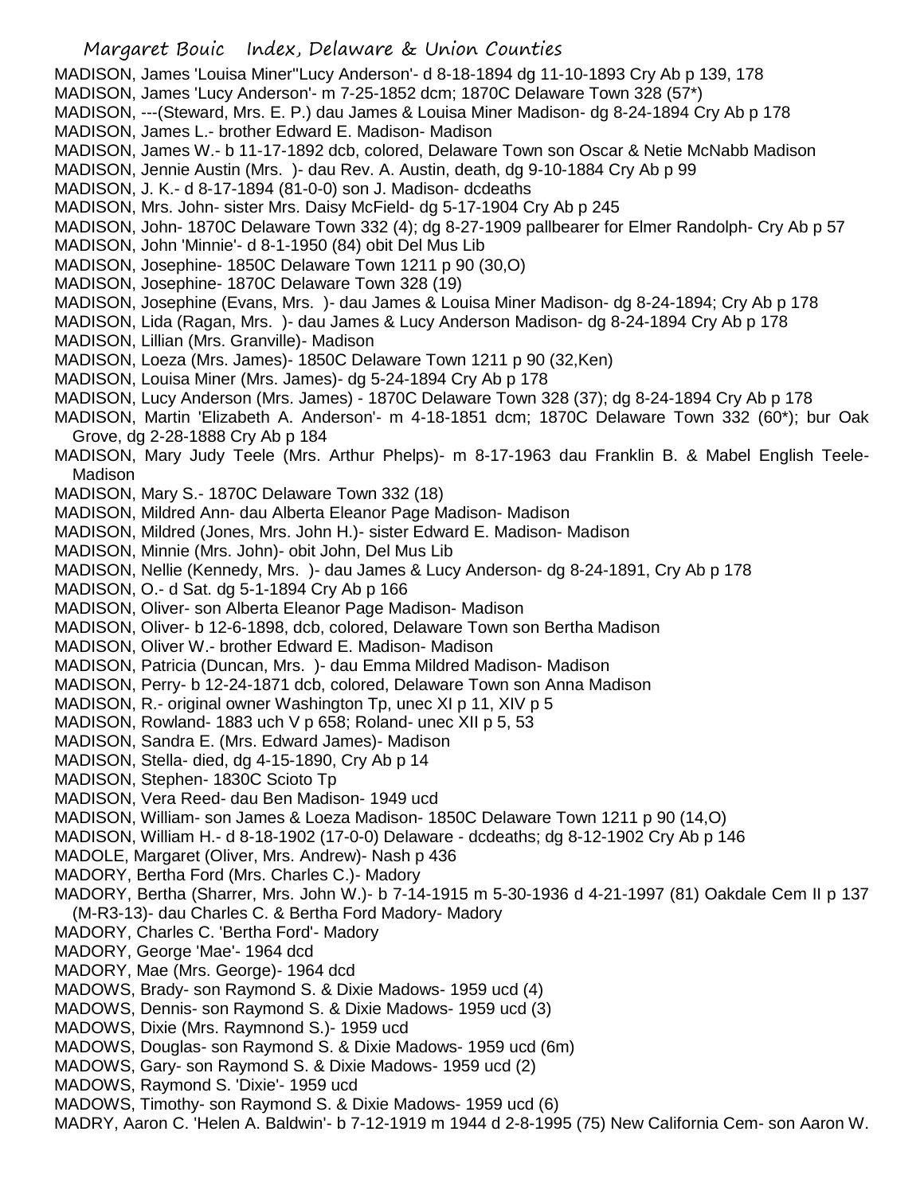MADISON, James 'Louisa Miner''Lucy Anderson'- d 8-18-1894 dg 11-10-1893 Cry Ab p 139, 178
MADISON, James 'Lucy Anderson'- m 7-25-1852 dcm; 1870C Delaware Town 328 (57*)
MADISON, ---(Steward, Mrs. E. P.) dau James & Louisa Miner Madison- dg 8-24-1894 Cry Ab p 178
MADISON, James L.- brother Edward E. Madison- Madison
MADISON, James W.- b 11-17-1892 dcb, colored, Delaware Town son Oscar & Netie McNabb Madison
MADISON, Jennie Austin (Mrs. )- dau Rev. A. Austin, death, dg 9-10-1884 Cry Ab p 99
MADISON, J. K.- d 8-17-1894 (81-0-0) son J. Madison- dcdeaths
MADISON, Mrs. John- sister Mrs. Daisy McField- dg 5-17-1904 Cry Ab p 245
MADISON, John- 1870C Delaware Town 332 (4); dg 8-27-1909 pallbearer for Elmer Randolph- Cry Ab p 57
MADISON, John 'Minnie'- d 8-1-1950 (84) obit Del Mus Lib
MADISON, Josephine- 1850C Delaware Town 1211 p 90 (30,O)
MADISON, Josephine- 1870C Delaware Town 328 (19)
MADISON, Josephine (Evans, Mrs. )- dau James & Louisa Miner Madison- dg 8-24-1894; Cry Ab p 178
MADISON, Lida (Ragan, Mrs. )- dau James & Lucy Anderson Madison- dg 8-24-1894 Cry Ab p 178
MADISON, Lillian (Mrs. Granville)- Madison
MADISON, Loeza (Mrs. James)- 1850C Delaware Town 1211 p 90 (32,Ken)
MADISON, Louisa Miner (Mrs. James)- dg 5-24-1894 Cry Ab p 178
MADISON, Lucy Anderson (Mrs. James) - 1870C Delaware Town 328 (37); dg 8-24-1894 Cry Ab p 178
MADISON, Martin 'Elizabeth A. Anderson'- m 4-18-1851 dcm; 1870C Delaware Town 332 (60*); bur Oak Grove, dg 2-28-1888 Cry Ab p 184
MADISON, Mary Judy Teele (Mrs. Arthur Phelps)- m 8-17-1963 dau Franklin B. & Mabel English Teele- Madison
MADISON, Mary S.- 1870C Delaware Town 332 (18)
MADISON, Mildred Ann- dau Alberta Eleanor Page Madison- Madison
MADISON, Mildred (Jones, Mrs. John H.)- sister Edward E. Madison- Madison
MADISON, Minnie (Mrs. John)- obit John, Del Mus Lib
MADISON, Nellie (Kennedy, Mrs. )- dau James & Lucy Anderson- dg 8-24-1891, Cry Ab p 178
MADISON, O.- d Sat. dg 5-1-1894 Cry Ab p 166
MADISON, Oliver- son Alberta Eleanor Page Madison- Madison
MADISON, Oliver- b 12-6-1898, dcb, colored, Delaware Town son Bertha Madison
MADISON, Oliver W.- brother Edward E. Madison- Madison
MADISON, Patricia (Duncan, Mrs. )- dau Emma Mildred Madison- Madison
MADISON, Perry- b 12-24-1871 dcb, colored, Delaware Town son Anna Madison
MADISON, R.- original owner Washington Tp, unec XI p 11, XIV p 5
MADISON, Rowland- 1883 uch V p 658; Roland- unec XII p 5, 53
MADISON, Sandra E. (Mrs. Edward James)- Madison
MADISON, Stella- died, dg 4-15-1890, Cry Ab p 14
MADISON, Stephen- 1830C Scioto Tp
MADISON, Vera Reed- dau Ben Madison- 1949 ucd
MADISON, William- son James & Loeza Madison- 1850C Delaware Town 1211 p 90 (14,O)
MADISON, William H.- d 8-18-1902 (17-0-0) Delaware - dcdeaths; dg 8-12-1902 Cry Ab p 146
MADOLE, Margaret (Oliver, Mrs. Andrew)- Nash p 436
MADORY, Bertha Ford (Mrs. Charles C.)- Madory
MADORY, Bertha (Sharrer, Mrs. John W.)- b 7-14-1915 m 5-30-1936 d 4-21-1997 (81) Oakdale Cem II p 137 (M-R3-13)- dau Charles C. & Bertha Ford Madory- Madory
MADORY, Charles C. 'Bertha Ford'- Madory
MADORY, George 'Mae'- 1964 dcd
MADORY, Mae (Mrs. George)- 1964 dcd
MADOWS, Brady- son Raymond S. & Dixie Madows- 1959 ucd (4)
MADOWS, Dennis- son Raymond S. & Dixie Madows- 1959 ucd (3)
MADOWS, Dixie (Mrs. Raymnond S.)- 1959 ucd
MADOWS, Douglas- son Raymond S. & Dixie Madows- 1959 ucd (6m)
MADOWS, Gary- son Raymond S. & Dixie Madows- 1959 ucd (2)
MADOWS, Raymond S. 'Dixie'- 1959 ucd
MADOWS, Timothy- son Raymond S. & Dixie Madows- 1959 ucd (6)
MADRY, Aaron C. 'Helen A. Baldwin'- b 7-12-1919 m 1944 d 2-8-1995 (75) New California Cem- son Aaron W.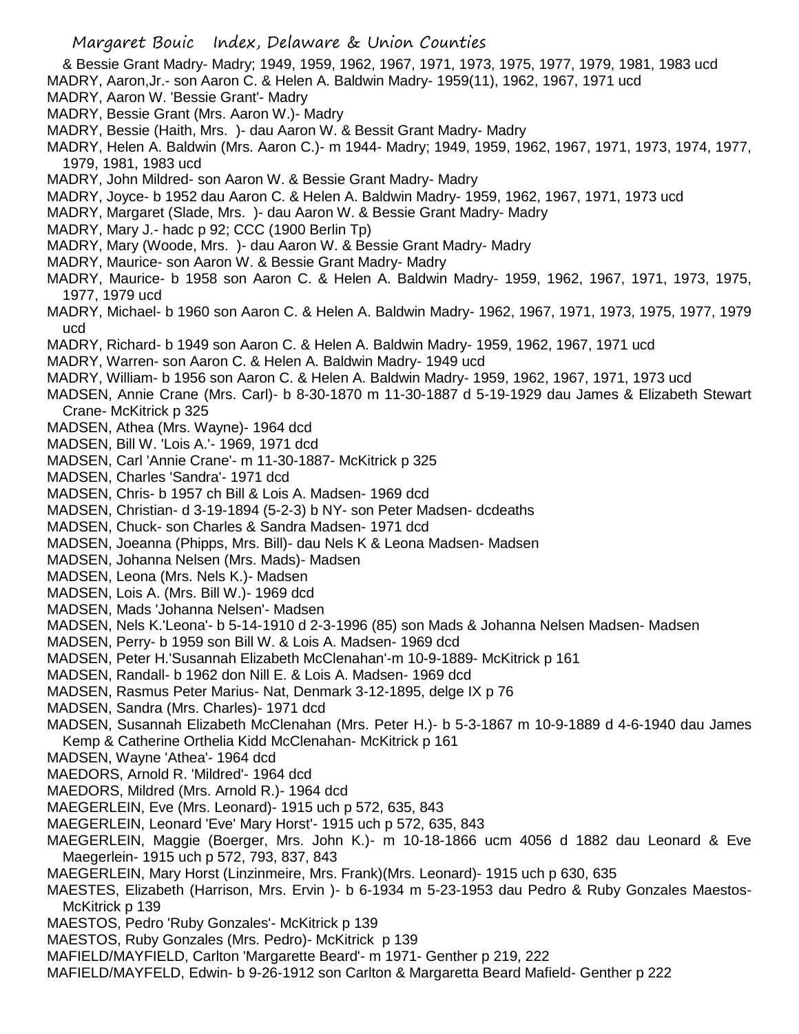& Bessie Grant Madry- Madry; 1949, 1959, 1962, 1967, 1971, 1973, 1975, 1977, 1979, 1981, 1983 ucd

MADRY, Aaron,Jr.- son Aaron C. & Helen A. Baldwin Madry- 1959(11), 1962, 1967, 1971 ucd

MADRY, Aaron W. 'Bessie Grant'- Madry

MADRY, Bessie Grant (Mrs. Aaron W.)- Madry

MADRY, Bessie (Haith, Mrs. )- dau Aaron W. & Bessit Grant Madry- Madry

MADRY, Helen A. Baldwin (Mrs. Aaron C.)- m 1944- Madry; 1949, 1959, 1962, 1967, 1971, 1973, 1974, 1977, 1979, 1981, 1983 ucd

MADRY, John Mildred- son Aaron W. & Bessie Grant Madry- Madry

MADRY, Joyce- b 1952 dau Aaron C. & Helen A. Baldwin Madry- 1959, 1962, 1967, 1971, 1973 ucd

MADRY, Margaret (Slade, Mrs. )- dau Aaron W. & Bessie Grant Madry- Madry

MADRY, Mary J.- hadc p 92; CCC (1900 Berlin Tp)

MADRY, Mary (Woode, Mrs. )- dau Aaron W. & Bessie Grant Madry- Madry

MADRY, Maurice- son Aaron W. & Bessie Grant Madry- Madry

MADRY, Maurice- b 1958 son Aaron C. & Helen A. Baldwin Madry- 1959, 1962, 1967, 1971, 1973, 1975, 1977, 1979 ucd

MADRY, Michael- b 1960 son Aaron C. & Helen A. Baldwin Madry- 1962, 1967, 1971, 1973, 1975, 1977, 1979 ucd

MADRY, Richard- b 1949 son Aaron C. & Helen A. Baldwin Madry- 1959, 1962, 1967, 1971 ucd

MADRY, Warren- son Aaron C. & Helen A. Baldwin Madry- 1949 ucd

MADRY, William- b 1956 son Aaron C. & Helen A. Baldwin Madry- 1959, 1962, 1967, 1971, 1973 ucd

MADSEN, Annie Crane (Mrs. Carl)- b 8-30-1870 m 11-30-1887 d 5-19-1929 dau James & Elizabeth Stewart Crane- McKitrick p 325

MADSEN, Athea (Mrs. Wayne)- 1964 dcd

MADSEN, Bill W. 'Lois A.'- 1969, 1971 dcd

MADSEN, Carl 'Annie Crane'- m 11-30-1887- McKitrick p 325

MADSEN, Charles 'Sandra'- 1971 dcd

MADSEN, Chris- b 1957 ch Bill & Lois A. Madsen- 1969 dcd

MADSEN, Christian- d 3-19-1894 (5-2-3) b NY- son Peter Madsen- dcdeaths

MADSEN, Chuck- son Charles & Sandra Madsen- 1971 dcd

MADSEN, Joeanna (Phipps, Mrs. Bill)- dau Nels K & Leona Madsen- Madsen

MADSEN, Johanna Nelsen (Mrs. Mads)- Madsen

MADSEN, Leona (Mrs. Nels K.)- Madsen

MADSEN, Lois A. (Mrs. Bill W.)- 1969 dcd

MADSEN, Mads 'Johanna Nelsen'- Madsen

MADSEN, Nels K.'Leona'- b 5-14-1910 d 2-3-1996 (85) son Mads & Johanna Nelsen Madsen- Madsen

MADSEN, Perry- b 1959 son Bill W. & Lois A. Madsen- 1969 dcd

MADSEN, Peter H.'Susannah Elizabeth McClenahan'-m 10-9-1889- McKitrick p 161

MADSEN, Randall- b 1962 don Nill E. & Lois A. Madsen- 1969 dcd

MADSEN, Rasmus Peter Marius- Nat, Denmark 3-12-1895, delge IX p 76

MADSEN, Sandra (Mrs. Charles)- 1971 dcd

MADSEN, Susannah Elizabeth McClenahan (Mrs. Peter H.)- b 5-3-1867 m 10-9-1889 d 4-6-1940 dau James Kemp & Catherine Orthelia Kidd McClenahan- McKitrick p 161

MADSEN, Wayne 'Athea'- 1964 dcd

MAEDORS, Arnold R. 'Mildred'- 1964 dcd

MAEDORS, Mildred (Mrs. Arnold R.)- 1964 dcd

MAEGERLEIN, Eve (Mrs. Leonard)- 1915 uch p 572, 635, 843

MAEGERLEIN, Leonard 'Eve' Mary Horst'- 1915 uch p 572, 635, 843

MAEGERLEIN, Maggie (Boerger, Mrs. John K.)- m 10-18-1866 ucm 4056 d 1882 dau Leonard & Eve Maegerlein- 1915 uch p 572, 793, 837, 843

MAEGERLEIN, Mary Horst (Linzinmeire, Mrs. Frank)(Mrs. Leonard)- 1915 uch p 630, 635

MAESTES, Elizabeth (Harrison, Mrs. Ervin )- b 6-1934 m 5-23-1953 dau Pedro & Ruby Gonzales Maestos- McKitrick p 139

MAESTOS, Pedro 'Ruby Gonzales'- McKitrick p 139

MAESTOS, Ruby Gonzales (Mrs. Pedro)- McKitrick p 139

MAFIELD/MAYFIELD, Carlton 'Margarette Beard'- m 1971- Genther p 219, 222

MAFIELD/MAYFELD, Edwin- b 9-26-1912 son Carlton & Margaretta Beard Mafield- Genther p 222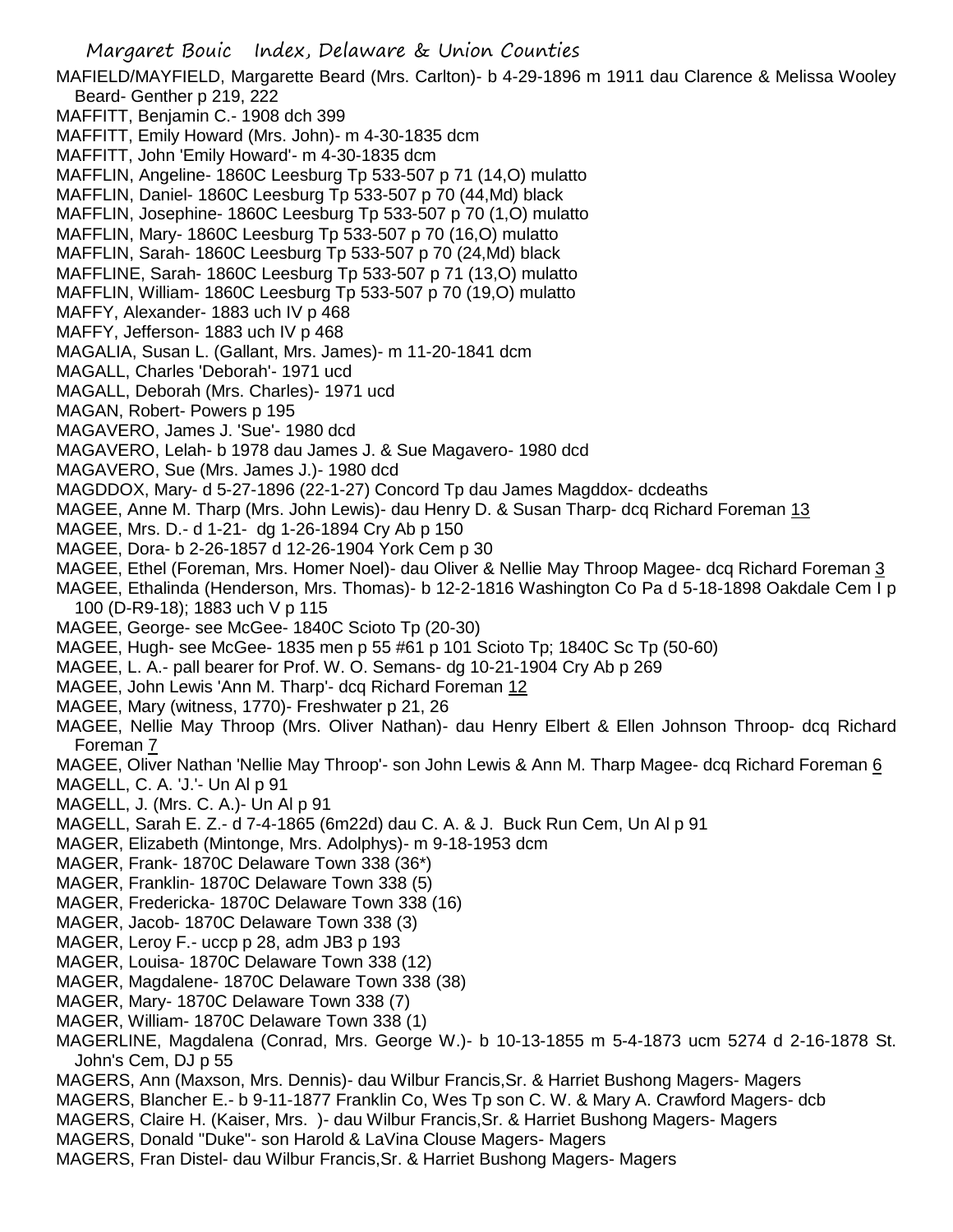MAFIELD/MAYFIELD, Margarette Beard (Mrs. Carlton)- b 4-29-1896 m 1911 dau Clarence & Melissa Wooley Beard- Genther p 219, 222

MAFFITT, Benjamin C.- 1908 dch 399

MAFFITT, Emily Howard (Mrs. John)- m 4-30-1835 dcm

MAFFITT, John 'Emily Howard'- m 4-30-1835 dcm

MAFFLIN, Angeline- 1860C Leesburg Tp 533-507 p 71 (14,O) mulatto

MAFFLIN, Daniel- 1860C Leesburg Tp 533-507 p 70 (44,Md) black

MAFFLIN, Josephine- 1860C Leesburg Tp 533-507 p 70 (1,O) mulatto

MAFFLIN, Mary- 1860C Leesburg Tp 533-507 p 70 (16,O) mulatto

MAFFLIN, Sarah- 1860C Leesburg Tp 533-507 p 70 (24,Md) black

MAFFLINE, Sarah- 1860C Leesburg Tp 533-507 p 71 (13,O) mulatto

MAFFLIN, William- 1860C Leesburg Tp 533-507 p 70 (19,O) mulatto

MAFFY, Alexander- 1883 uch IV p 468

MAFFY, Jefferson- 1883 uch IV p 468

MAGALIA, Susan L. (Gallant, Mrs. James)- m 11-20-1841 dcm

MAGALL, Charles 'Deborah'- 1971 ucd

MAGALL, Deborah (Mrs. Charles)- 1971 ucd

MAGAN, Robert- Powers p 195

MAGAVERO, James J. 'Sue'- 1980 dcd

MAGAVERO, Lelah- b 1978 dau James J. & Sue Magavero- 1980 dcd

MAGAVERO, Sue (Mrs. James J.)- 1980 dcd

MAGDDOX, Mary- d 5-27-1896 (22-1-27) Concord Tp dau James Magddox- dcdeaths

MAGEE, Anne M. Tharp (Mrs. John Lewis)- dau Henry D. & Susan Tharp- dcq Richard Foreman 13

MAGEE, Mrs. D.- d 1-21- dg 1-26-1894 Cry Ab p 150

MAGEE, Dora- b 2-26-1857 d 12-26-1904 York Cem p 30

MAGEE, Ethel (Foreman, Mrs. Homer Noel)- dau Oliver & Nellie May Throop Magee- dcq Richard Foreman 3

MAGEE, Ethalinda (Henderson, Mrs. Thomas)- b 12-2-1816 Washington Co Pa d 5-18-1898 Oakdale Cem I p 100 (D-R9-18); 1883 uch V p 115

MAGEE, George- see McGee- 1840C Scioto Tp (20-30)

MAGEE, Hugh- see McGee- 1835 men p 55 #61 p 101 Scioto Tp; 1840C Sc Tp (50-60)

MAGEE, L. A.- pall bearer for Prof. W. O. Semans- dg 10-21-1904 Cry Ab p 269

MAGEE, John Lewis 'Ann M. Tharp'- dcq Richard Foreman 12

MAGEE, Mary (witness, 1770)- Freshwater p 21, 26

MAGEE, Nellie May Throop (Mrs. Oliver Nathan)- dau Henry Elbert & Ellen Johnson Throop- dcq Richard Foreman 7

MAGEE, Oliver Nathan 'Nellie May Throop'- son John Lewis & Ann M. Tharp Magee- dcq Richard Foreman 6

MAGELL, C. A. 'J.'- Un Al p 91

MAGELL, J. (Mrs. C. A.)- Un Al p 91

MAGELL, Sarah E. Z.- d 7-4-1865 (6m22d) dau C. A. & J. Buck Run Cem, Un Al p 91

MAGER, Elizabeth (Mintonge, Mrs. Adolphys)- m 9-18-1953 dcm

MAGER, Frank- 1870C Delaware Town 338 (36*)

MAGER, Franklin- 1870C Delaware Town 338 (5)

MAGER, Fredericka- 1870C Delaware Town 338 (16)

MAGER, Jacob- 1870C Delaware Town 338 (3)

MAGER, Leroy F.- uccp p 28, adm JB3 p 193

MAGER, Louisa- 1870C Delaware Town 338 (12)

MAGER, Magdalene- 1870C Delaware Town 338 (38)

MAGER, Mary- 1870C Delaware Town 338 (7)

MAGER, William- 1870C Delaware Town 338 (1)

MAGERLINE, Magdalena (Conrad, Mrs. George W.)- b 10-13-1855 m 5-4-1873 ucm 5274 d 2-16-1878 St. John's Cem, DJ p 55

MAGERS, Ann (Maxson, Mrs. Dennis)- dau Wilbur Francis,Sr. & Harriet Bushong Magers- Magers

MAGERS, Blancher E.- b 9-11-1877 Franklin Co, Wes Tp son C. W. & Mary A. Crawford Magers- dcb

MAGERS, Claire H. (Kaiser, Mrs. )- dau Wilbur Francis,Sr. & Harriet Bushong Magers- Magers

MAGERS, Donald "Duke"- son Harold & LaVina Clouse Magers- Magers

MAGERS, Fran Distel- dau Wilbur Francis,Sr. & Harriet Bushong Magers- Magers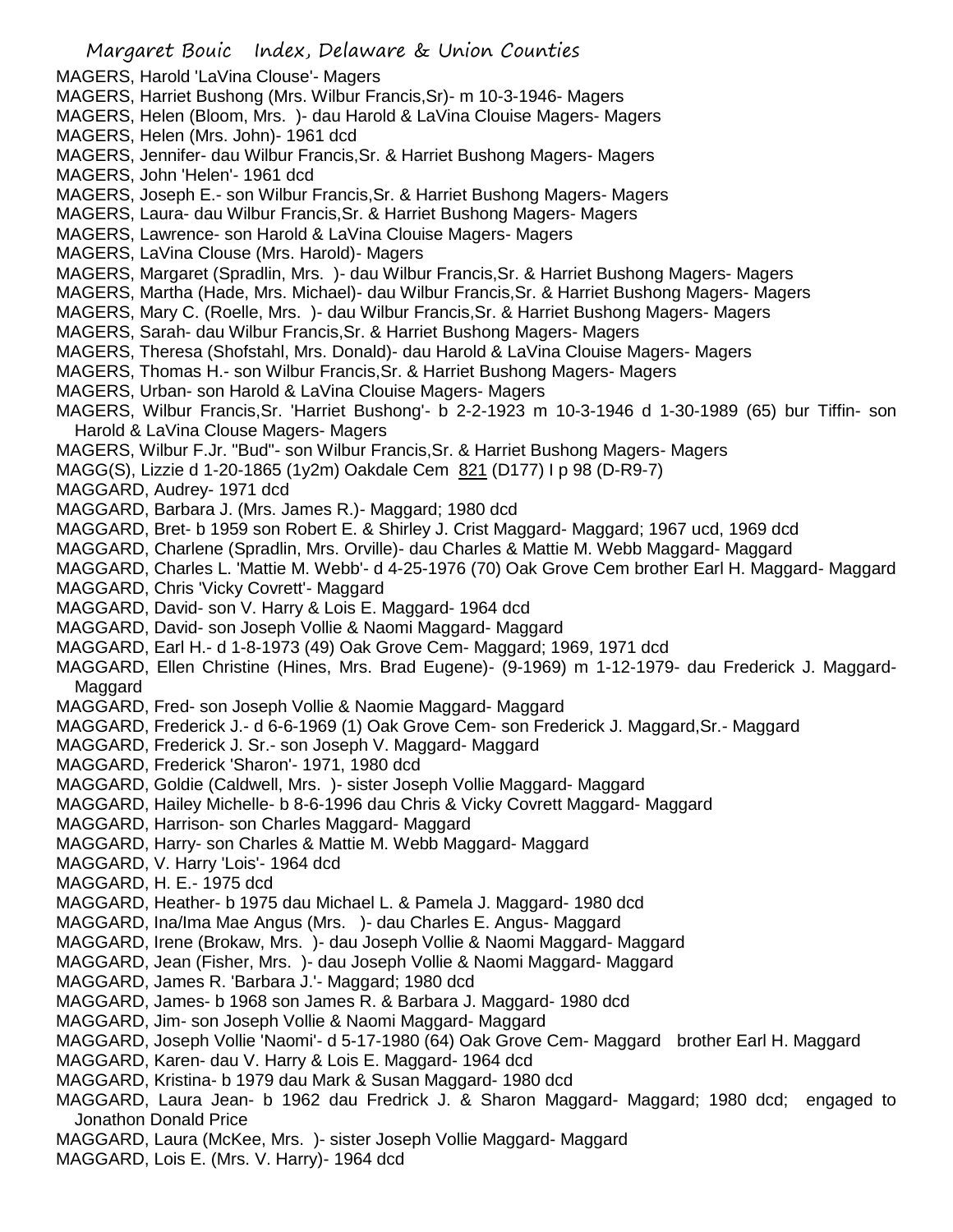MAGERS, Harold 'LaVina Clouse'- Magers
MAGERS, Harriet Bushong (Mrs. Wilbur Francis,Sr)- m 10-3-1946- Magers
MAGERS, Helen (Bloom, Mrs. )- dau Harold & LaVina Clouise Magers- Magers
MAGERS, Helen (Mrs. John)- 1961 dcd
MAGERS, Jennifer- dau Wilbur Francis,Sr. & Harriet Bushong Magers- Magers
MAGERS, John 'Helen'- 1961 dcd
MAGERS, Joseph E.- son Wilbur Francis,Sr. & Harriet Bushong Magers- Magers
MAGERS, Laura- dau Wilbur Francis,Sr. & Harriet Bushong Magers- Magers
MAGERS, Lawrence- son Harold & LaVina Clouise Magers- Magers
MAGERS, LaVina Clouse (Mrs. Harold)- Magers
MAGERS, Margaret (Spradlin, Mrs. )- dau Wilbur Francis,Sr. & Harriet Bushong Magers- Magers
MAGERS, Martha (Hade, Mrs. Michael)- dau Wilbur Francis,Sr. & Harriet Bushong Magers- Magers
MAGERS, Mary C. (Roelle, Mrs. )- dau Wilbur Francis,Sr. & Harriet Bushong Magers- Magers
MAGERS, Sarah- dau Wilbur Francis,Sr. & Harriet Bushong Magers- Magers
MAGERS, Theresa (Shofstahl, Mrs. Donald)- dau Harold & LaVina Clouise Magers- Magers
MAGERS, Thomas H.- son Wilbur Francis,Sr. & Harriet Bushong Magers- Magers
MAGERS, Urban- son Harold & LaVina Clouise Magers- Magers
MAGERS, Wilbur Francis,Sr. 'Harriet Bushong'- b 2-2-1923 m 10-3-1946 d 1-30-1989 (65) bur Tiffin- son Harold & LaVina Clouse Magers- Magers
MAGERS, Wilbur F.Jr. "Bud"- son Wilbur Francis,Sr. & Harriet Bushong Magers- Magers
MAGG(S), Lizzie d 1-20-1865 (1y2m) Oakdale Cem 821 (D177) I p 98 (D-R9-7)
MAGGARD, Audrey- 1971 dcd
MAGGARD, Barbara J. (Mrs. James R.)- Maggard; 1980 dcd
MAGGARD, Bret- b 1959 son Robert E. & Shirley J. Crist Maggard- Maggard; 1967 ucd, 1969 dcd
MAGGARD, Charlene (Spradlin, Mrs. Orville)- dau Charles & Mattie M. Webb Maggard- Maggard
MAGGARD, Charles L. 'Mattie M. Webb'- d 4-25-1976 (70) Oak Grove Cem brother Earl H. Maggard- Maggard
MAGGARD, Chris 'Vicky Covrett'- Maggard
MAGGARD, David- son V. Harry & Lois E. Maggard- 1964 dcd
MAGGARD, David- son Joseph Vollie & Naomi Maggard- Maggard
MAGGARD, Earl H.- d 1-8-1973 (49) Oak Grove Cem- Maggard; 1969, 1971 dcd
MAGGARD, Ellen Christine (Hines, Mrs. Brad Eugene)- (9-1969) m 1-12-1979- dau Frederick J. Maggard- Maggard
MAGGARD, Fred- son Joseph Vollie & Naomie Maggard- Maggard
MAGGARD, Frederick J.- d 6-6-1969 (1) Oak Grove Cem- son Frederick J. Maggard,Sr.- Maggard
MAGGARD, Frederick J. Sr.- son Joseph V. Maggard- Maggard
MAGGARD, Frederick 'Sharon'- 1971, 1980 dcd
MAGGARD, Goldie (Caldwell, Mrs. )- sister Joseph Vollie Maggard- Maggard
MAGGARD, Hailey Michelle- b 8-6-1996 dau Chris & Vicky Covrett Maggard- Maggard
MAGGARD, Harrison- son Charles Maggard- Maggard
MAGGARD, Harry- son Charles & Mattie M. Webb Maggard- Maggard
MAGGARD, V. Harry 'Lois'- 1964 dcd
MAGGARD, H. E.- 1975 dcd
MAGGARD, Heather- b 1975 dau Michael L. & Pamela J. Maggard- 1980 dcd
MAGGARD, Ina/Ima Mae Angus (Mrs. )- dau Charles E. Angus- Maggard
MAGGARD, Irene (Brokaw, Mrs. )- dau Joseph Vollie & Naomi Maggard- Maggard
MAGGARD, Jean (Fisher, Mrs. )- dau Joseph Vollie & Naomi Maggard- Maggard
MAGGARD, James R. 'Barbara J.'- Maggard; 1980 dcd
MAGGARD, James- b 1968 son James R. & Barbara J. Maggard- 1980 dcd
MAGGARD, Jim- son Joseph Vollie & Naomi Maggard- Maggard
MAGGARD, Joseph Vollie 'Naomi'- d 5-17-1980 (64) Oak Grove Cem- Maggard brother Earl H. Maggard
MAGGARD, Karen- dau V. Harry & Lois E. Maggard- 1964 dcd
MAGGARD, Kristina- b 1979 dau Mark & Susan Maggard- 1980 dcd
MAGGARD, Laura Jean- b 1962 dau Fredrick J. & Sharon Maggard- Maggard; 1980 dcd; engaged to Jonathon Donald Price
MAGGARD, Laura (McKee, Mrs. )- sister Joseph Vollie Maggard- Maggard
MAGGARD, Lois E. (Mrs. V. Harry)- 1964 dcd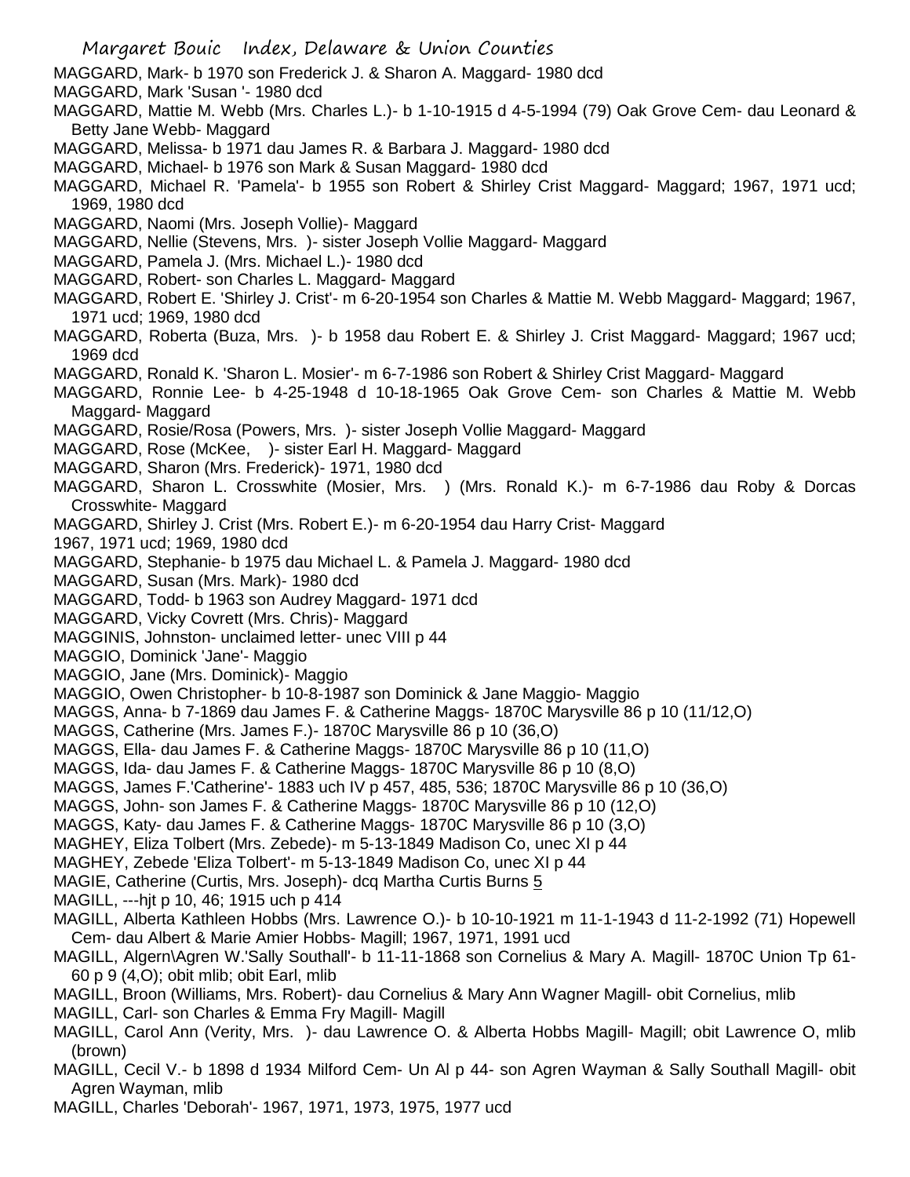MAGGARD, Mark- b 1970 son Frederick J. & Sharon A. Maggard- 1980 dcd

MAGGARD, Mark 'Susan '- 1980 dcd

MAGGARD, Mattie M. Webb (Mrs. Charles L.)- b 1-10-1915 d 4-5-1994 (79) Oak Grove Cem- dau Leonard & Betty Jane Webb- Maggard

MAGGARD, Melissa- b 1971 dau James R. & Barbara J. Maggard- 1980 dcd

MAGGARD, Michael- b 1976 son Mark & Susan Maggard- 1980 dcd

MAGGARD, Michael R. 'Pamela'- b 1955 son Robert & Shirley Crist Maggard- Maggard; 1967, 1971 ucd; 1969, 1980 dcd

MAGGARD, Naomi (Mrs. Joseph Vollie)- Maggard

MAGGARD, Nellie (Stevens, Mrs. )- sister Joseph Vollie Maggard- Maggard

MAGGARD, Pamela J. (Mrs. Michael L.)- 1980 dcd

MAGGARD, Robert- son Charles L. Maggard- Maggard

MAGGARD, Robert E. 'Shirley J. Crist'- m 6-20-1954 son Charles & Mattie M. Webb Maggard- Maggard; 1967, 1971 ucd; 1969, 1980 dcd

MAGGARD, Roberta (Buza, Mrs. )- b 1958 dau Robert E. & Shirley J. Crist Maggard- Maggard; 1967 ucd; 1969 dcd

MAGGARD, Ronald K. 'Sharon L. Mosier'- m 6-7-1986 son Robert & Shirley Crist Maggard- Maggard

MAGGARD, Ronnie Lee- b 4-25-1948 d 10-18-1965 Oak Grove Cem- son Charles & Mattie M. Webb Maggard- Maggard

MAGGARD, Rosie/Rosa (Powers, Mrs. )- sister Joseph Vollie Maggard- Maggard

MAGGARD, Rose (McKee, )- sister Earl H. Maggard- Maggard

MAGGARD, Sharon (Mrs. Frederick)- 1971, 1980 dcd

MAGGARD, Sharon L. Crosswhite (Mosier, Mrs. ) (Mrs. Ronald K.)- m 6-7-1986 dau Roby & Dorcas Crosswhite- Maggard

MAGGARD, Shirley J. Crist (Mrs. Robert E.)- m 6-20-1954 dau Harry Crist- Maggard
1967, 1971 ucd; 1969, 1980 dcd

MAGGARD, Stephanie- b 1975 dau Michael L. & Pamela J. Maggard- 1980 dcd

MAGGARD, Susan (Mrs. Mark)- 1980 dcd

MAGGARD, Todd- b 1963 son Audrey Maggard- 1971 dcd

MAGGARD, Vicky Covrett (Mrs. Chris)- Maggard

MAGGINIS, Johnston- unclaimed letter- unec VIII p 44

MAGGIO, Dominick 'Jane'- Maggio

MAGGIO, Jane (Mrs. Dominick)- Maggio

MAGGIO, Owen Christopher- b 10-8-1987 son Dominick & Jane Maggio- Maggio

MAGGS, Anna- b 7-1869 dau James F. & Catherine Maggs- 1870C Marysville 86 p 10 (11/12,O)

MAGGS, Catherine (Mrs. James F.)- 1870C Marysville 86 p 10 (36,O)

MAGGS, Ella- dau James F. & Catherine Maggs- 1870C Marysville 86 p 10 (11,O)

MAGGS, Ida- dau James F. & Catherine Maggs- 1870C Marysville 86 p 10 (8,O)

MAGGS, James F.'Catherine'- 1883 uch IV p 457, 485, 536; 1870C Marysville 86 p 10 (36,O)

MAGGS, John- son James F. & Catherine Maggs- 1870C Marysville 86 p 10 (12,O)

MAGGS, Katy- dau James F. & Catherine Maggs- 1870C Marysville 86 p 10 (3,O)

MAGHEY, Eliza Tolbert (Mrs. Zebede)- m 5-13-1849 Madison Co, unec XI p 44

MAGHEY, Zebede 'Eliza Tolbert'- m 5-13-1849 Madison Co, unec XI p 44

MAGIE, Catherine (Curtis, Mrs. Joseph)- dcq Martha Curtis Burns 5

MAGILL, ---hjt p 10, 46; 1915 uch p 414

MAGILL, Alberta Kathleen Hobbs (Mrs. Lawrence O.)- b 10-10-1921 m 11-1-1943 d 11-2-1992 (71) Hopewell Cem- dau Albert & Marie Amier Hobbs- Magill; 1967, 1971, 1991 ucd

MAGILL, Algern\Agren W.'Sally Southall'- b 11-11-1868 son Cornelius & Mary A. Magill- 1870C Union Tp 61-60 p 9 (4,O); obit mlib; obit Earl, mlib

MAGILL, Broon (Williams, Mrs. Robert)- dau Cornelius & Mary Ann Wagner Magill- obit Cornelius, mlib

MAGILL, Carl- son Charles & Emma Fry Magill- Magill

MAGILL, Carol Ann (Verity, Mrs. )- dau Lawrence O. & Alberta Hobbs Magill- Magill; obit Lawrence O, mlib (brown)

MAGILL, Cecil V.- b 1898 d 1934 Milford Cem- Un Al p 44- son Agren Wayman & Sally Southall Magill- obit Agren Wayman, mlib

MAGILL, Charles 'Deborah'- 1967, 1971, 1973, 1975, 1977 ucd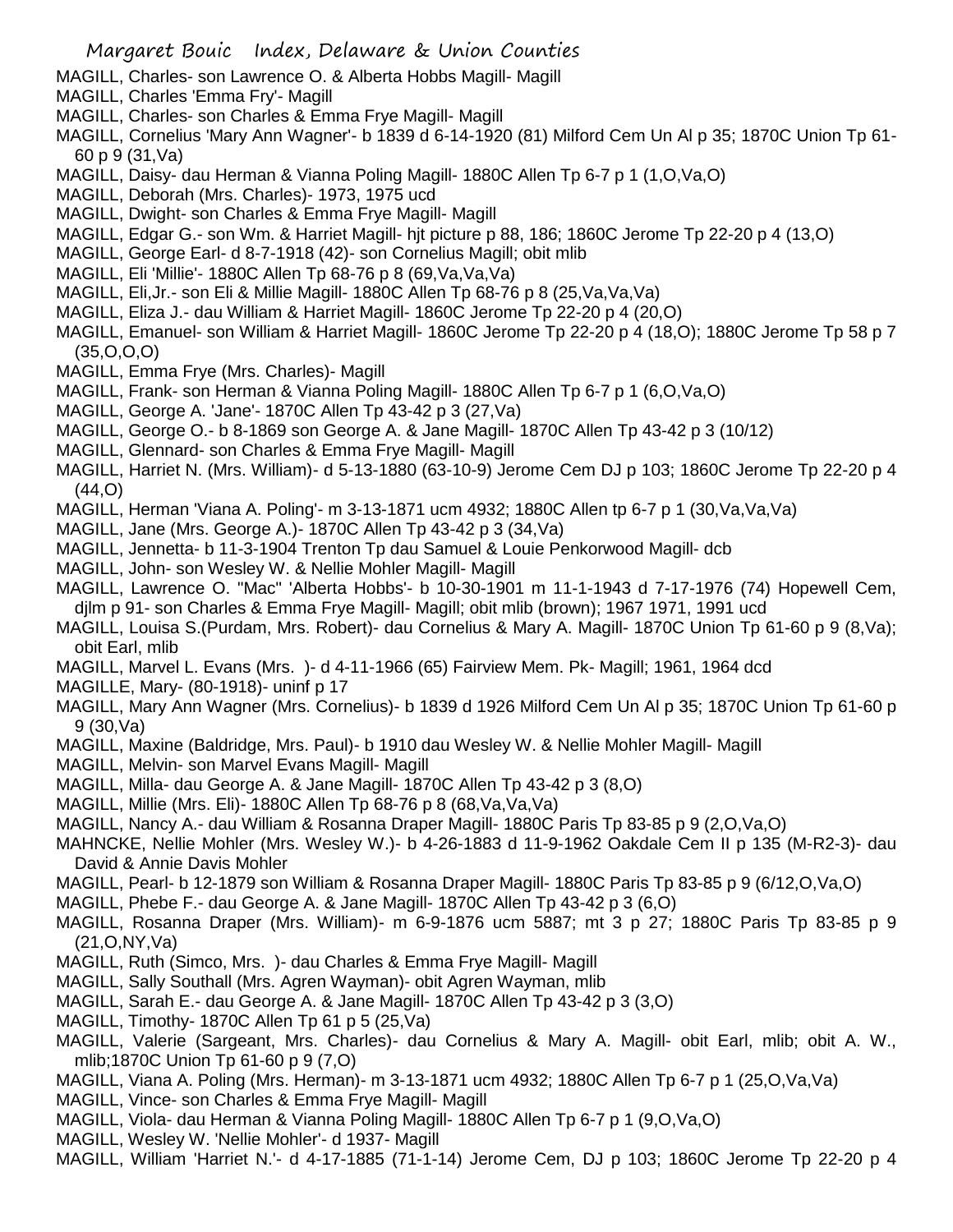MAGILL, Charles- son Lawrence O. & Alberta Hobbs Magill- Magill
MAGILL, Charles 'Emma Fry'- Magill
MAGILL, Charles- son Charles & Emma Frye Magill- Magill
MAGILL, Cornelius 'Mary Ann Wagner'- b 1839 d 6-14-1920 (81) Milford Cem Un Al p 35; 1870C Union Tp 61-60 p 9 (31,Va)
MAGILL, Daisy- dau Herman & Vianna Poling Magill- 1880C Allen Tp 6-7 p 1 (1,O,Va,O)
MAGILL, Deborah (Mrs. Charles)- 1973, 1975 ucd
MAGILL, Dwight- son Charles & Emma Frye Magill- Magill
MAGILL, Edgar G.- son Wm. & Harriet Magill- hjt picture p 88, 186; 1860C Jerome Tp 22-20 p 4 (13,O)
MAGILL, George Earl- d 8-7-1918 (42)- son Cornelius Magill; obit mlib
MAGILL, Eli 'Millie'- 1880C Allen Tp 68-76 p 8 (69,Va,Va,Va)
MAGILL, Eli,Jr.- son Eli & Millie Magill- 1880C Allen Tp 68-76 p 8 (25,Va,Va,Va)
MAGILL, Eliza J.- dau William & Harriet Magill- 1860C Jerome Tp 22-20 p 4 (20,O)
MAGILL, Emanuel- son William & Harriet Magill- 1860C Jerome Tp 22-20 p 4 (18,O); 1880C Jerome Tp 58 p 7 (35,O,O,O)
MAGILL, Emma Frye (Mrs. Charles)- Magill
MAGILL, Frank- son Herman & Vianna Poling Magill- 1880C Allen Tp 6-7 p 1 (6,O,Va,O)
MAGILL, George A. 'Jane'- 1870C Allen Tp 43-42 p 3 (27,Va)
MAGILL, George O.- b 8-1869 son George A. & Jane Magill- 1870C Allen Tp 43-42 p 3 (10/12)
MAGILL, Glennard- son Charles & Emma Frye Magill- Magill
MAGILL, Harriet N. (Mrs. William)- d 5-13-1880 (63-10-9) Jerome Cem DJ p 103; 1860C Jerome Tp 22-20 p 4 (44,O)
MAGILL, Herman 'Viana A. Poling'- m 3-13-1871 ucm 4932; 1880C Allen tp 6-7 p 1 (30,Va,Va,Va)
MAGILL, Jane (Mrs. George A.)- 1870C Allen Tp 43-42 p 3 (34,Va)
MAGILL, Jennetta- b 11-3-1904 Trenton Tp dau Samuel & Louie Penkorwood Magill- dcb
MAGILL, John- son Wesley W. & Nellie Mohler Magill- Magill
MAGILL, Lawrence O. "Mac" 'Alberta Hobbs'- b 10-30-1901 m 11-1-1943 d 7-17-1976 (74) Hopewell Cem, djlm p 91- son Charles & Emma Frye Magill- Magill; obit mlib (brown); 1967 1971, 1991 ucd
MAGILL, Louisa S.(Purdam, Mrs. Robert)- dau Cornelius & Mary A. Magill- 1870C Union Tp 61-60 p 9 (8,Va); obit Earl, mlib
MAGILL, Marvel L. Evans (Mrs. )- d 4-11-1966 (65) Fairview Mem. Pk- Magill; 1961, 1964 dcd
MAGILLE, Mary- (80-1918)- uninf p 17
MAGILL, Mary Ann Wagner (Mrs. Cornelius)- b 1839 d 1926 Milford Cem Un Al p 35; 1870C Union Tp 61-60 p 9 (30,Va)
MAGILL, Maxine (Baldridge, Mrs. Paul)- b 1910 dau Wesley W. & Nellie Mohler Magill- Magill
MAGILL, Melvin- son Marvel Evans Magill- Magill
MAGILL, Milla- dau George A. & Jane Magill- 1870C Allen Tp 43-42 p 3 (8,O)
MAGILL, Millie (Mrs. Eli)- 1880C Allen Tp 68-76 p 8 (68,Va,Va,Va)
MAGILL, Nancy A.- dau William & Rosanna Draper Magill- 1880C Paris Tp 83-85 p 9 (2,O,Va,O)
MAHNCKE, Nellie Mohler (Mrs. Wesley W.)- b 4-26-1883 d 11-9-1962 Oakdale Cem II p 135 (M-R2-3)- dau David & Annie Davis Mohler
MAGILL, Pearl- b 12-1879 son William & Rosanna Draper Magill- 1880C Paris Tp 83-85 p 9 (6/12,O,Va,O)
MAGILL, Phebe F.- dau George A. & Jane Magill- 1870C Allen Tp 43-42 p 3 (6,O)
MAGILL, Rosanna Draper (Mrs. William)- m 6-9-1876 ucm 5887; mt 3 p 27; 1880C Paris Tp 83-85 p 9 (21,O,NY,Va)
MAGILL, Ruth (Simco, Mrs. )- dau Charles & Emma Frye Magill- Magill
MAGILL, Sally Southall (Mrs. Agren Wayman)- obit Agren Wayman, mlib
MAGILL, Sarah E.- dau George A. & Jane Magill- 1870C Allen Tp 43-42 p 3 (3,O)
MAGILL, Timothy- 1870C Allen Tp 61 p 5 (25,Va)
MAGILL, Valerie (Sargeant, Mrs. Charles)- dau Cornelius & Mary A. Magill- obit Earl, mlib; obit A. W., mlib;1870C Union Tp 61-60 p 9 (7,O)
MAGILL, Viana A. Poling (Mrs. Herman)- m 3-13-1871 ucm 4932; 1880C Allen Tp 6-7 p 1 (25,O,Va,Va)
MAGILL, Vince- son Charles & Emma Frye Magill- Magill
MAGILL, Viola- dau Herman & Vianna Poling Magill- 1880C Allen Tp 6-7 p 1 (9,O,Va,O)
MAGILL, Wesley W. 'Nellie Mohler'- d 1937- Magill
MAGILL, William 'Harriet N.'- d 4-17-1885 (71-1-14) Jerome Cem, DJ p 103; 1860C Jerome Tp 22-20 p 4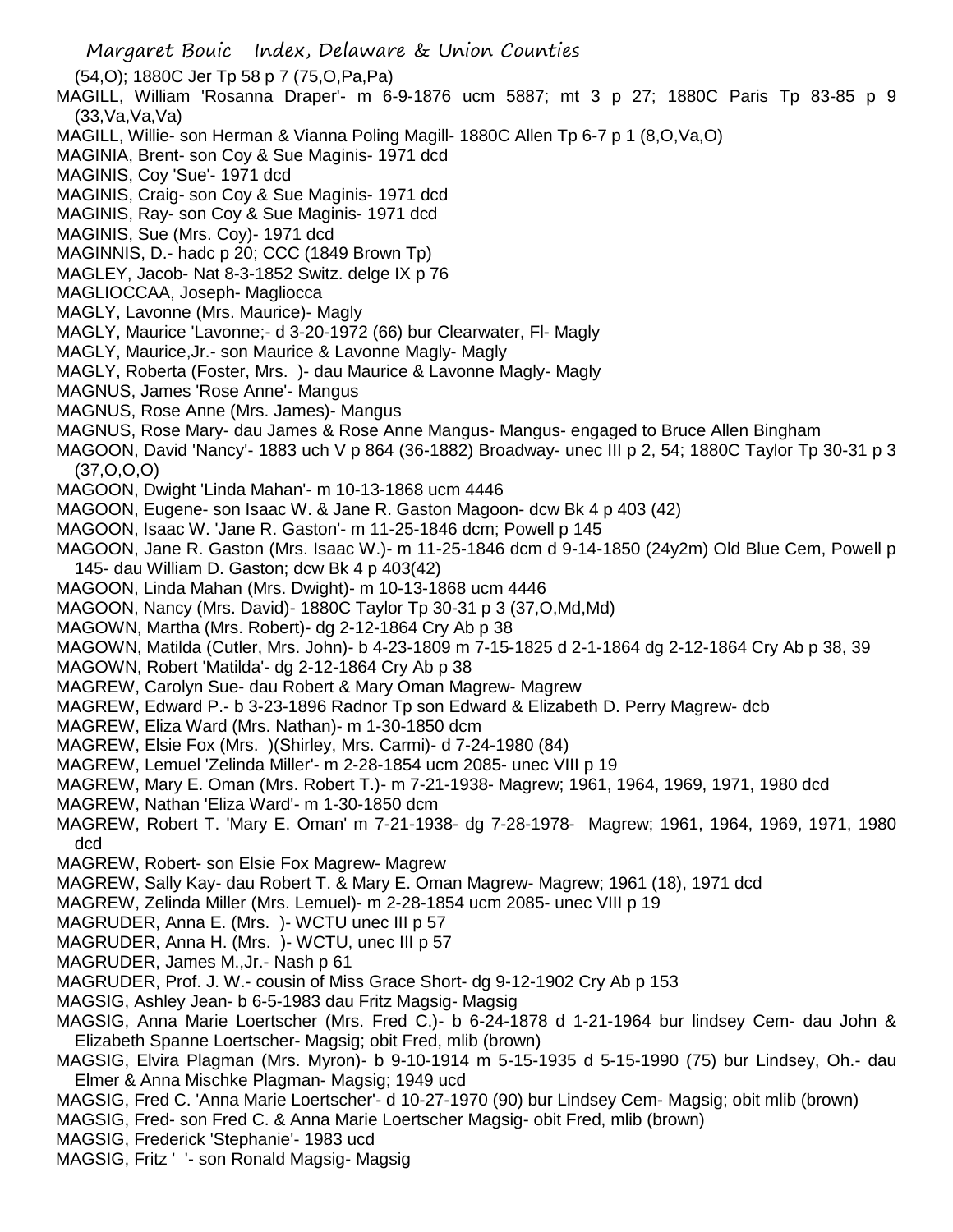(54,O); 1880C Jer Tp 58 p 7 (75,O,Pa,Pa)

MAGILL, William 'Rosanna Draper'- m 6-9-1876 ucm 5887; mt 3 p 27; 1880C Paris Tp 83-85 p 9 (33,Va,Va,Va)

MAGILL, Willie- son Herman & Vianna Poling Magill- 1880C Allen Tp 6-7 p 1 (8,O,Va,O)

MAGINIA, Brent- son Coy & Sue Maginis- 1971 dcd

MAGINIS, Coy 'Sue'- 1971 dcd

MAGINIS, Craig- son Coy & Sue Maginis- 1971 dcd

MAGINIS, Ray- son Coy & Sue Maginis- 1971 dcd

MAGINIS, Sue (Mrs. Coy)- 1971 dcd

MAGINNIS, D.- hadc p 20; CCC (1849 Brown Tp)

MAGLEY, Jacob- Nat 8-3-1852 Switz. delge IX p 76

MAGLIOCCAA, Joseph- Magliocca

MAGLY, Lavonne (Mrs. Maurice)- Magly

MAGLY, Maurice 'Lavonne;- d 3-20-1972 (66) bur Clearwater, Fl- Magly

MAGLY, Maurice,Jr.- son Maurice & Lavonne Magly- Magly

MAGLY, Roberta (Foster, Mrs. )- dau Maurice & Lavonne Magly- Magly

MAGNUS, James 'Rose Anne'- Mangus

MAGNUS, Rose Anne (Mrs. James)- Mangus

MAGNUS, Rose Mary- dau James & Rose Anne Mangus- Mangus- engaged to Bruce Allen Bingham

MAGOON, David 'Nancy'- 1883 uch V p 864 (36-1882) Broadway- unec III p 2, 54; 1880C Taylor Tp 30-31 p 3 (37,O,O,O)

MAGOON, Dwight 'Linda Mahan'- m 10-13-1868 ucm 4446

MAGOON, Eugene- son Isaac W. & Jane R. Gaston Magoon- dcw Bk 4 p 403 (42)

MAGOON, Isaac W. 'Jane R. Gaston'- m 11-25-1846 dcm; Powell p 145

MAGOON, Jane R. Gaston (Mrs. Isaac W.)- m 11-25-1846 dcm d 9-14-1850 (24y2m) Old Blue Cem, Powell p 145- dau William D. Gaston; dcw Bk 4 p 403(42)

MAGOON, Linda Mahan (Mrs. Dwight)- m 10-13-1868 ucm 4446

MAGOON, Nancy (Mrs. David)- 1880C Taylor Tp 30-31 p 3 (37,O,Md,Md)

MAGOWN, Martha (Mrs. Robert)- dg 2-12-1864 Cry Ab p 38

MAGOWN, Matilda (Cutler, Mrs. John)- b 4-23-1809 m 7-15-1825 d 2-1-1864 dg 2-12-1864 Cry Ab p 38, 39

MAGOWN, Robert 'Matilda'- dg 2-12-1864 Cry Ab p 38

MAGREW, Carolyn Sue- dau Robert & Mary Oman Magrew- Magrew

MAGREW, Edward P.- b 3-23-1896 Radnor Tp son Edward & Elizabeth D. Perry Magrew- dcb

MAGREW, Eliza Ward (Mrs. Nathan)- m 1-30-1850 dcm

MAGREW, Elsie Fox (Mrs. )(Shirley, Mrs. Carmi)- d 7-24-1980 (84)

MAGREW, Lemuel 'Zelinda Miller'- m 2-28-1854 ucm 2085- unec VIII p 19

MAGREW, Mary E. Oman (Mrs. Robert T.)- m 7-21-1938- Magrew; 1961, 1964, 1969, 1971, 1980 dcd

MAGREW, Nathan 'Eliza Ward'- m 1-30-1850 dcm

MAGREW, Robert T. 'Mary E. Oman' m 7-21-1938- dg 7-28-1978- Magrew; 1961, 1964, 1969, 1971, 1980 dcd

MAGREW, Robert- son Elsie Fox Magrew- Magrew

MAGREW, Sally Kay- dau Robert T. & Mary E. Oman Magrew- Magrew; 1961 (18), 1971 dcd

MAGREW, Zelinda Miller (Mrs. Lemuel)- m 2-28-1854 ucm 2085- unec VIII p 19

MAGRUDER, Anna E. (Mrs. )- WCTU unec III p 57

MAGRUDER, Anna H. (Mrs. )- WCTU, unec III p 57

MAGRUDER, James M.,Jr.- Nash p 61

MAGRUDER, Prof. J. W.- cousin of Miss Grace Short- dg 9-12-1902 Cry Ab p 153

MAGSIG, Ashley Jean- b 6-5-1983 dau Fritz Magsig- Magsig

MAGSIG, Anna Marie Loertscher (Mrs. Fred C.)- b 6-24-1878 d 1-21-1964 bur lindsey Cem- dau John & Elizabeth Spanne Loertscher- Magsig; obit Fred, mlib (brown)

MAGSIG, Elvira Plagman (Mrs. Myron)- b 9-10-1914 m 5-15-1935 d 5-15-1990 (75) bur Lindsey, Oh.- dau Elmer & Anna Mischke Plagman- Magsig; 1949 ucd

MAGSIG, Fred C. 'Anna Marie Loertscher'- d 10-27-1970 (90) bur Lindsey Cem- Magsig; obit mlib (brown)

MAGSIG, Fred- son Fred C. & Anna Marie Loertscher Magsig- obit Fred, mlib (brown)

MAGSIG, Frederick 'Stephanie'- 1983 ucd

MAGSIG, Fritz ' '- son Ronald Magsig- Magsig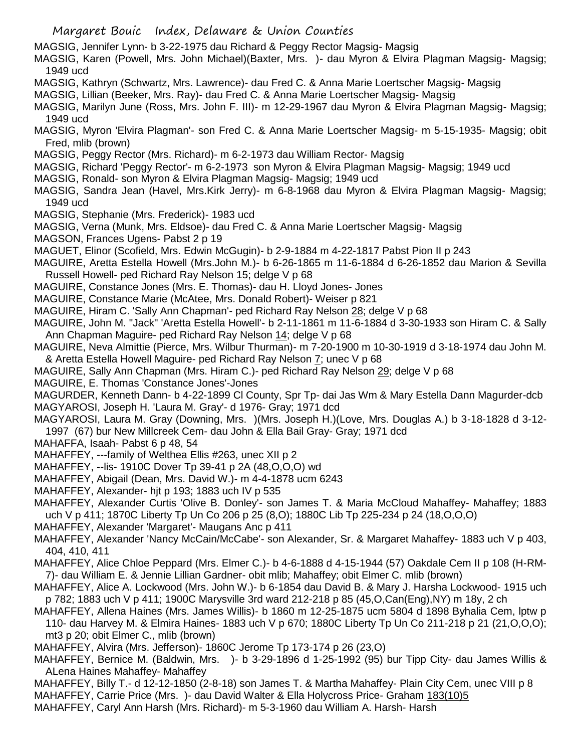MAGSIG, Jennifer Lynn- b 3-22-1975 dau Richard & Peggy Rector Magsig- Magsig

MAGSIG, Karen (Powell, Mrs. John Michael)(Baxter, Mrs. )- dau Myron & Elvira Plagman Magsig- Magsig; 1949 ucd

MAGSIG, Kathryn (Schwartz, Mrs. Lawrence)- dau Fred C. & Anna Marie Loertscher Magsig- Magsig

MAGSIG, Lillian (Beeker, Mrs. Ray)- dau Fred C. & Anna Marie Loertscher Magsig- Magsig

MAGSIG, Marilyn June (Ross, Mrs. John F. III)- m 12-29-1967 dau Myron & Elvira Plagman Magsig- Magsig; 1949 ucd

MAGSIG, Myron 'Elvira Plagman'- son Fred C. & Anna Marie Loertscher Magsig- m 5-15-1935- Magsig; obit Fred, mlib (brown)

MAGSIG, Peggy Rector (Mrs. Richard)- m 6-2-1973 dau William Rector- Magsig

MAGSIG, Richard 'Peggy Rector'- m 6-2-1973 son Myron & Elvira Plagman Magsig- Magsig; 1949 ucd

MAGSIG, Ronald- son Myron & Elvira Plagman Magsig- Magsig; 1949 ucd

MAGSIG, Sandra Jean (Havel, Mrs.Kirk Jerry)- m 6-8-1968 dau Myron & Elvira Plagman Magsig- Magsig; 1949 ucd

MAGSIG, Stephanie (Mrs. Frederick)- 1983 ucd

MAGSIG, Verna (Munk, Mrs. Eldsoe)- dau Fred C. & Anna Marie Loertscher Magsig- Magsig

MAGSON, Frances Ugens- Pabst 2 p 19

MAGUET, Elinor (Scofield, Mrs. Edwin McGugin)- b 2-9-1884 m 4-22-1817 Pabst Pion II p 243

MAGUIRE, Aretta Estella Howell (Mrs.John M.)- b 6-26-1865 m 11-6-1884 d 6-26-1852 dau Marion & Sevilla Russell Howell- ped Richard Ray Nelson 15; delge V p 68

MAGUIRE, Constance Jones (Mrs. E. Thomas)- dau H. Lloyd Jones- Jones

MAGUIRE, Constance Marie (McAtee, Mrs. Donald Robert)- Weiser p 821

MAGUIRE, Hiram C. 'Sally Ann Chapman'- ped Richard Ray Nelson 28; delge V p 68

MAGUIRE, John M. "Jack" 'Aretta Estella Howell'- b 2-11-1861 m 11-6-1884 d 3-30-1933 son Hiram C. & Sally Ann Chapman Maguire- ped Richard Ray Nelson 14; delge V p 68

MAGUIRE, Neva Almittie (Pierce, Mrs. Wilbur Thurman)- m 7-20-1900 m 10-30-1919 d 3-18-1974 dau John M. & Aretta Estella Howell Maguire- ped Richard Ray Nelson 7; unec V p 68

MAGUIRE, Sally Ann Chapman (Mrs. Hiram C.)- ped Richard Ray Nelson 29; delge V p 68

MAGUIRE, E. Thomas 'Constance Jones'-Jones

MAGURDER, Kenneth Dann- b 4-22-1899 Cl County, Spr Tp- dai Jas Wm & Mary Estella Dann Magurder-dcb

MAGYAROSI, Joseph H. 'Laura M. Gray'- d 1976- Gray; 1971 dcd

MAGYAROSI, Laura M. Gray (Downing, Mrs. )(Mrs. Joseph H.)(Love, Mrs. Douglas A.) b 3-18-1828 d 3-12-1997 (67) bur New Millcreek Cem- dau John & Ella Bail Gray- Gray; 1971 dcd

MAHAFFA, Isaah- Pabst 6 p 48, 54

MAHAFFEY, ---family of Welthea Ellis #263, unec XII p 2

MAHAFFEY, --lis- 1910C Dover Tp 39-41 p 2A (48,O,O,O) wd

MAHAFFEY, Abigail (Dean, Mrs. David W.)- m 4-4-1878 ucm 6243

MAHAFFEY, Alexander- hjt p 193; 1883 uch IV p 535

MAHAFFEY, Alexander Curtis 'Olive B. Donley'- son James T. & Maria McCloud Mahaffey- Mahaffey; 1883 uch V p 411; 1870C Liberty Tp Un Co 206 p 25 (8,O); 1880C Lib Tp 225-234 p 24 (18,O,O,O)

MAHAFFEY, Alexander 'Margaret'- Maugans Anc p 411

MAHAFFEY, Alexander 'Nancy McCain/McCabe'- son Alexander, Sr. & Margaret Mahaffey- 1883 uch V p 403, 404, 410, 411

MAHAFFEY, Alice Chloe Peppard (Mrs. Elmer C.)- b 4-6-1888 d 4-15-1944 (57) Oakdale Cem II p 108 (H-RM-7)- dau William E. & Jennie Lillian Gardner- obit mlib; Mahaffey; obit Elmer C. mlib (brown)

MAHAFFEY, Alice A. Lockwood (Mrs. John W.)- b 6-1854 dau David B. & Mary J. Harsha Lockwood- 1915 uch p 782; 1883 uch V p 411; 1900C Marysville 3rd ward 212-218 p 85 (45,O,Can(Eng),NY) m 18y, 2 ch

MAHAFFEY, Allena Haines (Mrs. James Willis)- b 1860 m 12-25-1875 ucm 5804 d 1898 Byhalia Cem, lptw p 110- dau Harvey M. & Elmira Haines- 1883 uch V p 670; 1880C Liberty Tp Un Co 211-218 p 21 (21,O,O,O); mt3 p 20; obit Elmer C., mlib (brown)

MAHAFFEY, Alvira (Mrs. Jefferson)- 1860C Jerome Tp 173-174 p 26 (23,O)

MAHAFFEY, Bernice M. (Baldwin, Mrs. )- b 3-29-1896 d 1-25-1992 (95) bur Tipp City- dau James Willis & ALena Haines Mahaffey- Mahaffey

MAHAFFEY, Billy T.- d 12-12-1850 (2-8-18) son James T. & Martha Mahaffey- Plain City Cem, unec VIII p 8

MAHAFFEY, Carrie Price (Mrs. )- dau David Walter & Ella Holycross Price- Graham 183(10)5

MAHAFFEY, Caryl Ann Harsh (Mrs. Richard)- m 5-3-1960 dau William A. Harsh- Harsh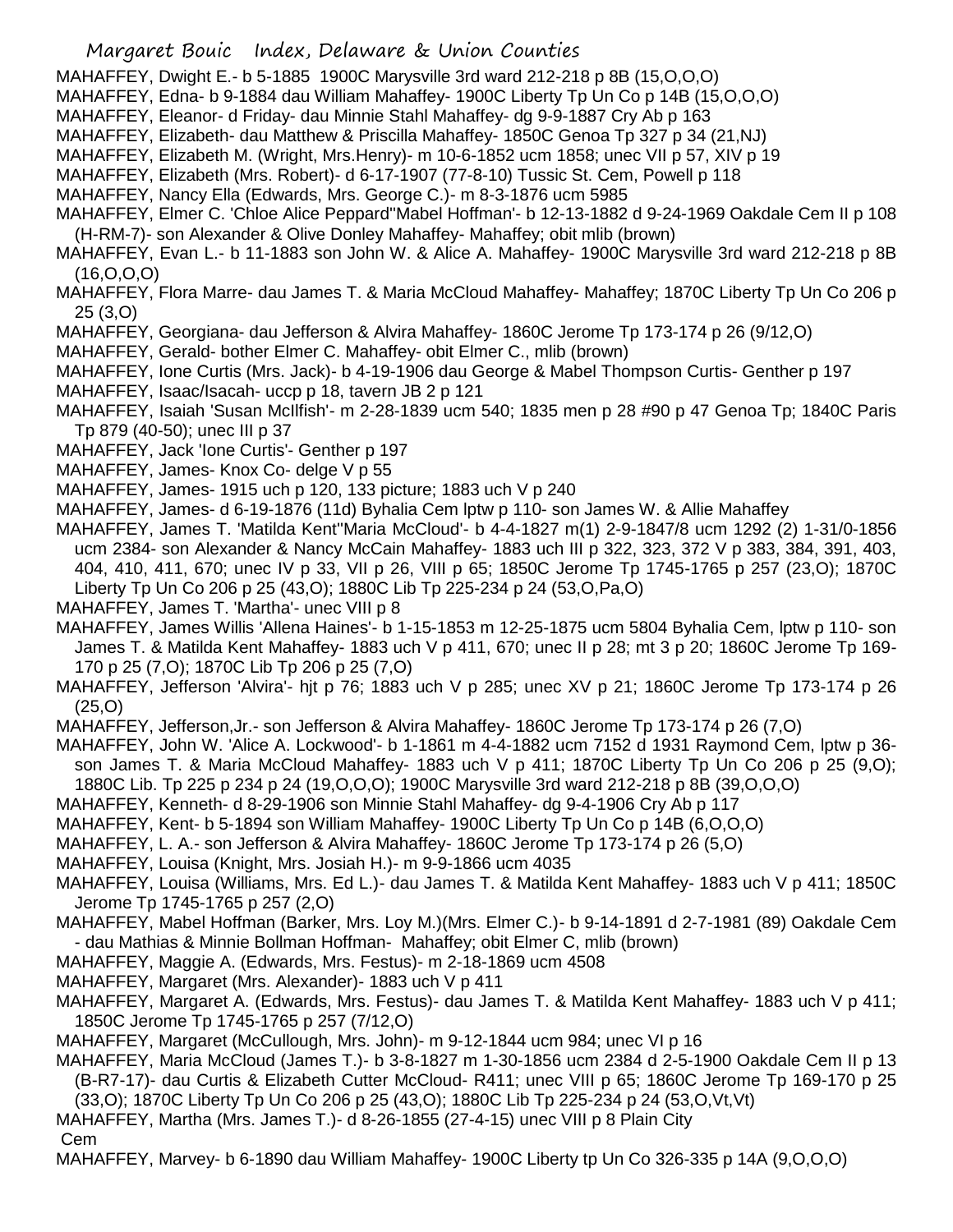MAHAFFEY, Dwight E.- b 5-1885 1900C Marysville 3rd ward 212-218 p 8B (15,O,O,O)

MAHAFFEY, Edna- b 9-1884 dau William Mahaffey- 1900C Liberty Tp Un Co p 14B (15,O,O,O)

MAHAFFEY, Eleanor- d Friday- dau Minnie Stahl Mahaffey- dg 9-9-1887 Cry Ab p 163

MAHAFFEY, Elizabeth- dau Matthew & Priscilla Mahaffey- 1850C Genoa Tp 327 p 34 (21,NJ)

MAHAFFEY, Elizabeth M. (Wright, Mrs.Henry)- m 10-6-1852 ucm 1858; unec VII p 57, XIV p 19

MAHAFFEY, Elizabeth (Mrs. Robert)- d 6-17-1907 (77-8-10) Tussic St. Cem, Powell p 118

MAHAFFEY, Nancy Ella (Edwards, Mrs. George C.)- m 8-3-1876 ucm 5985

MAHAFFEY, Elmer C. 'Chloe Alice Peppard''Mabel Hoffman'- b 12-13-1882 d 9-24-1969 Oakdale Cem II p 108 (H-RM-7)- son Alexander & Olive Donley Mahaffey- Mahaffey; obit mlib (brown)

MAHAFFEY, Evan L.- b 11-1883 son John W. & Alice A. Mahaffey- 1900C Marysville 3rd ward 212-218 p 8B (16,O,O,O)

MAHAFFEY, Flora Marre- dau James T. & Maria McCloud Mahaffey- Mahaffey; 1870C Liberty Tp Un Co 206 p 25 (3,O)

MAHAFFEY, Georgiana- dau Jefferson & Alvira Mahaffey- 1860C Jerome Tp 173-174 p 26 (9/12,O)

MAHAFFEY, Gerald- bother Elmer C. Mahaffey- obit Elmer C., mlib (brown)

MAHAFFEY, Ione Curtis (Mrs. Jack)- b 4-19-1906 dau George & Mabel Thompson Curtis- Genther p 197

MAHAFFEY, Isaac/Isacah- uccp p 18, tavern JB 2 p 121

MAHAFFEY, Isaiah 'Susan McIlfish'- m 2-28-1839 ucm 540; 1835 men p 28 #90 p 47 Genoa Tp; 1840C Paris Tp 879 (40-50); unec III p 37

MAHAFFEY, Jack 'Ione Curtis'- Genther p 197

MAHAFFEY, James- Knox Co- delge V p 55

MAHAFFEY, James- 1915 uch p 120, 133 picture; 1883 uch V p 240

MAHAFFEY, James- d 6-19-1876 (11d) Byhalia Cem lptw p 110- son James W. & Allie Mahaffey

MAHAFFEY, James T. 'Matilda Kent''Maria McCloud'- b 4-4-1827 m(1) 2-9-1847/8 ucm 1292 (2) 1-31/0-1856 ucm 2384- son Alexander & Nancy McCain Mahaffey- 1883 uch III p 322, 323, 372 V p 383, 384, 391, 403, 404, 410, 411, 670; unec IV p 33, VII p 26, VIII p 65; 1850C Jerome Tp 1745-1765 p 257 (23,O); 1870C Liberty Tp Un Co 206 p 25 (43,O); 1880C Lib Tp 225-234 p 24 (53,O,Pa,O)

MAHAFFEY, James T. 'Martha'- unec VIII p 8

MAHAFFEY, James Willis 'Allena Haines'- b 1-15-1853 m 12-25-1875 ucm 5804 Byhalia Cem, lptw p 110- son James T. & Matilda Kent Mahaffey- 1883 uch V p 411, 670; unec II p 28; mt 3 p 20; 1860C Jerome Tp 169-170 p 25 (7,O); 1870C Lib Tp 206 p 25 (7,O)

MAHAFFEY, Jefferson 'Alvira'- hjt p 76; 1883 uch V p 285; unec XV p 21; 1860C Jerome Tp 173-174 p 26 (25,O)

MAHAFFEY, Jefferson,Jr.- son Jefferson & Alvira Mahaffey- 1860C Jerome Tp 173-174 p 26 (7,O)

MAHAFFEY, John W. 'Alice A. Lockwood'- b 1-1861 m 4-4-1882 ucm 7152 d 1931 Raymond Cem, lptw p 36- son James T. & Maria McCloud Mahaffey- 1883 uch V p 411; 1870C Liberty Tp Un Co 206 p 25 (9,O); 1880C Lib. Tp 225 p 234 p 24 (19,O,O,O); 1900C Marysville 3rd ward 212-218 p 8B (39,O,O,O)

MAHAFFEY, Kenneth- d 8-29-1906 son Minnie Stahl Mahaffey- dg 9-4-1906 Cry Ab p 117

MAHAFFEY, Kent- b 5-1894 son William Mahaffey- 1900C Liberty Tp Un Co p 14B (6,O,O,O)

MAHAFFEY, L. A.- son Jefferson & Alvira Mahaffey- 1860C Jerome Tp 173-174 p 26 (5,O)

MAHAFFEY, Louisa (Knight, Mrs. Josiah H.)- m 9-9-1866 ucm 4035

MAHAFFEY, Louisa (Williams, Mrs. Ed L.)- dau James T. & Matilda Kent Mahaffey- 1883 uch V p 411; 1850C Jerome Tp 1745-1765 p 257 (2,O)

MAHAFFEY, Mabel Hoffman (Barker, Mrs. Loy M.)(Mrs. Elmer C.)- b 9-14-1891 d 2-7-1981 (89) Oakdale Cem - dau Mathias & Minnie Bollman Hoffman- Mahaffey; obit Elmer C, mlib (brown)

MAHAFFEY, Maggie A. (Edwards, Mrs. Festus)- m 2-18-1869 ucm 4508

MAHAFFEY, Margaret (Mrs. Alexander)- 1883 uch V p 411

MAHAFFEY, Margaret A. (Edwards, Mrs. Festus)- dau James T. & Matilda Kent Mahaffey- 1883 uch V p 411; 1850C Jerome Tp 1745-1765 p 257 (7/12,O)

MAHAFFEY, Margaret (McCullough, Mrs. John)- m 9-12-1844 ucm 984; unec VI p 16

MAHAFFEY, Maria McCloud (James T.)- b 3-8-1827 m 1-30-1856 ucm 2384 d 2-5-1900 Oakdale Cem II p 13 (B-R7-17)- dau Curtis & Elizabeth Cutter McCloud- R411; unec VIII p 65; 1860C Jerome Tp 169-170 p 25 (33,O); 1870C Liberty Tp Un Co 206 p 25 (43,O); 1880C Lib Tp 225-234 p 24 (53,O,Vt,Vt)

MAHAFFEY, Martha (Mrs. James T.)- d 8-26-1855 (27-4-15) unec VIII p 8 Plain City Cem

MAHAFFEY, Marvey- b 6-1890 dau William Mahaffey- 1900C Liberty tp Un Co 326-335 p 14A (9,O,O,O)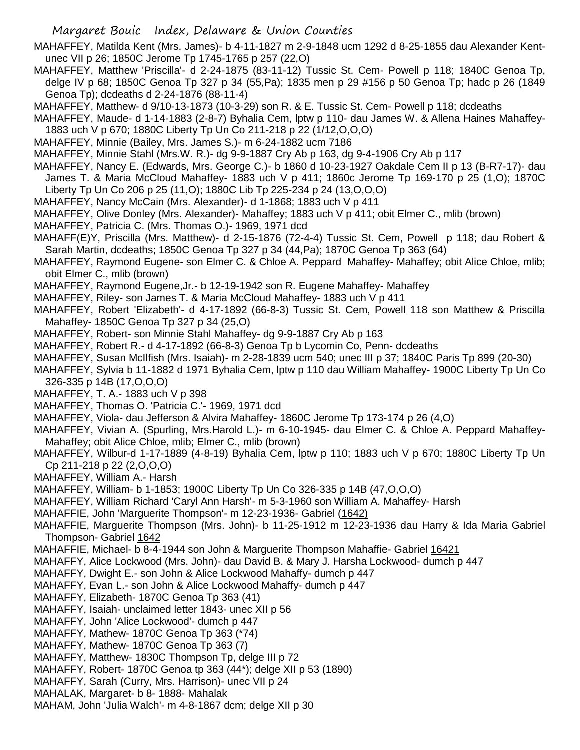MAHAFFEY, Matilda Kent (Mrs. James)- b 4-11-1827 m 2-9-1848 ucm 1292 d 8-25-1855 dau Alexander Kent- unec VII p 26; 1850C Jerome Tp 1745-1765 p 257 (22,O)

MAHAFFEY, Matthew 'Priscilla'- d 2-24-1875 (83-11-12) Tussic St. Cem- Powell p 118; 1840C Genoa Tp, delge IV p 68; 1850C Genoa Tp 327 p 34 (55,Pa); 1835 men p 29 #156 p 50 Genoa Tp; hadc p 26 (1849 Genoa Tp); dcdeaths d 2-24-1876 (88-11-4)

MAHAFFEY, Matthew- d 9/10-13-1873 (10-3-29) son R. & E. Tussic St. Cem- Powell p 118; dcdeaths

MAHAFFEY, Maude- d 1-14-1883 (2-8-7) Byhalia Cem, lptw p 110- dau James W. & Allena Haines Mahaffey- 1883 uch V p 670; 1880C Liberty Tp Un Co 211-218 p 22 (1/12,O,O,O)

MAHAFFEY, Minnie (Bailey, Mrs. James S.)- m 6-24-1882 ucm 7186

MAHAFFEY, Minnie Stahl (Mrs.W. R.)- dg 9-9-1887 Cry Ab p 163, dg 9-4-1906 Cry Ab p 117

MAHAFFEY, Nancy E. (Edwards, Mrs. George C.)- b 1860 d 10-23-1927 Oakdale Cem II p 13 (B-R7-17)- dau James T. & Maria McCloud Mahaffey- 1883 uch V p 411; 1860c Jerome Tp 169-170 p 25 (1,O); 1870C Liberty Tp Un Co 206 p 25 (11,O); 1880C Lib Tp 225-234 p 24 (13,O,O,O)

MAHAFFEY, Nancy McCain (Mrs. Alexander)- d 1-1868; 1883 uch V p 411

MAHAFFEY, Olive Donley (Mrs. Alexander)- Mahaffey; 1883 uch V p 411; obit Elmer C., mlib (brown)

MAHAFFEY, Patricia C. (Mrs. Thomas O.)- 1969, 1971 dcd

MAHAFF(E)Y, Priscilla (Mrs. Matthew)- d 2-15-1876 (72-4-4) Tussic St. Cem, Powell p 118; dau Robert & Sarah Martin, dcdeaths; 1850C Genoa Tp 327 p 34 (44,Pa); 1870C Genoa Tp 363 (64)

MAHAFFEY, Raymond Eugene- son Elmer C. & Chloe A. Peppard Mahaffey- Mahaffey; obit Alice Chloe, mlib; obit Elmer C., mlib (brown)

MAHAFFEY, Raymond Eugene,Jr.- b 12-19-1942 son R. Eugene Mahaffey- Mahaffey

MAHAFFEY, Riley- son James T. & Maria McCloud Mahaffey- 1883 uch V p 411

MAHAFFEY, Robert 'Elizabeth'- d 4-17-1892 (66-8-3) Tussic St. Cem, Powell 118 son Matthew & Priscilla Mahaffey- 1850C Genoa Tp 327 p 34 (25,O)

MAHAFFEY, Robert- son Minnie Stahl Mahaffey- dg 9-9-1887 Cry Ab p 163

MAHAFFEY, Robert R.- d 4-17-1892 (66-8-3) Genoa Tp b Lycomin Co, Penn- dcdeaths

MAHAFFEY, Susan McIlfish (Mrs. Isaiah)- m 2-28-1839 ucm 540; unec III p 37; 1840C Paris Tp 899 (20-30)

MAHAFFEY, Sylvia b 11-1882 d 1971 Byhalia Cem, lptw p 110 dau William Mahaffey- 1900C Liberty Tp Un Co 326-335 p 14B (17,O,O,O)

MAHAFFEY, T. A.- 1883 uch V p 398

MAHAFFEY, Thomas O. 'Patricia C.'- 1969, 1971 dcd

MAHAFFEY, Viola- dau Jefferson & Alvira Mahaffey- 1860C Jerome Tp 173-174 p 26 (4,O)

MAHAFFEY, Vivian A. (Spurling, Mrs.Harold L.)- m 6-10-1945- dau Elmer C. & Chloe A. Peppard Mahaffey- Mahaffey; obit Alice Chloe, mlib; Elmer C., mlib (brown)

MAHAFFEY, Wilbur-d 1-17-1889 (4-8-19) Byhalia Cem, lptw p 110; 1883 uch V p 670; 1880C Liberty Tp Un Cp 211-218 p 22 (2,O,O,O)

MAHAFFEY, William A.- Harsh

MAHAFFEY, William- b 1-1853; 1900C Liberty Tp Un Co 326-335 p 14B (47,O,O,O)

MAHAFFEY, William Richard 'Caryl Ann Harsh'- m 5-3-1960 son William A. Mahaffey- Harsh

MAHAFFIE, John 'Marguerite Thompson'- m 12-23-1936- Gabriel (1642)

MAHAFFIE, Marguerite Thompson (Mrs. John)- b 11-25-1912 m 12-23-1936 dau Harry & Ida Maria Gabriel Thompson- Gabriel 1642

MAHAFFIE, Michael- b 8-4-1944 son John & Marguerite Thompson Mahaffie- Gabriel 16421

MAHAFFY, Alice Lockwood (Mrs. John)- dau David B. & Mary J. Harsha Lockwood- dumch p 447

MAHAFFY, Dwight E.- son John & Alice Lockwood Mahaffy- dumch p 447

MAHAFFY, Evan L.- son John & Alice Lockwood Mahaffy- dumch p 447

MAHAFFY, Elizabeth- 1870C Genoa Tp 363 (41)

MAHAFFY, Isaiah- unclaimed letter 1843- unec XII p 56

MAHAFFY, John 'Alice Lockwood'- dumch p 447

MAHAFFY, Mathew- 1870C Genoa Tp 363 (*74)

MAHAFFY, Mathew- 1870C Genoa Tp 363 (7)

MAHAFFY, Matthew- 1830C Thompson Tp, delge III p 72

MAHAFFY, Robert- 1870C Genoa tp 363 (44*); delge XII p 53 (1890)

MAHAFFY, Sarah (Curry, Mrs. Harrison)- unec VII p 24

MAHALAK, Margaret- b 8- 1888- Mahalak

MAHAM, John 'Julia Walch'- m 4-8-1867 dcm; delge XII p 30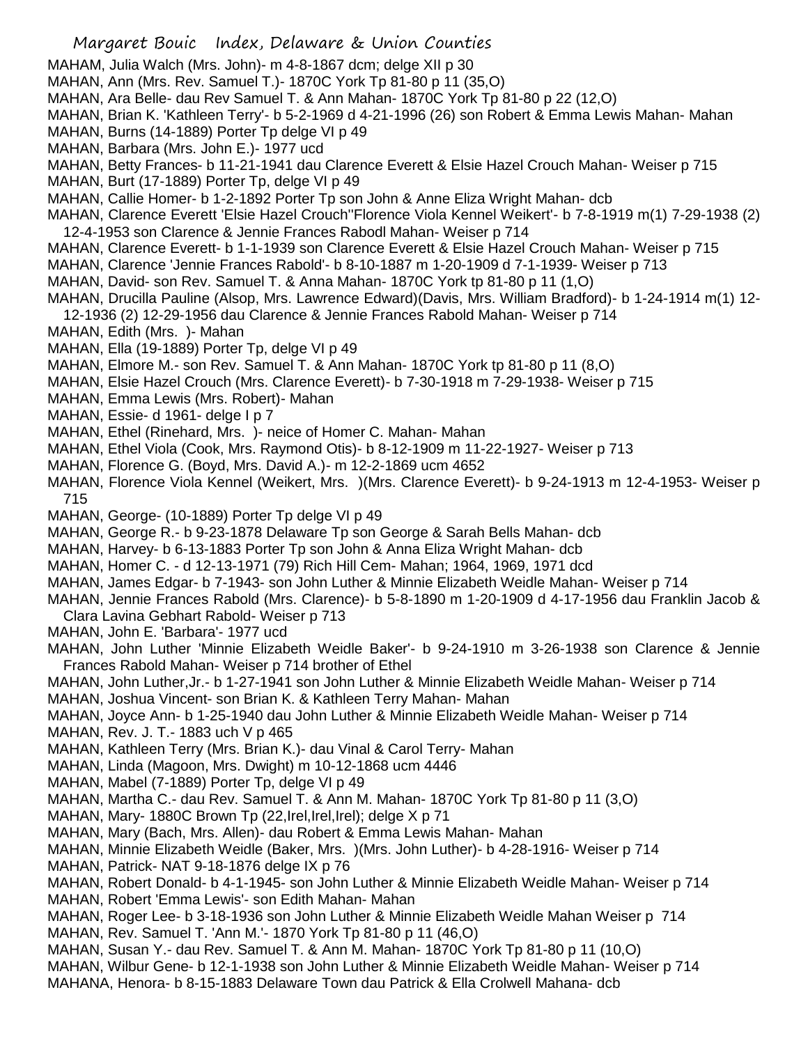MAHAM, Julia Walch (Mrs. John)- m 4-8-1867 dcm; delge XII p 30
MAHAN, Ann (Mrs. Rev. Samuel T.)- 1870C York Tp 81-80 p 11 (35,O)
MAHAN, Ara Belle- dau Rev Samuel T. & Ann Mahan- 1870C York Tp 81-80 p 22 (12,O)
MAHAN, Brian K. 'Kathleen Terry'- b 5-2-1969 d 4-21-1996 (26) son Robert & Emma Lewis Mahan- Mahan
MAHAN, Burns (14-1889) Porter Tp delge VI p 49
MAHAN, Barbara (Mrs. John E.)- 1977 ucd
MAHAN, Betty Frances- b 11-21-1941 dau Clarence Everett & Elsie Hazel Crouch Mahan- Weiser p 715
MAHAN, Burt (17-1889) Porter Tp, delge VI p 49
MAHAN, Callie Homer- b 1-2-1892 Porter Tp son John & Anne Eliza Wright Mahan- dcb
MAHAN, Clarence Everett 'Elsie Hazel Crouch''Florence Viola Kennel Weikert'- b 7-8-1919 m(1) 7-29-1938 (2) 12-4-1953 son Clarence & Jennie Frances Rabodl Mahan- Weiser p 714
MAHAN, Clarence Everett- b 1-1-1939 son Clarence Everett & Elsie Hazel Crouch Mahan- Weiser p 715
MAHAN, Clarence 'Jennie Frances Rabold'- b 8-10-1887 m 1-20-1909 d 7-1-1939- Weiser p 713
MAHAN, David- son Rev. Samuel T. & Anna Mahan- 1870C York tp 81-80 p 11 (1,O)
MAHAN, Drucilla Pauline (Alsop, Mrs. Lawrence Edward)(Davis, Mrs. William Bradford)- b 1-24-1914 m(1) 12-12-1936 (2) 12-29-1956 dau Clarence & Jennie Frances Rabold Mahan- Weiser p 714
MAHAN, Edith (Mrs. )- Mahan
MAHAN, Ella (19-1889) Porter Tp, delge VI p 49
MAHAN, Elmore M.- son Rev. Samuel T. & Ann Mahan- 1870C York tp 81-80 p 11 (8,O)
MAHAN, Elsie Hazel Crouch (Mrs. Clarence Everett)- b 7-30-1918 m 7-29-1938- Weiser p 715
MAHAN, Emma Lewis (Mrs. Robert)- Mahan
MAHAN, Essie- d 1961- delge I p 7
MAHAN, Ethel (Rinehard, Mrs. )- neice of Homer C. Mahan- Mahan
MAHAN, Ethel Viola (Cook, Mrs. Raymond Otis)- b 8-12-1909 m 11-22-1927- Weiser p 713
MAHAN, Florence G. (Boyd, Mrs. David A.)- m 12-2-1869 ucm 4652
MAHAN, Florence Viola Kennel (Weikert, Mrs. )(Mrs. Clarence Everett)- b 9-24-1913 m 12-4-1953- Weiser p 715
MAHAN, George- (10-1889) Porter Tp delge VI p 49
MAHAN, George R.- b 9-23-1878 Delaware Tp son George & Sarah Bells Mahan- dcb
MAHAN, Harvey- b 6-13-1883 Porter Tp son John & Anna Eliza Wright Mahan- dcb
MAHAN, Homer C. - d 12-13-1971 (79) Rich Hill Cem- Mahan; 1964, 1969, 1971 dcd
MAHAN, James Edgar- b 7-1943- son John Luther & Minnie Elizabeth Weidle Mahan- Weiser p 714
MAHAN, Jennie Frances Rabold (Mrs. Clarence)- b 5-8-1890 m 1-20-1909 d 4-17-1956 dau Franklin Jacob & Clara Lavina Gebhart Rabold- Weiser p 713
MAHAN, John E. 'Barbara'- 1977 ucd
MAHAN, John Luther 'Minnie Elizabeth Weidle Baker'- b 9-24-1910 m 3-26-1938 son Clarence & Jennie Frances Rabold Mahan- Weiser p 714 brother of Ethel
MAHAN, John Luther,Jr.- b 1-27-1941 son John Luther & Minnie Elizabeth Weidle Mahan- Weiser p 714
MAHAN, Joshua Vincent- son Brian K. & Kathleen Terry Mahan- Mahan
MAHAN, Joyce Ann- b 1-25-1940 dau John Luther & Minnie Elizabeth Weidle Mahan- Weiser p 714
MAHAN, Rev. J. T.- 1883 uch V p 465
MAHAN, Kathleen Terry (Mrs. Brian K.)- dau Vinal & Carol Terry- Mahan
MAHAN, Linda (Magoon, Mrs. Dwight) m 10-12-1868 ucm 4446
MAHAN, Mabel (7-1889) Porter Tp, delge VI p 49
MAHAN, Martha C.- dau Rev. Samuel T. & Ann M. Mahan- 1870C York Tp 81-80 p 11 (3,O)
MAHAN, Mary- 1880C Brown Tp (22,Irel,Irel,Irel); delge X p 71
MAHAN, Mary (Bach, Mrs. Allen)- dau Robert & Emma Lewis Mahan- Mahan
MAHAN, Minnie Elizabeth Weidle (Baker, Mrs. )(Mrs. John Luther)- b 4-28-1916- Weiser p 714
MAHAN, Patrick- NAT 9-18-1876 delge IX p 76
MAHAN, Robert Donald- b 4-1-1945- son John Luther & Minnie Elizabeth Weidle Mahan- Weiser p 714
MAHAN, Robert 'Emma Lewis'- son Edith Mahan- Mahan
MAHAN, Roger Lee- b 3-18-1936 son John Luther & Minnie Elizabeth Weidle Mahan Weiser p 714
MAHAN, Rev. Samuel T. 'Ann M.'- 1870 York Tp 81-80 p 11 (46,O)
MAHAN, Susan Y.- dau Rev. Samuel T. & Ann M. Mahan- 1870C York Tp 81-80 p 11 (10,O)
MAHAN, Wilbur Gene- b 12-1-1938 son John Luther & Minnie Elizabeth Weidle Mahan- Weiser p 714
MAHANA, Henora- b 8-15-1883 Delaware Town dau Patrick & Ella Crolwell Mahana- dcb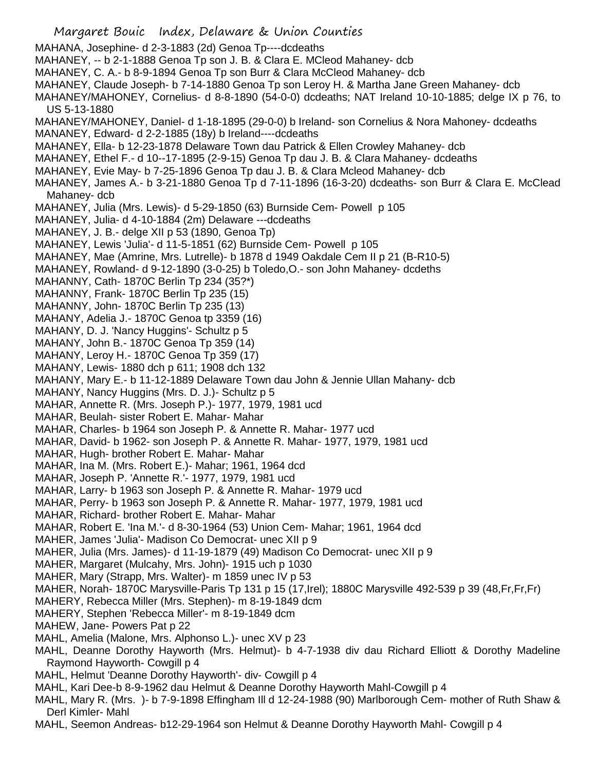MAHANA, Josephine- d 2-3-1883 (2d) Genoa Tp----dcdeaths
MAHANEY, -- b 2-1-1888 Genoa Tp son J. B. & Clara E. MCleod Mahaney- dcb
MAHANEY, C. A.- b 8-9-1894 Genoa Tp son Burr & Clara McCleod Mahaney- dcb
MAHANEY, Claude Joseph- b 7-14-1880 Genoa Tp son Leroy H. & Martha Jane Green Mahaney- dcb
MAHANEY/MAHONEY, Cornelius- d 8-8-1890 (54-0-0) dcdeaths; NAT Ireland 10-10-1885; delge IX p 76, to US 5-13-1880
MAHANEY/MAHONEY, Daniel- d 1-18-1895 (29-0-0) b Ireland- son Cornelius & Nora Mahoney- dcdeaths
MANANEY, Edward- d 2-2-1885 (18y) b Ireland----dcdeaths
MAHANEY, Ella- b 12-23-1878 Delaware Town dau Patrick & Ellen Crowley Mahaney- dcb
MAHANEY, Ethel F.- d 10--17-1895 (2-9-15) Genoa Tp dau J. B. & Clara Mahaney- dcdeaths
MAHANEY, Evie May- b 7-25-1896 Genoa Tp dau J. B. & Clara Mcleod Mahaney- dcb
MAHANEY, James A.- b 3-21-1880 Genoa Tp d 7-11-1896 (16-3-20) dcdeaths- son Burr & Clara E. McClead Mahaney- dcb
MAHANEY, Julia (Mrs. Lewis)- d 5-29-1850 (63) Burnside Cem- Powell p 105
MAHANEY, Julia- d 4-10-1884 (2m) Delaware ---dcdeaths
MAHANEY, J. B.- delge XII p 53 (1890, Genoa Tp)
MAHANEY, Lewis 'Julia'- d 11-5-1851 (62) Burnside Cem- Powell p 105
MAHANEY, Mae (Amrine, Mrs. Lutrelle)- b 1878 d 1949 Oakdale Cem II p 21 (B-R10-5)
MAHANEY, Rowland- d 9-12-1890 (3-0-25) b Toledo,O.- son John Mahaney- dcdeths
MAHANNY, Cath- 1870C Berlin Tp 234 (35?*)
MAHANNY, Frank- 1870C Berlin Tp 235 (15)
MAHANNY, John- 1870C Berlin Tp 235 (13)
MAHANY, Adelia J.- 1870C Genoa tp 3359 (16)
MAHANY, D. J. 'Nancy Huggins'- Schultz p 5
MAHANY, John B.- 1870C Genoa Tp 359 (14)
MAHANY, Leroy H.- 1870C Genoa Tp 359 (17)
MAHANY, Lewis- 1880 dch p 611; 1908 dch 132
MAHANY, Mary E.- b 11-12-1889 Delaware Town dau John & Jennie Ullan Mahany- dcb
MAHANY, Nancy Huggins (Mrs. D. J.)- Schultz p 5
MAHAR, Annette R. (Mrs. Joseph P.)- 1977, 1979, 1981 ucd
MAHAR, Beulah- sister Robert E. Mahar- Mahar
MAHAR, Charles- b 1964 son Joseph P. & Annette R. Mahar- 1977 ucd
MAHAR, David- b 1962- son Joseph P. & Annette R. Mahar- 1977, 1979, 1981 ucd
MAHAR, Hugh- brother Robert E. Mahar- Mahar
MAHAR, Ina M. (Mrs. Robert E.)- Mahar; 1961, 1964 dcd
MAHAR, Joseph P. 'Annette R.'- 1977, 1979, 1981 ucd
MAHAR, Larry- b 1963 son Joseph P. & Annette R. Mahar- 1979 ucd
MAHAR, Perry- b 1963 son Joseph P. & Annette R. Mahar- 1977, 1979, 1981 ucd
MAHAR, Richard- brother Robert E. Mahar- Mahar
MAHAR, Robert E. 'Ina M.'- d 8-30-1964 (53) Union Cem- Mahar; 1961, 1964 dcd
MAHER, James 'Julia'- Madison Co Democrat- unec XII p 9
MAHER, Julia (Mrs. James)- d 11-19-1879 (49) Madison Co Democrat- unec XII p 9
MAHER, Margaret (Mulcahy, Mrs. John)- 1915 uch p 1030
MAHER, Mary (Strapp, Mrs. Walter)- m 1859 unec IV p 53
MAHER, Norah- 1870C Marysville-Paris Tp 131 p 15 (17,Irel); 1880C Marysville 492-539 p 39 (48,Fr,Fr,Fr)
MAHERY, Rebecca Miller (Mrs. Stephen)- m 8-19-1849 dcm
MAHERY, Stephen 'Rebecca Miller'- m 8-19-1849 dcm
MAHEW, Jane- Powers Pat p 22
MAHL, Amelia (Malone, Mrs. Alphonso L.)- unec XV p 23
MAHL, Deanne Dorothy Hayworth (Mrs. Helmut)- b 4-7-1938 div dau Richard Elliott & Dorothy Madeline Raymond Hayworth- Cowgill p 4
MAHL, Helmut 'Deanne Dorothy Hayworth'- div- Cowgill p 4
MAHL, Kari Dee-b 8-9-1962 dau Helmut & Deanne Dorothy Hayworth Mahl-Cowgill p 4
MAHL, Mary R. (Mrs. )- b 7-9-1898 Effingham Ill d 12-24-1988 (90) Marlborough Cem- mother of Ruth Shaw & Derl Kimler- Mahl
MAHL, Seemon Andreas- b12-29-1964 son Helmut & Deanne Dorothy Hayworth Mahl- Cowgill p 4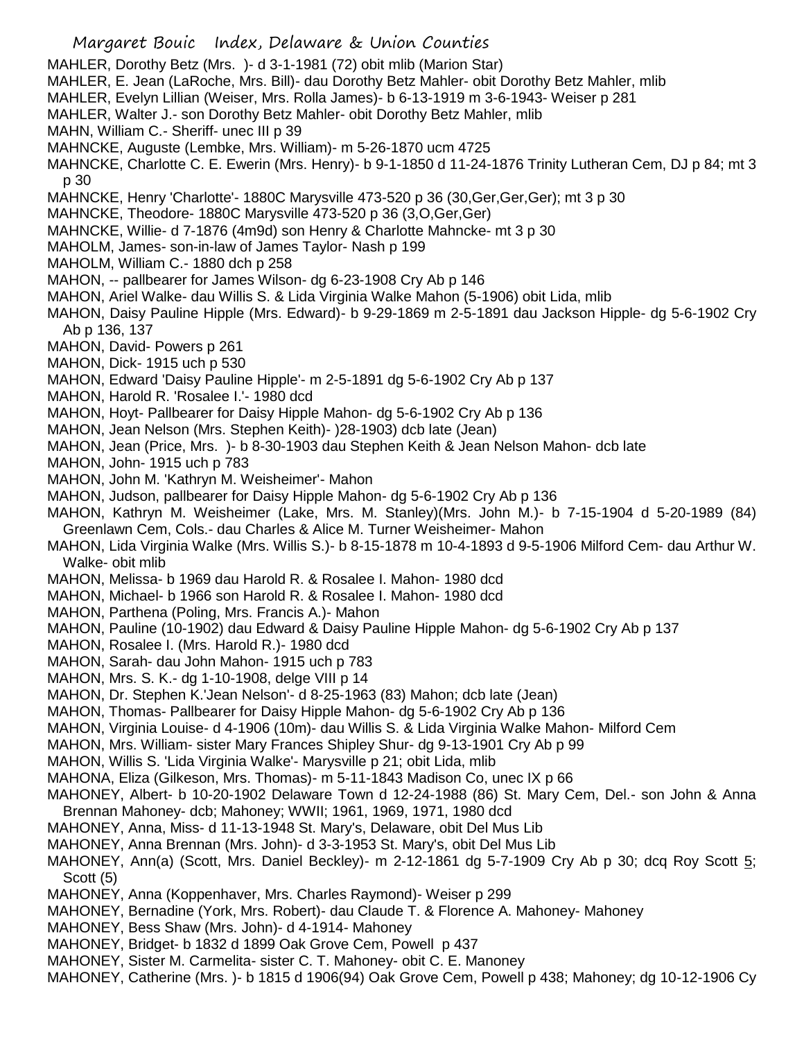MAHLER, Dorothy Betz (Mrs. )- d 3-1-1981 (72) obit mlib (Marion Star)
MAHLER, E. Jean (LaRoche, Mrs. Bill)- dau Dorothy Betz Mahler- obit Dorothy Betz Mahler, mlib
MAHLER, Evelyn Lillian (Weiser, Mrs. Rolla James)- b 6-13-1919 m 3-6-1943- Weiser p 281
MAHLER, Walter J.- son Dorothy Betz Mahler- obit Dorothy Betz Mahler, mlib
MAHN, William C.- Sheriff- unec III p 39
MAHNCKE, Auguste (Lembke, Mrs. William)- m 5-26-1870 ucm 4725
MAHNCKE, Charlotte C. E. Ewerin (Mrs. Henry)- b 9-1-1850 d 11-24-1876 Trinity Lutheran Cem, DJ p 84; mt 3 p 30
MAHNCKE, Henry 'Charlotte'- 1880C Marysville 473-520 p 36 (30,Ger,Ger,Ger); mt 3 p 30
MAHNCKE, Theodore- 1880C Marysville 473-520 p 36 (3,O,Ger,Ger)
MAHNCKE, Willie- d 7-1876 (4m9d) son Henry & Charlotte Mahncke- mt 3 p 30
MAHOLM, James- son-in-law of James Taylor- Nash p 199
MAHOLM, William C.- 1880 dch p 258
MAHON, -- pallbearer for James Wilson- dg 6-23-1908 Cry Ab p 146
MAHON, Ariel Walke- dau Willis S. & Lida Virginia Walke Mahon (5-1906) obit Lida, mlib
MAHON, Daisy Pauline Hipple (Mrs. Edward)- b 9-29-1869 m 2-5-1891 dau Jackson Hipple- dg 5-6-1902 Cry Ab p 136, 137
MAHON, David- Powers p 261
MAHON, Dick- 1915 uch p 530
MAHON, Edward 'Daisy Pauline Hipple'- m 2-5-1891 dg 5-6-1902 Cry Ab p 137
MAHON, Harold R. 'Rosalee I.'- 1980 dcd
MAHON, Hoyt- Pallbearer for Daisy Hipple Mahon- dg 5-6-1902 Cry Ab p 136
MAHON, Jean Nelson (Mrs. Stephen Keith)- )28-1903) dcb late (Jean)
MAHON, Jean (Price, Mrs. )- b 8-30-1903 dau Stephen Keith & Jean Nelson Mahon- dcb late
MAHON, John- 1915 uch p 783
MAHON, John M. 'Kathryn M. Weisheimer'- Mahon
MAHON, Judson, pallbearer for Daisy Hipple Mahon- dg 5-6-1902 Cry Ab p 136
MAHON, Kathryn M. Weisheimer (Lake, Mrs. M. Stanley)(Mrs. John M.)- b 7-15-1904 d 5-20-1989 (84) Greenlawn Cem, Cols.- dau Charles & Alice M. Turner Weisheimer- Mahon
MAHON, Lida Virginia Walke (Mrs. Willis S.)- b 8-15-1878 m 10-4-1893 d 9-5-1906 Milford Cem- dau Arthur W. Walke- obit mlib
MAHON, Melissa- b 1969 dau Harold R. & Rosalee I. Mahon- 1980 dcd
MAHON, Michael- b 1966 son Harold R. & Rosalee I. Mahon- 1980 dcd
MAHON, Parthena (Poling, Mrs. Francis A.)- Mahon
MAHON, Pauline (10-1902) dau Edward & Daisy Pauline Hipple Mahon- dg 5-6-1902 Cry Ab p 137
MAHON, Rosalee I. (Mrs. Harold R.)- 1980 dcd
MAHON, Sarah- dau John Mahon- 1915 uch p 783
MAHON, Mrs. S. K.- dg 1-10-1908, delge VIII p 14
MAHON, Dr. Stephen K.'Jean Nelson'- d 8-25-1963 (83) Mahon; dcb late (Jean)
MAHON, Thomas- Pallbearer for Daisy Hipple Mahon- dg 5-6-1902 Cry Ab p 136
MAHON, Virginia Louise- d 4-1906 (10m)- dau Willis S. & Lida Virginia Walke Mahon- Milford Cem
MAHON, Mrs. William- sister Mary Frances Shipley Shur- dg 9-13-1901 Cry Ab p 99
MAHON, Willis S. 'Lida Virginia Walke'- Marysville p 21; obit Lida, mlib
MAHONA, Eliza (Gilkeson, Mrs. Thomas)- m 5-11-1843 Madison Co, unec IX p 66
MAHONEY, Albert- b 10-20-1902 Delaware Town d 12-24-1988 (86) St. Mary Cem, Del.- son John & Anna Brennan Mahoney- dcb; Mahoney; WWII; 1961, 1969, 1971, 1980 dcd
MAHONEY, Anna, Miss- d 11-13-1948 St. Mary's, Delaware, obit Del Mus Lib
MAHONEY, Anna Brennan (Mrs. John)- d 3-3-1953 St. Mary's, obit Del Mus Lib
MAHONEY, Ann(a) (Scott, Mrs. Daniel Beckley)- m 2-12-1861 dg 5-7-1909 Cry Ab p 30; dcq Roy Scott 5; Scott (5)
MAHONEY, Anna (Koppenhaver, Mrs. Charles Raymond)- Weiser p 299
MAHONEY, Bernadine (York, Mrs. Robert)- dau Claude T. & Florence A. Mahoney- Mahoney
MAHONEY, Bess Shaw (Mrs. John)- d 4-1914- Mahoney
MAHONEY, Bridget- b 1832 d 1899 Oak Grove Cem, Powell p 437
MAHONEY, Sister M. Carmelita- sister C. T. Mahoney- obit C. E. Manoney
MAHONEY, Catherine (Mrs. )- b 1815 d 1906(94) Oak Grove Cem, Powell p 438; Mahoney; dg 10-12-1906 Cy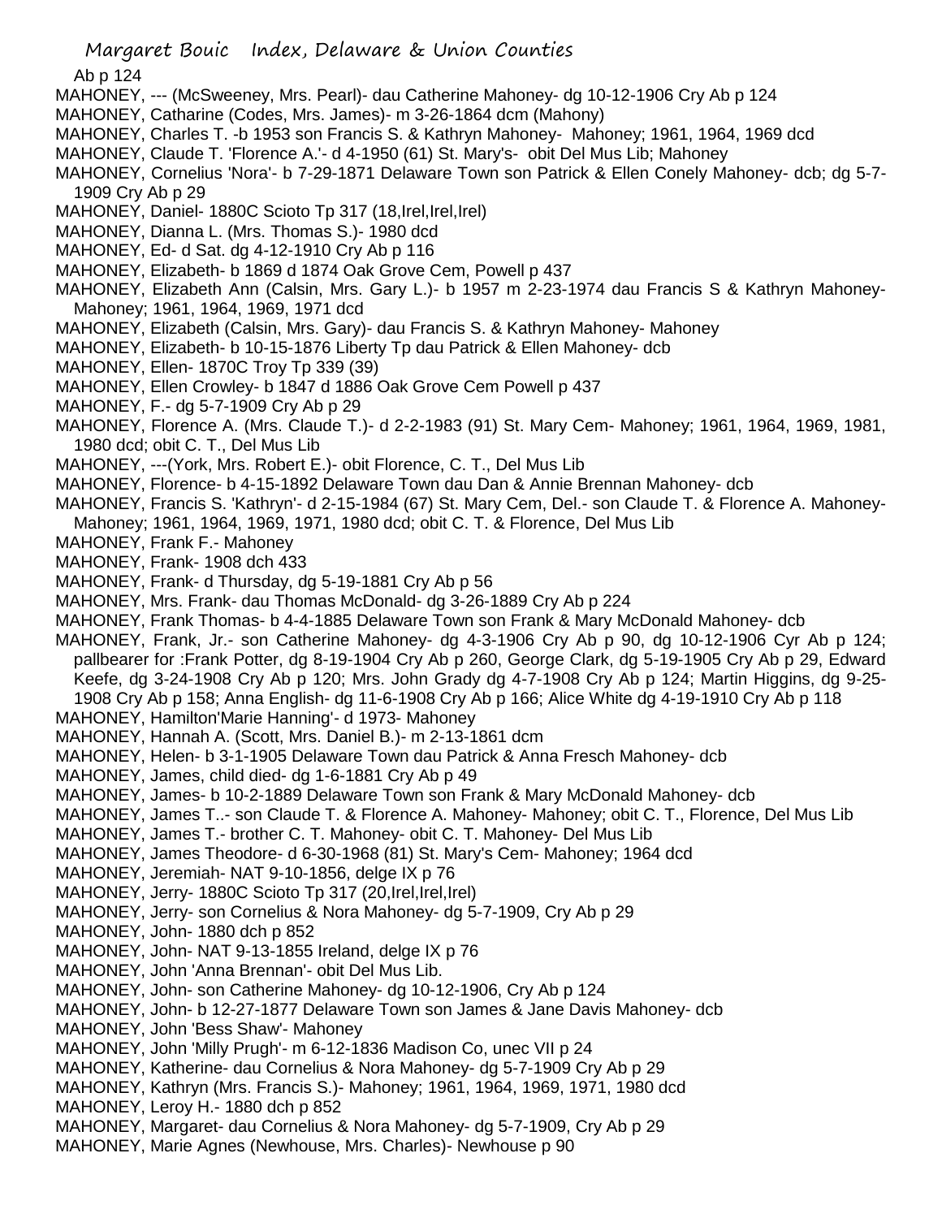Ab p 124

MAHONEY, --- (McSweeney, Mrs. Pearl)- dau Catherine Mahoney- dg 10-12-1906 Cry Ab p 124

MAHONEY, Catharine (Codes, Mrs. James)- m 3-26-1864 dcm (Mahony)

MAHONEY, Charles T. -b 1953 son Francis S. & Kathryn Mahoney- Mahoney; 1961, 1964, 1969 dcd

MAHONEY, Claude T. 'Florence A.'- d 4-1950 (61) St. Mary's- obit Del Mus Lib; Mahoney

MAHONEY, Cornelius 'Nora'- b 7-29-1871 Delaware Town son Patrick & Ellen Conely Mahoney- dcb; dg 5-7-1909 Cry Ab p 29

MAHONEY, Daniel- 1880C Scioto Tp 317 (18,Irel,Irel,Irel)

MAHONEY, Dianna L. (Mrs. Thomas S.)- 1980 dcd

MAHONEY, Ed- d Sat. dg 4-12-1910 Cry Ab p 116

MAHONEY, Elizabeth- b 1869 d 1874 Oak Grove Cem, Powell p 437

MAHONEY, Elizabeth Ann (Calsin, Mrs. Gary L.)- b 1957 m 2-23-1974 dau Francis S & Kathryn Mahoney- Mahoney; 1961, 1964, 1969, 1971 dcd

MAHONEY, Elizabeth (Calsin, Mrs. Gary)- dau Francis S. & Kathryn Mahoney- Mahoney

MAHONEY, Elizabeth- b 10-15-1876 Liberty Tp dau Patrick & Ellen Mahoney- dcb

MAHONEY, Ellen- 1870C Troy Tp 339 (39)

MAHONEY, Ellen Crowley- b 1847 d 1886 Oak Grove Cem Powell p 437

MAHONEY, F.- dg 5-7-1909 Cry Ab p 29

MAHONEY, Florence A. (Mrs. Claude T.)- d 2-2-1983 (91) St. Mary Cem- Mahoney; 1961, 1964, 1969, 1981, 1980 dcd; obit C. T., Del Mus Lib

MAHONEY, ---(York, Mrs. Robert E.)- obit Florence, C. T., Del Mus Lib

MAHONEY, Florence- b 4-15-1892 Delaware Town dau Dan & Annie Brennan Mahoney- dcb

MAHONEY, Francis S. 'Kathryn'- d 2-15-1984 (67) St. Mary Cem, Del.- son Claude T. & Florence A. Mahoney- Mahoney; 1961, 1964, 1969, 1971, 1980 dcd; obit C. T. & Florence, Del Mus Lib

MAHONEY, Frank F.- Mahoney

MAHONEY, Frank- 1908 dch 433

MAHONEY, Frank- d Thursday, dg 5-19-1881 Cry Ab p 56

MAHONEY, Mrs. Frank- dau Thomas McDonald- dg 3-26-1889 Cry Ab p 224

MAHONEY, Frank Thomas- b 4-4-1885 Delaware Town son Frank & Mary McDonald Mahoney- dcb

MAHONEY, Frank, Jr.- son Catherine Mahoney- dg 4-3-1906 Cry Ab p 90, dg 10-12-1906 Cyr Ab p 124; pallbearer for :Frank Potter, dg 8-19-1904 Cry Ab p 260, George Clark, dg 5-19-1905 Cry Ab p 29, Edward Keefe, dg 3-24-1908 Cry Ab p 120; Mrs. John Grady dg 4-7-1908 Cry Ab p 124; Martin Higgins, dg 9-25-1908 Cry Ab p 158; Anna English- dg 11-6-1908 Cry Ab p 166; Alice White dg 4-19-1910 Cry Ab p 118

MAHONEY, Hamilton'Marie Hanning'- d 1973- Mahoney

MAHONEY, Hannah A. (Scott, Mrs. Daniel B.)- m 2-13-1861 dcm

MAHONEY, Helen- b 3-1-1905 Delaware Town dau Patrick & Anna Fresch Mahoney- dcb

MAHONEY, James, child died- dg 1-6-1881 Cry Ab p 49

MAHONEY, James- b 10-2-1889 Delaware Town son Frank & Mary McDonald Mahoney- dcb

MAHONEY, James T..- son Claude T. & Florence A. Mahoney- Mahoney; obit C. T., Florence, Del Mus Lib

MAHONEY, James T.- brother C. T. Mahoney- obit C. T. Mahoney- Del Mus Lib

MAHONEY, James Theodore- d 6-30-1968 (81) St. Mary's Cem- Mahoney; 1964 dcd

MAHONEY, Jeremiah- NAT 9-10-1856, delge IX p 76

MAHONEY, Jerry- 1880C Scioto Tp 317 (20,Irel,Irel,Irel)

MAHONEY, Jerry- son Cornelius & Nora Mahoney- dg 5-7-1909, Cry Ab p 29

MAHONEY, John- 1880 dch p 852

MAHONEY, John- NAT 9-13-1855 Ireland, delge IX p 76

MAHONEY, John 'Anna Brennan'- obit Del Mus Lib.

MAHONEY, John- son Catherine Mahoney- dg 10-12-1906, Cry Ab p 124

MAHONEY, John- b 12-27-1877 Delaware Town son James & Jane Davis Mahoney- dcb

MAHONEY, John 'Bess Shaw'- Mahoney

MAHONEY, John 'Milly Prugh'- m 6-12-1836 Madison Co, unec VII p 24

MAHONEY, Katherine- dau Cornelius & Nora Mahoney- dg 5-7-1909 Cry Ab p 29

MAHONEY, Kathryn (Mrs. Francis S.)- Mahoney; 1961, 1964, 1969, 1971, 1980 dcd

MAHONEY, Leroy H.- 1880 dch p 852

MAHONEY, Margaret- dau Cornelius & Nora Mahoney- dg 5-7-1909, Cry Ab p 29

MAHONEY, Marie Agnes (Newhouse, Mrs. Charles)- Newhouse p 90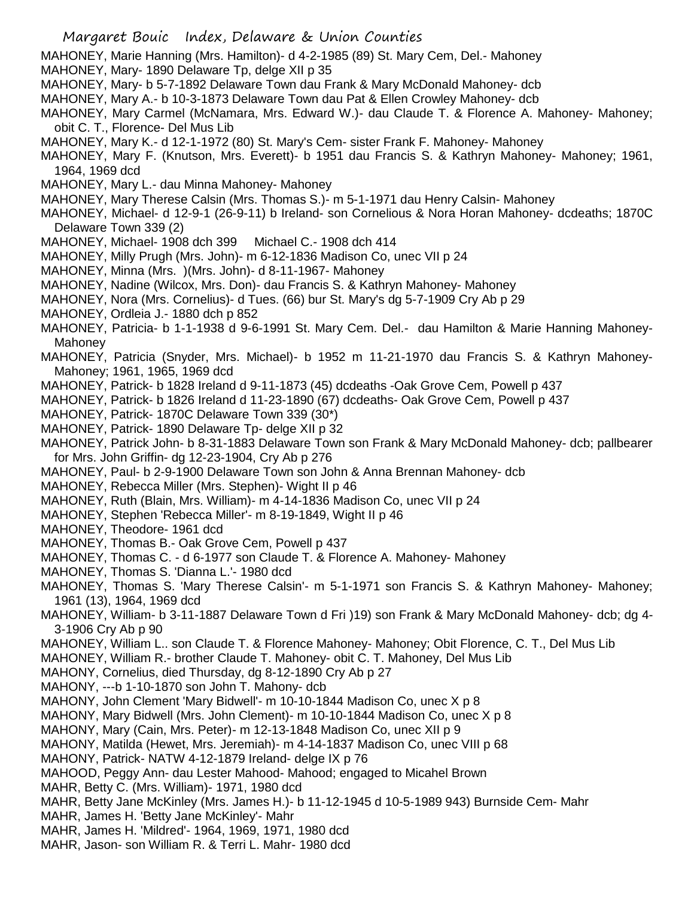MAHONEY, Marie Hanning (Mrs. Hamilton)- d 4-2-1985 (89) St. Mary Cem, Del.- Mahoney
MAHONEY, Mary- 1890 Delaware Tp, delge XII p 35
MAHONEY, Mary- b 5-7-1892 Delaware Town dau Frank & Mary McDonald Mahoney- dcb
MAHONEY, Mary A.- b 10-3-1873 Delaware Town dau Pat & Ellen Crowley Mahoney- dcb
MAHONEY, Mary Carmel (McNamara, Mrs. Edward W.)- dau Claude T. & Florence A. Mahoney- Mahoney; obit C. T., Florence- Del Mus Lib
MAHONEY, Mary K.- d 12-1-1972 (80) St. Mary's Cem- sister Frank F. Mahoney- Mahoney
MAHONEY, Mary F. (Knutson, Mrs. Everett)- b 1951 dau Francis S. & Kathryn Mahoney- Mahoney; 1961, 1964, 1969 dcd
MAHONEY, Mary L.- dau Minna Mahoney- Mahoney
MAHONEY, Mary Therese Calsin (Mrs. Thomas S.)- m 5-1-1971 dau Henry Calsin- Mahoney
MAHONEY, Michael- d 12-9-1 (26-9-11) b Ireland- son Cornelious & Nora Horan Mahoney- dcdeaths; 1870C Delaware Town 339 (2)
MAHONEY, Michael- 1908 dch 399     Michael C.- 1908 dch 414
MAHONEY, Milly Prugh (Mrs. John)- m 6-12-1836 Madison Co, unec VII p 24
MAHONEY, Minna (Mrs. )(Mrs. John)- d 8-11-1967- Mahoney
MAHONEY, Nadine (Wilcox, Mrs. Don)- dau Francis S. & Kathryn Mahoney- Mahoney
MAHONEY, Nora (Mrs. Cornelius)- d Tues. (66) bur St. Mary's dg 5-7-1909 Cry Ab p 29
MAHONEY, Ordleia J.- 1880 dch p 852
MAHONEY, Patricia- b 1-1-1938 d 9-6-1991 St. Mary Cem. Del.- dau Hamilton & Marie Hanning Mahoney- Mahoney
MAHONEY, Patricia (Snyder, Mrs. Michael)- b 1952 m 11-21-1970 dau Francis S. & Kathryn Mahoney- Mahoney; 1961, 1965, 1969 dcd
MAHONEY, Patrick- b 1828 Ireland d 9-11-1873 (45) dcdeaths -Oak Grove Cem, Powell p 437
MAHONEY, Patrick- b 1826 Ireland d 11-23-1890 (67) dcdeaths- Oak Grove Cem, Powell p 437
MAHONEY, Patrick- 1870C Delaware Town 339 (30*)
MAHONEY, Patrick- 1890 Delaware Tp- delge XII p 32
MAHONEY, Patrick John- b 8-31-1883 Delaware Town son Frank & Mary McDonald Mahoney- dcb; pallbearer for Mrs. John Griffin- dg 12-23-1904, Cry Ab p 276
MAHONEY, Paul- b 2-9-1900 Delaware Town son John & Anna Brennan Mahoney- dcb
MAHONEY, Rebecca Miller (Mrs. Stephen)- Wight II p 46
MAHONEY, Ruth (Blain, Mrs. William)- m 4-14-1836 Madison Co, unec VII p 24
MAHONEY, Stephen 'Rebecca Miller'- m 8-19-1849, Wight II p 46
MAHONEY, Theodore- 1961 dcd
MAHONEY, Thomas B.- Oak Grove Cem, Powell p 437
MAHONEY, Thomas C. - d 6-1977 son Claude T. & Florence A. Mahoney- Mahoney
MAHONEY, Thomas S. 'Dianna L.'- 1980 dcd
MAHONEY, Thomas S. 'Mary Therese Calsin'- m 5-1-1971 son Francis S. & Kathryn Mahoney- Mahoney; 1961 (13), 1964, 1969 dcd
MAHONEY, William- b 3-11-1887 Delaware Town d Fri )19) son Frank & Mary McDonald Mahoney- dcb; dg 4-3-1906 Cry Ab p 90
MAHONEY, William L.. son Claude T. & Florence Mahoney- Mahoney; Obit Florence, C. T., Del Mus Lib
MAHONEY, William R.- brother Claude T. Mahoney- obit C. T. Mahoney, Del Mus Lib
MAHONY, Cornelius, died Thursday, dg 8-12-1890 Cry Ab p 27
MAHONY, ---b 1-10-1870 son John T. Mahony- dcb
MAHONY, John Clement 'Mary Bidwell'- m 10-10-1844 Madison Co, unec X p 8
MAHONY, Mary Bidwell (Mrs. John Clement)- m 10-10-1844 Madison Co, unec X p 8
MAHONY, Mary (Cain, Mrs. Peter)- m 12-13-1848 Madison Co, unec XII p 9
MAHONY, Matilda (Hewet, Mrs. Jeremiah)- m 4-14-1837 Madison Co, unec VIII p 68
MAHONY, Patrick- NATW 4-12-1879 Ireland- delge IX p 76
MAHOOD, Peggy Ann- dau Lester Mahood- Mahood; engaged to Micahel Brown
MAHR, Betty C. (Mrs. William)- 1971, 1980 dcd
MAHR, Betty Jane McKinley (Mrs. James H.)- b 11-12-1945 d 10-5-1989 943) Burnside Cem- Mahr
MAHR, James H. 'Betty Jane McKinley'- Mahr
MAHR, James H. 'Mildred'- 1964, 1969, 1971, 1980 dcd
MAHR, Jason- son William R. & Terri L. Mahr- 1980 dcd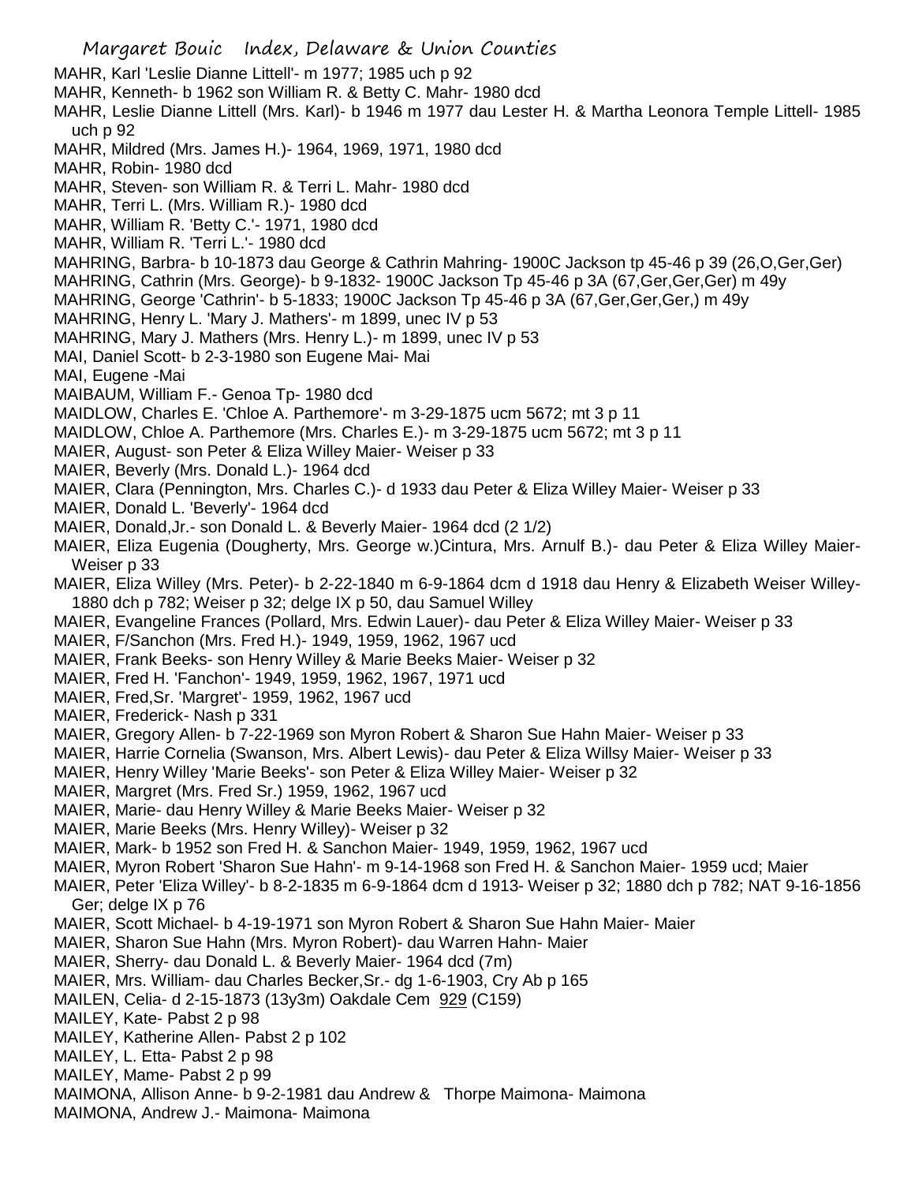MAHR, Karl 'Leslie Dianne Littell'- m 1977; 1985 uch p 92
MAHR, Kenneth- b 1962 son William R. & Betty C. Mahr- 1980 dcd
MAHR, Leslie Dianne Littell (Mrs. Karl)- b 1946 m 1977 dau Lester H. & Martha Leonora Temple Littell- 1985 uch p 92
MAHR, Mildred (Mrs. James H.)- 1964, 1969, 1971, 1980 dcd
MAHR, Robin- 1980 dcd
MAHR, Steven- son William R. & Terri L. Mahr- 1980 dcd
MAHR, Terri L. (Mrs. William R.)- 1980 dcd
MAHR, William R. 'Betty C.'- 1971, 1980 dcd
MAHR, William R. 'Terri L.'- 1980 dcd
MAHRING, Barbra- b 10-1873 dau George & Cathrin Mahring- 1900C Jackson tp 45-46 p 39 (26,O,Ger,Ger)
MAHRING, Cathrin (Mrs. George)- b 9-1832- 1900C Jackson Tp 45-46 p 3A (67,Ger,Ger,Ger) m 49y
MAHRING, George 'Cathrin'- b 5-1833; 1900C Jackson Tp 45-46 p 3A (67,Ger,Ger,Ger,) m 49y
MAHRING, Henry L. 'Mary J. Mathers'- m 1899, unec IV p 53
MAHRING, Mary J. Mathers (Mrs. Henry L.)- m 1899, unec IV p 53
MAI, Daniel Scott- b 2-3-1980 son Eugene Mai- Mai
MAI, Eugene -Mai
MAIBAUM, William F.- Genoa Tp- 1980 dcd
MAIDLOW, Charles E. 'Chloe A. Parthemore'- m 3-29-1875 ucm 5672; mt 3 p 11
MAIDLOW, Chloe A. Parthemore (Mrs. Charles E.)- m 3-29-1875 ucm 5672; mt 3 p 11
MAIER, August- son Peter & Eliza Willey Maier- Weiser p 33
MAIER, Beverly (Mrs. Donald L.)- 1964 dcd
MAIER, Clara (Pennington, Mrs. Charles C.)- d 1933 dau Peter & Eliza Willey Maier- Weiser p 33
MAIER, Donald L. 'Beverly'- 1964 dcd
MAIER, Donald,Jr.- son Donald L. & Beverly Maier- 1964 dcd (2 1/2)
MAIER, Eliza Eugenia (Dougherty, Mrs. George w.)Cintura, Mrs. Arnulf B.)- dau Peter & Eliza Willey Maier- Weiser p 33
MAIER, Eliza Willey (Mrs. Peter)- b 2-22-1840 m 6-9-1864 dcm d 1918 dau Henry & Elizabeth Weiser Willey- 1880 dch p 782; Weiser p 32; delge IX p 50, dau Samuel Willey
MAIER, Evangeline Frances (Pollard, Mrs. Edwin Lauer)- dau Peter & Eliza Willey Maier- Weiser p 33
MAIER, F/Sanchon (Mrs. Fred H.)- 1949, 1959, 1962, 1967 ucd
MAIER, Frank Beeks- son Henry Willey & Marie Beeks Maier- Weiser p 32
MAIER, Fred H. 'Fanchon'- 1949, 1959, 1962, 1967, 1971 ucd
MAIER, Fred,Sr. 'Margret'- 1959, 1962, 1967 ucd
MAIER, Frederick- Nash p 331
MAIER, Gregory Allen- b 7-22-1969 son Myron Robert & Sharon Sue Hahn Maier- Weiser p 33
MAIER, Harrie Cornelia (Swanson, Mrs. Albert Lewis)- dau Peter & Eliza Willsy Maier- Weiser p 33
MAIER, Henry Willey 'Marie Beeks'- son Peter & Eliza Willey Maier- Weiser p 32
MAIER, Margret (Mrs. Fred Sr.) 1959, 1962, 1967 ucd
MAIER, Marie- dau Henry Willey & Marie Beeks Maier- Weiser p 32
MAIER, Marie Beeks (Mrs. Henry Willey)- Weiser p 32
MAIER, Mark- b 1952 son Fred H. & Sanchon Maier- 1949, 1959, 1962, 1967 ucd
MAIER, Myron Robert 'Sharon Sue Hahn'- m 9-14-1968 son Fred H. & Sanchon Maier- 1959 ucd; Maier
MAIER, Peter 'Eliza Willey'- b 8-2-1835 m 6-9-1864 dcm d 1913- Weiser p 32; 1880 dch p 782; NAT 9-16-1856 Ger; delge IX p 76
MAIER, Scott Michael- b 4-19-1971 son Myron Robert & Sharon Sue Hahn Maier- Maier
MAIER, Sharon Sue Hahn (Mrs. Myron Robert)- dau Warren Hahn- Maier
MAIER, Sherry- dau Donald L. & Beverly Maier- 1964 dcd (7m)
MAIER, Mrs. William- dau Charles Becker,Sr.- dg 1-6-1903, Cry Ab p 165
MAILEN, Celia- d 2-15-1873 (13y3m) Oakdale Cem 929 (C159)
MAILEY, Kate- Pabst 2 p 98
MAILEY, Katherine Allen- Pabst 2 p 102
MAILEY, L. Etta- Pabst 2 p 98
MAILEY, Mame- Pabst 2 p 99
MAIMONA, Allison Anne- b 9-2-1981 dau Andrew & Thorpe Maimona- Maimona
MAIMONA, Andrew J.- Maimona- Maimona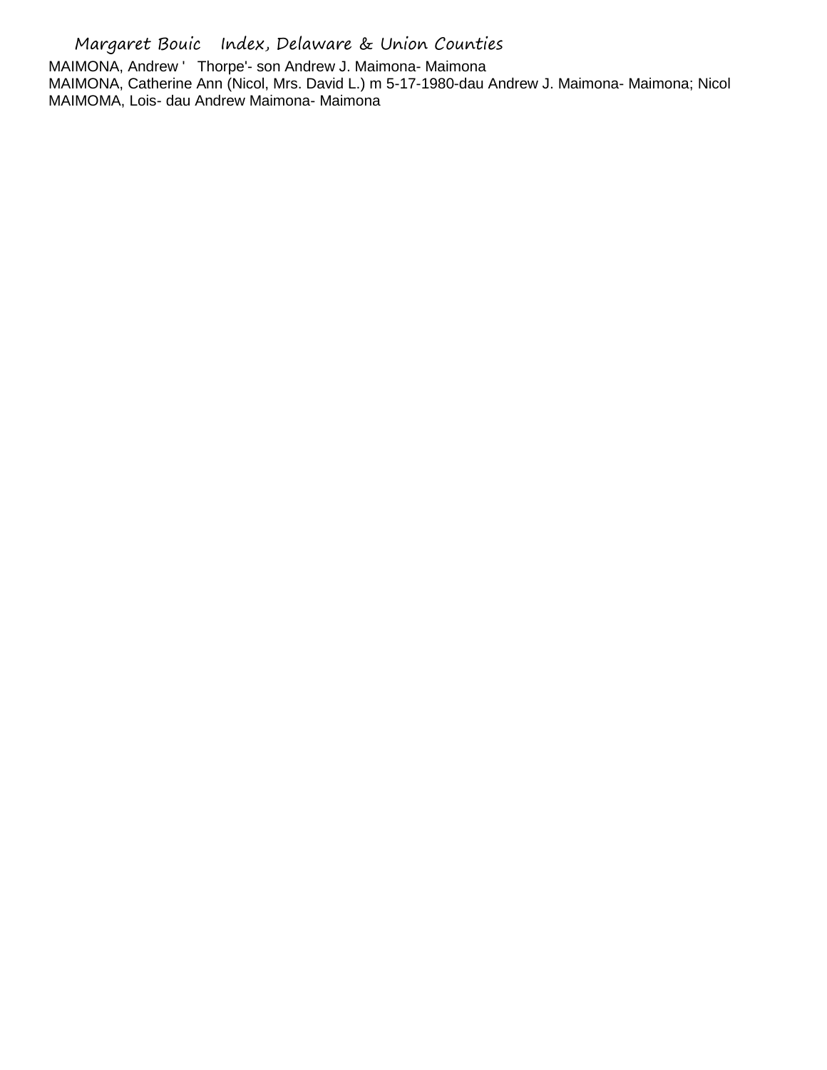MAIMONA, Andrew '   Thorpe'- son Andrew J. Maimona- Maimona
MAIMONA, Catherine Ann (Nicol, Mrs. David L.) m 5-17-1980-dau Andrew J. Maimona- Maimona; Nicol
MAIMOMA, Lois- dau Andrew Maimona- Maimona